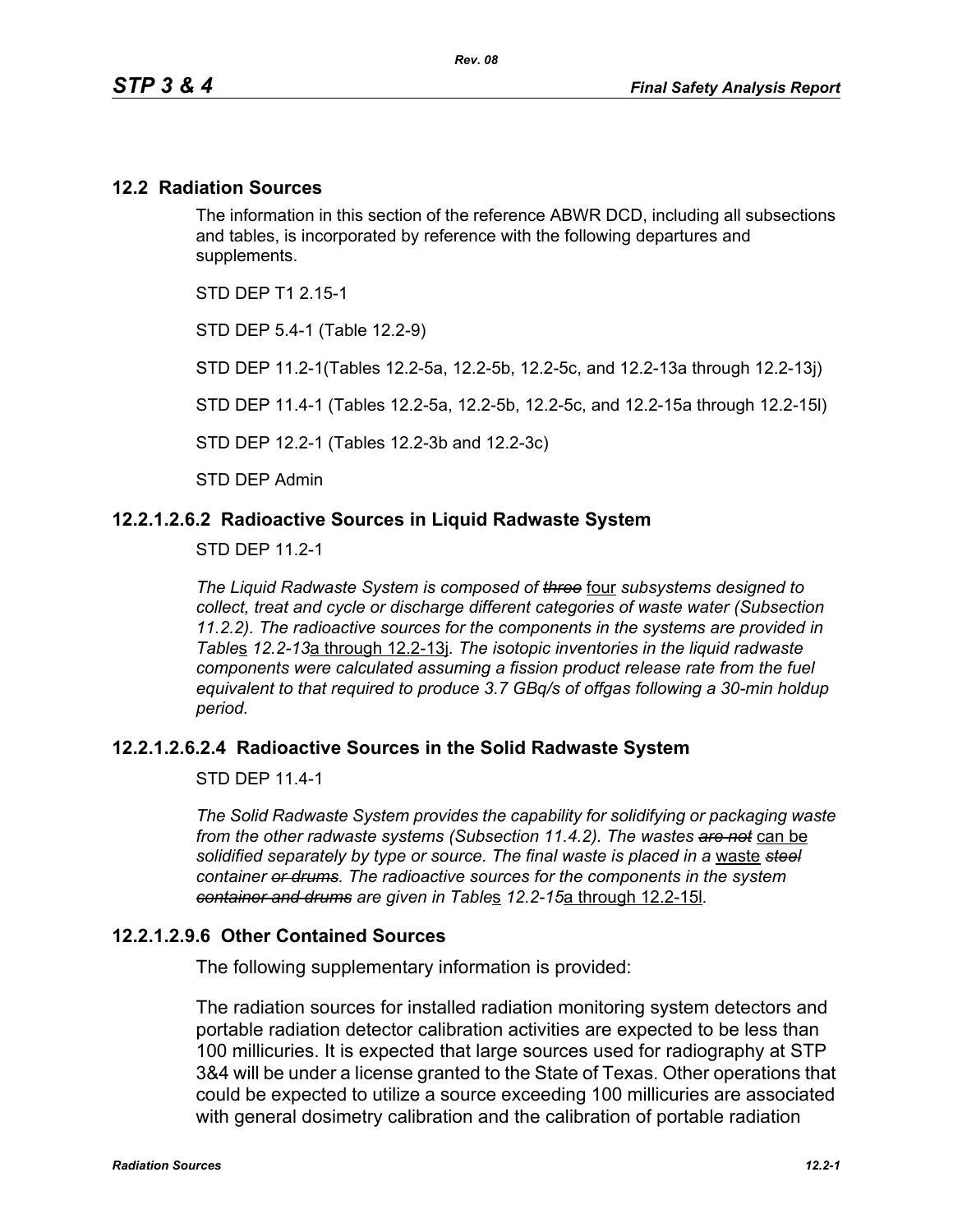## 12.2 Radiation Sources

The information in this section of the reference ABWR DCD, including all subsections and tables, is incorporated by reference with the following departures and supplements.

STD DEP T1 2.15-1

STD DEP 5.4-1 (Table 12.2-9)

STD DEP 11.2-1(Tables 12.2-5a, 12.2-5b, 12.2-5c, and 12.2-13a through 12.2-13j)

STD DEP 11.4-1 (Tables 12.2-5a, 12.2-5b, 12.2-5c, and 12.2-15a through 12.2-15l)

STD DEP 12.2-1 (Tables 12.2-3b and 12.2-3c)

STD DEP Admin

### 12.2.1.2.6.2 Radioactive Sources in Liquid Radwaste System

STD DEP 11.2-1

*The Liquid Radwaste System is composed of ~~three~~* four *subsystems designed to collect, treat and cycle or discharge different categories of waste water (Subsection 11.2.2). The radioactive sources for the components in the systems are provided in Table*s *12.2-13*a through 12.2-13j*. The isotopic inventories in the liquid radwaste components were calculated assuming a fission product release rate from the fuel equivalent to that required to produce 3.7 GBq/s of offgas following a 30-min holdup period.*

### 12.2.1.2.6.2.4 Radioactive Sources in the Solid Radwaste System

STD DEP 11.4-1

*The Solid Radwaste System provides the capability for solidifying or packaging waste from the other radwaste systems (Subsection 11.4.2). The wastes ~~are not~~* can be *solidified separately by type or source. The final waste is placed in a* waste *~~steel~~ container ~~or drums~~. The radioactive sources for the components in the system ~~container and drums~~ are given in Table*s *12.2-15*a through 12.2-15l*.*

### 12.2.1.2.9.6 Other Contained Sources

The following supplementary information is provided:

The radiation sources for installed radiation monitoring system detectors and portable radiation detector calibration activities are expected to be less than 100 millicuries. It is expected that large sources used for radiography at STP 3&4 will be under a license granted to the State of Texas. Other operations that could be expected to utilize a source exceeding 100 millicuries are associated with general dosimetry calibration and the calibration of portable radiation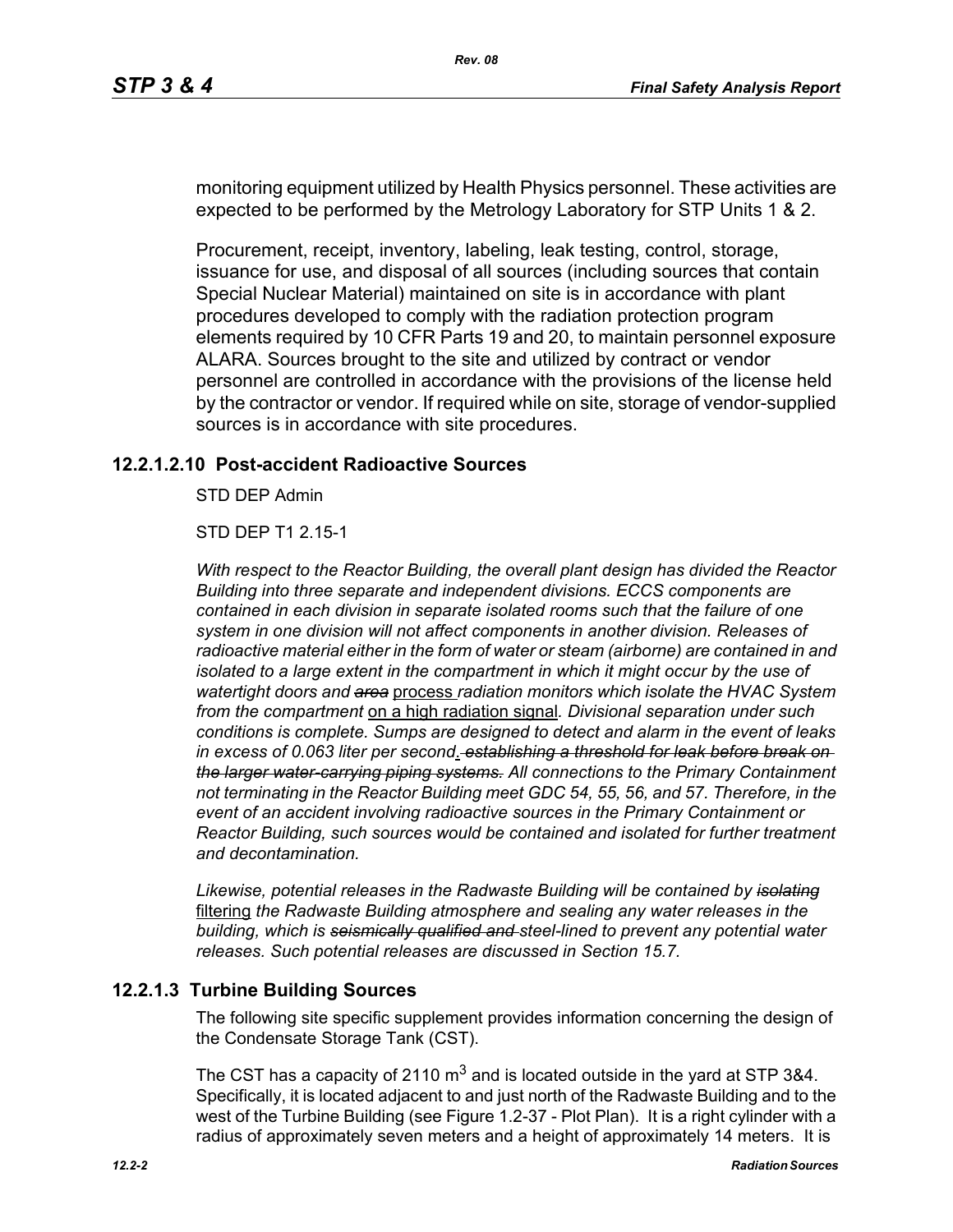monitoring equipment utilized by Health Physics personnel. These activities are expected to be performed by the Metrology Laboratory for STP Units 1 & 2.

Procurement, receipt, inventory, labeling, leak testing, control, storage, issuance for use, and disposal of all sources (including sources that contain Special Nuclear Material) maintained on site is in accordance with plant procedures developed to comply with the radiation protection program elements required by 10 CFR Parts 19 and 20, to maintain personnel exposure ALARA. Sources brought to the site and utilized by contract or vendor personnel are controlled in accordance with the provisions of the license held by the contractor or vendor. If required while on site, storage of vendor-supplied sources is in accordance with site procedures.

### 12.2.1.2.10 Post-accident Radioactive Sources

STD DEP Admin

STD DEP T1 2.15-1

*With respect to the Reactor Building, the overall plant design has divided the Reactor Building into three separate and independent divisions. ECCS components are contained in each division in separate isolated rooms such that the failure of one system in one division will not affect components in another division. Releases of radioactive material either in the form of water or steam (airborne) are contained in and isolated to a large extent in the compartment in which it might occur by the use of watertight doors and ~~area~~* <u>process</u> *radiation monitors which isolate the HVAC System from the compartment* <u>on a high radiation signal</u>*. Divisional separation under such conditions is complete. Sumps are designed to detect and alarm in the event of leaks in excess of 0.063 liter per second*<u>.</u> *~~establishing a threshold for leak before break on the larger water-carrying piping systems.~~ All connections to the Primary Containment not terminating in the Reactor Building meet GDC 54, 55, 56, and 57. Therefore, in the event of an accident involving radioactive sources in the Primary Containment or Reactor Building, such sources would be contained and isolated for further treatment and decontamination.*

*Likewise, potential releases in the Radwaste Building will be contained by ~~isolating~~* <u>filtering</u> *the Radwaste Building atmosphere and sealing any water releases in the building, which is ~~seismically qualified and~~ steel-lined to prevent any potential water releases. Such potential releases are discussed in Section 15.7.*

## 12.2.1.3 Turbine Building Sources

The following site specific supplement provides information concerning the design of the Condensate Storage Tank (CST).

The CST has a capacity of 2110 $m^3$ and is located outside in the yard at STP 3&4. Specifically, it is located adjacent to and just north of the Radwaste Building and to the west of the Turbine Building (see Figure 1.2-37 - Plot Plan). It is a right cylinder with a radius of approximately seven meters and a height of approximately 14 meters. It is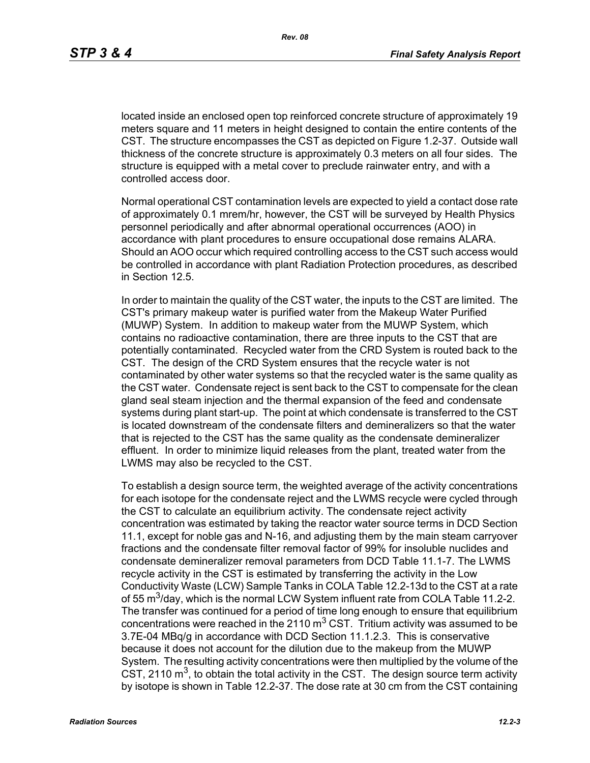located inside an enclosed open top reinforced concrete structure of approximately 19 meters square and 11 meters in height designed to contain the entire contents of the CST. The structure encompasses the CST as depicted on Figure 1.2-37. Outside wall thickness of the concrete structure is approximately 0.3 meters on all four sides. The structure is equipped with a metal cover to preclude rainwater entry, and with a controlled access door.

Normal operational CST contamination levels are expected to yield a contact dose rate of approximately 0.1 mrem/hr, however, the CST will be surveyed by Health Physics personnel periodically and after abnormal operational occurrences (AOO) in accordance with plant procedures to ensure occupational dose remains ALARA. Should an AOO occur which required controlling access to the CST such access would be controlled in accordance with plant Radiation Protection procedures, as described in Section 12.5.

In order to maintain the quality of the CST water, the inputs to the CST are limited. The CST's primary makeup water is purified water from the Makeup Water Purified (MUWP) System. In addition to makeup water from the MUWP System, which contains no radioactive contamination, there are three inputs to the CST that are potentially contaminated. Recycled water from the CRD System is routed back to the CST. The design of the CRD System ensures that the recycle water is not contaminated by other water systems so that the recycled water is the same quality as the CST water. Condensate reject is sent back to the CST to compensate for the clean gland seal steam injection and the thermal expansion of the feed and condensate systems during plant start-up. The point at which condensate is transferred to the CST is located downstream of the condensate filters and demineralizers so that the water that is rejected to the CST has the same quality as the condensate demineralizer effluent. In order to minimize liquid releases from the plant, treated water from the LWMS may also be recycled to the CST.

To establish a design source term, the weighted average of the activity concentrations for each isotope for the condensate reject and the LWMS recycle were cycled through the CST to calculate an equilibrium activity. The condensate reject activity concentration was estimated by taking the reactor water source terms in DCD Section 11.1, except for noble gas and N-16, and adjusting them by the main steam carryover fractions and the condensate filter removal factor of 99% for insoluble nuclides and condensate demineralizer removal parameters from DCD Table 11.1-7. The LWMS recycle activity in the CST is estimated by transferring the activity in the Low Conductivity Waste (LCW) Sample Tanks in COLA Table 12.2-13d to the CST at a rate of 55 $m^3$/day, which is the normal LCW System influent rate from COLA Table 11.2-2. The transfer was continued for a period of time long enough to ensure that equilibrium concentrations were reached in the 2110 $m^3$ CST. Tritium activity was assumed to be 3.7E-04 MBq/g in accordance with DCD Section 11.1.2.3. This is conservative because it does not account for the dilution due to the makeup from the MUWP System. The resulting activity concentrations were then multiplied by the volume of the CST, 2110 $m^3$, to obtain the total activity in the CST. The design source term activity by isotope is shown in Table 12.2-37. The dose rate at 30 cm from the CST containing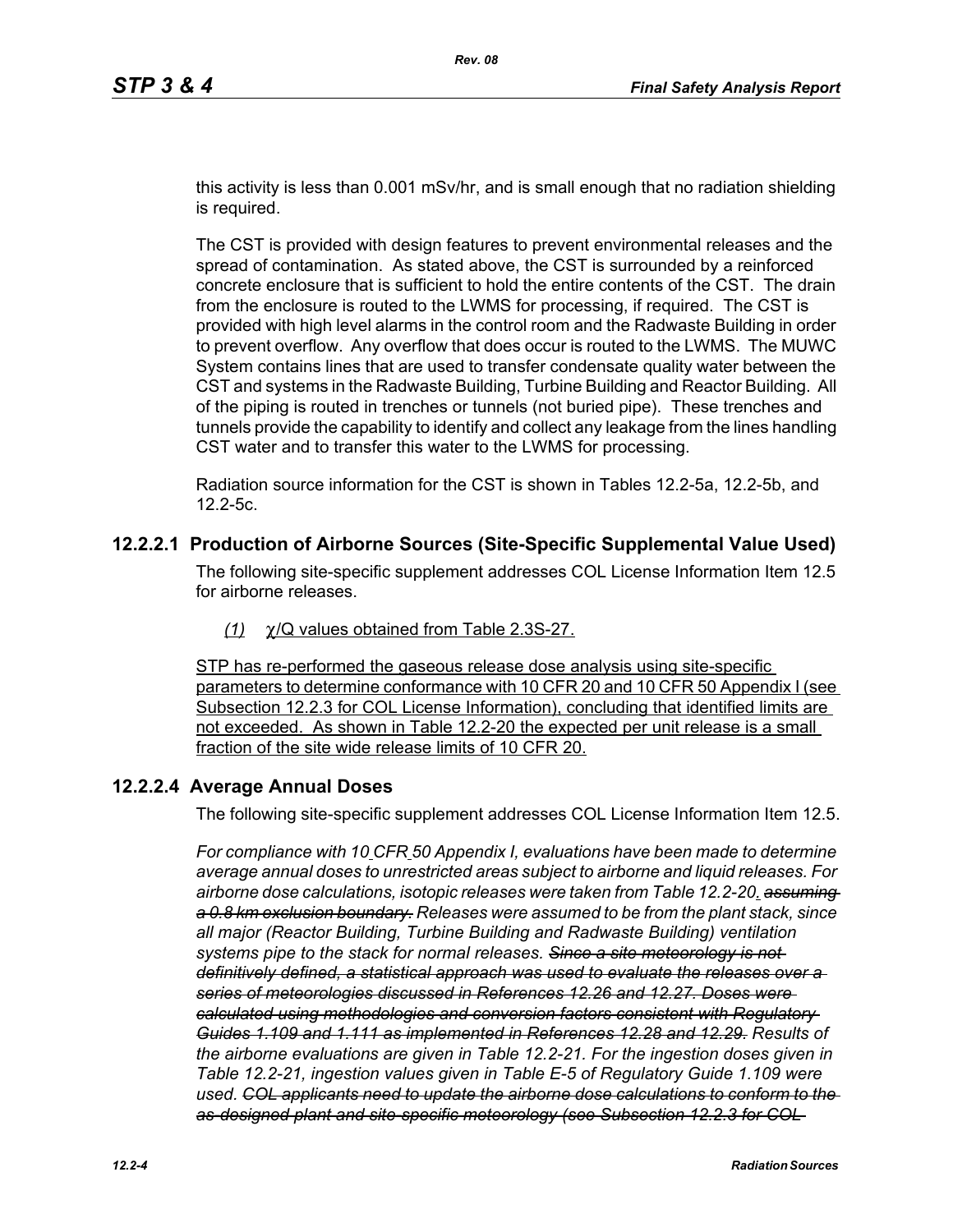this activity is less than 0.001 mSv/hr, and is small enough that no radiation shielding is required.

The CST is provided with design features to prevent environmental releases and the spread of contamination. As stated above, the CST is surrounded by a reinforced concrete enclosure that is sufficient to hold the entire contents of the CST. The drain from the enclosure is routed to the LWMS for processing, if required. The CST is provided with high level alarms in the control room and the Radwaste Building in order to prevent overflow. Any overflow that does occur is routed to the LWMS. The MUWC System contains lines that are used to transfer condensate quality water between the CST and systems in the Radwaste Building, Turbine Building and Reactor Building. All of the piping is routed in trenches or tunnels (not buried pipe). These trenches and tunnels provide the capability to identify and collect any leakage from the lines handling CST water and to transfer this water to the LWMS for processing.

Radiation source information for the CST is shown in Tables 12.2-5a, 12.2-5b, and 12.2-5c.

## 12.2.2.1 Production of Airborne Sources (Site-Specific Supplemental Value Used)

The following site-specific supplement addresses COL License Information Item 12.5 for airborne releases.

*(1)* $\chi$/Q values obtained from Table 2.3S-27.

STP has re-performed the gaseous release dose analysis using site-specific parameters to determine conformance with 10 CFR 20 and 10 CFR 50 Appendix I (see Subsection 12.2.3 for COL License Information), concluding that identified limits are not exceeded. As shown in Table 12.2-20 the expected per unit release is a small fraction of the site wide release limits of 10 CFR 20.

## 12.2.2.4 Average Annual Doses

The following site-specific supplement addresses COL License Information Item 12.5.

*For compliance with 10 CFR 50 Appendix I, evaluations have been made to determine average annual doses to unrestricted areas subject to airborne and liquid releases. For airborne dose calculations, isotopic releases were taken from Table 12.2-20. ~~assuming a 0.8 km exclusion boundary.~~ Releases were assumed to be from the plant stack, since all major (Reactor Building, Turbine Building and Radwaste Building) ventilation systems pipe to the stack for normal releases. ~~Since a site meteorology is not definitively defined, a statistical approach was used to evaluate the releases over a series of meteorologies discussed in References 12.26 and 12.27. Doses were calculated using methodologies and conversion factors consistent with Regulatory Guides 1.109 and 1.111 as implemented in References 12.28 and 12.29.~~ Results of the airborne evaluations are given in Table 12.2-21. For the ingestion doses given in Table 12.2-21, ingestion values given in Table E-5 of Regulatory Guide 1.109 were used. ~~COL applicants need to update the airborne dose calculations to conform to the as-designed plant and site-specific meteorology (see Subsection 12.2.3 for COL~~*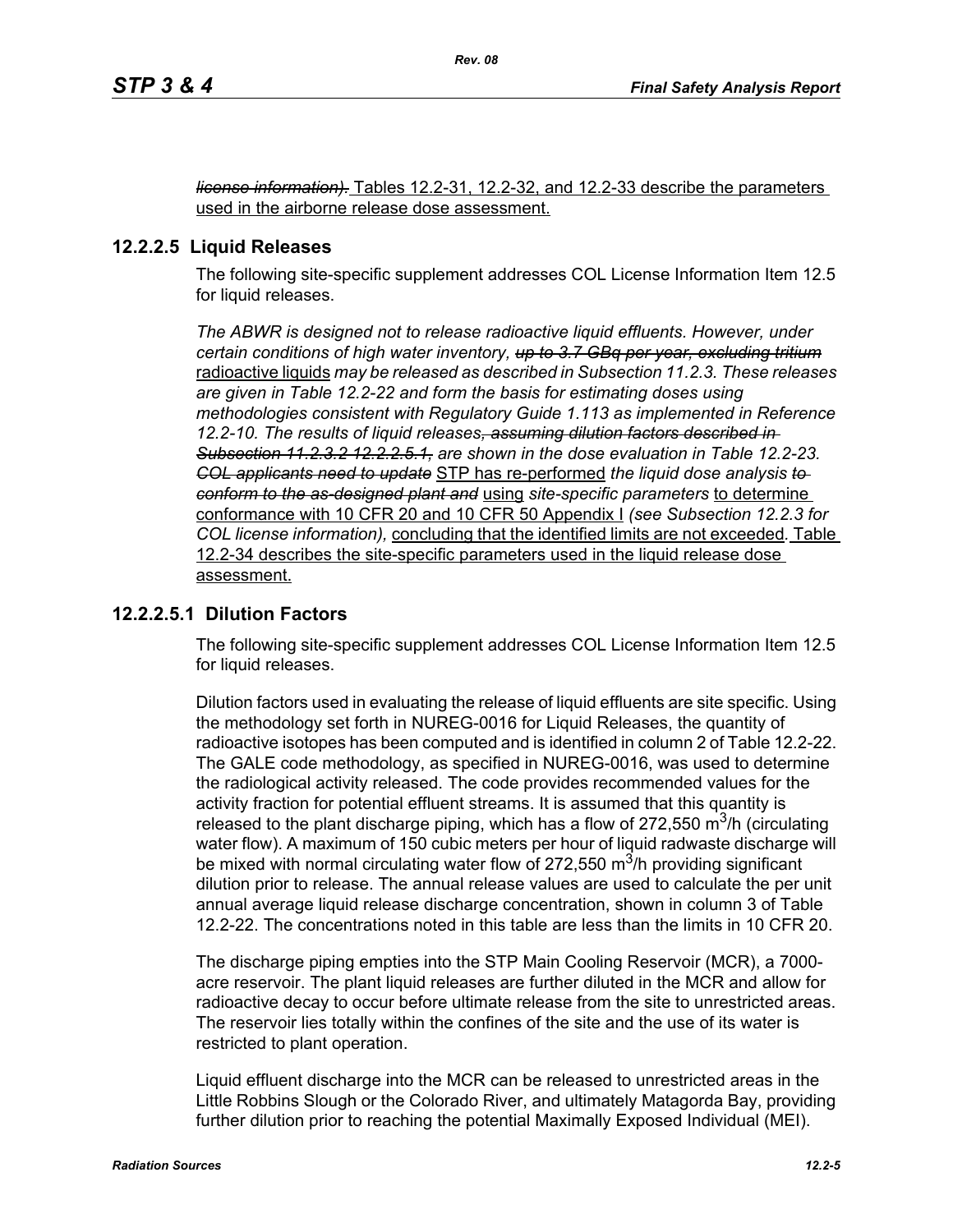~~*license information).*~~ Tables 12.2-31, 12.2-32, and 12.2-33 describe the parameters used in the airborne release dose assessment.

## 12.2.2.5 Liquid Releases

The following site-specific supplement addresses COL License Information Item 12.5 for liquid releases.

*The ABWR is designed not to release radioactive liquid effluents. However, under certain conditions of high water inventory,* ~~*up to 3.7 GBq per year, excluding tritium*~~ radioactive liquids *may be released as described in Subsection 11.2.3. These releases are given in Table 12.2-22 and form the basis for estimating doses using methodologies consistent with Regulatory Guide 1.113 as implemented in Reference 12.2-10. The results of liquid releases*~~*, assuming dilution factors described in Subsection 11.2.3.2*~~ ~~*12.2.2.5.1,*~~ *are shown in the dose evaluation in Table 12.2-23.* ~~*COL applicants need to update*~~ STP has re-performed *the liquid dose analysis* ~~*to conform to the as-designed plant and*~~ using *site-specific parameters* to determine conformance with 10 CFR 20 and 10 CFR 50 Appendix I *(see Subsection 12.2.3 for COL license information),* concluding that the identified limits are not exceeded*.* Table 12.2-34 describes the site-specific parameters used in the liquid release dose assessment.

### 12.2.2.5.1 Dilution Factors

The following site-specific supplement addresses COL License Information Item 12.5 for liquid releases.

Dilution factors used in evaluating the release of liquid effluents are site specific. Using the methodology set forth in NUREG-0016 for Liquid Releases, the quantity of radioactive isotopes has been computed and is identified in column 2 of Table 12.2-22. The GALE code methodology, as specified in NUREG-0016, was used to determine the radiological activity released. The code provides recommended values for the activity fraction for potential effluent streams. It is assumed that this quantity is released to the plant discharge piping, which has a flow of 272,550 $m^3$/h (circulating water flow). A maximum of 150 cubic meters per hour of liquid radwaste discharge will be mixed with normal circulating water flow of 272,550 $m^3$/h providing significant dilution prior to release. The annual release values are used to calculate the per unit annual average liquid release discharge concentration, shown in column 3 of Table 12.2-22. The concentrations noted in this table are less than the limits in 10 CFR 20.

The discharge piping empties into the STP Main Cooling Reservoir (MCR), a 7000-acre reservoir. The plant liquid releases are further diluted in the MCR and allow for radioactive decay to occur before ultimate release from the site to unrestricted areas. The reservoir lies totally within the confines of the site and the use of its water is restricted to plant operation.

Liquid effluent discharge into the MCR can be released to unrestricted areas in the Little Robbins Slough or the Colorado River, and ultimately Matagorda Bay, providing further dilution prior to reaching the potential Maximally Exposed Individual (MEI).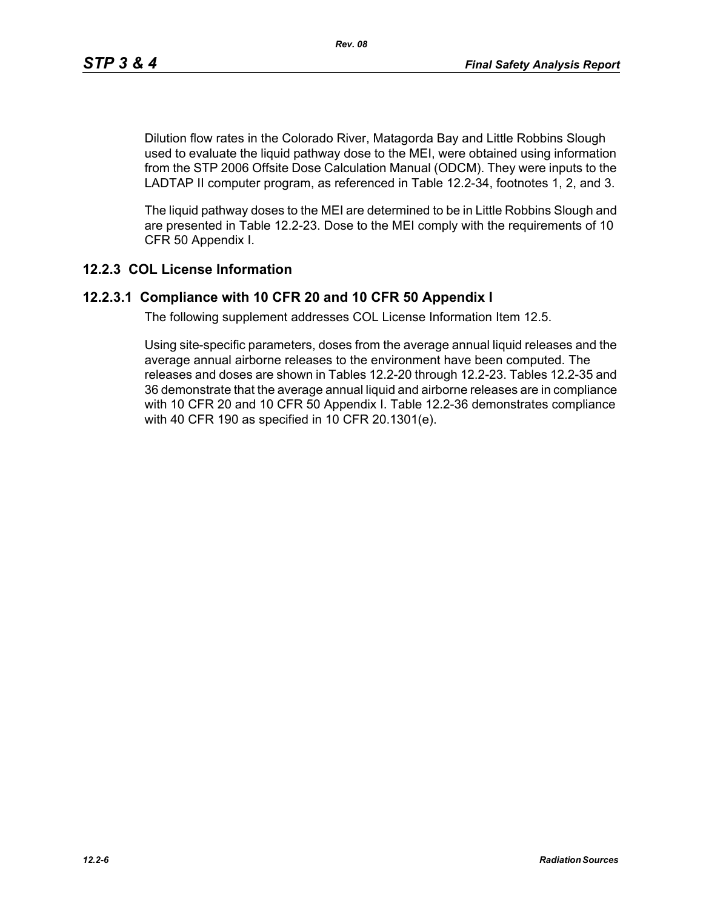Dilution flow rates in the Colorado River, Matagorda Bay and Little Robbins Slough used to evaluate the liquid pathway dose to the MEI, were obtained using information from the STP 2006 Offsite Dose Calculation Manual (ODCM). They were inputs to the LADTAP II computer program, as referenced in Table 12.2-34, footnotes 1, 2, and 3.

The liquid pathway doses to the MEI are determined to be in Little Robbins Slough and are presented in Table 12.2-23. Dose to the MEI comply with the requirements of 10 CFR 50 Appendix I.

## 12.2.3 COL License Information

### 12.2.3.1 Compliance with 10 CFR 20 and 10 CFR 50 Appendix I

The following supplement addresses COL License Information Item 12.5.

Using site-specific parameters, doses from the average annual liquid releases and the average annual airborne releases to the environment have been computed. The releases and doses are shown in Tables 12.2-20 through 12.2-23. Tables 12.2-35 and 36 demonstrate that the average annual liquid and airborne releases are in compliance with 10 CFR 20 and 10 CFR 50 Appendix I. Table 12.2-36 demonstrates compliance with 40 CFR 190 as specified in 10 CFR 20.1301(e).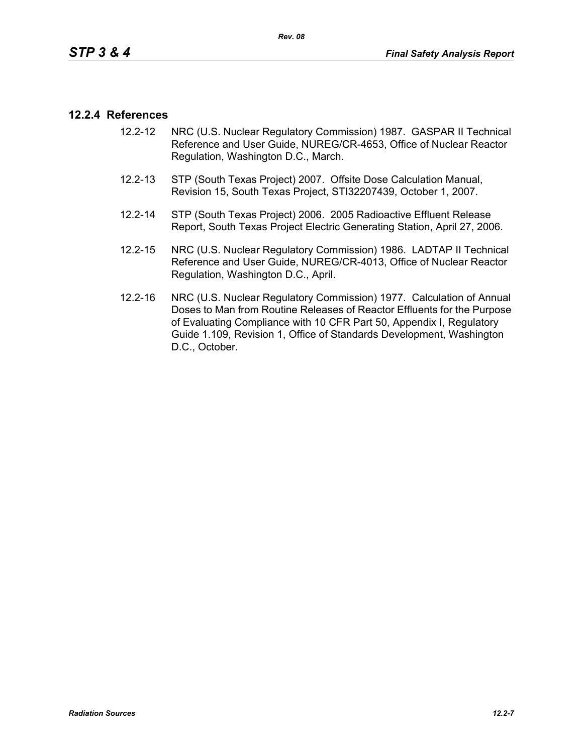### 12.2.4 References

12.2-12 NRC (U.S. Nuclear Regulatory Commission) 1987. GASPAR II Technical Reference and User Guide, NUREG/CR-4653, Office of Nuclear Reactor Regulation, Washington D.C., March.

12.2-13 STP (South Texas Project) 2007. Offsite Dose Calculation Manual, Revision 15, South Texas Project, STI32207439, October 1, 2007.

12.2-14 STP (South Texas Project) 2006. 2005 Radioactive Effluent Release Report, South Texas Project Electric Generating Station, April 27, 2006.

12.2-15 NRC (U.S. Nuclear Regulatory Commission) 1986. LADTAP II Technical Reference and User Guide, NUREG/CR-4013, Office of Nuclear Reactor Regulation, Washington D.C., April.

12.2-16 NRC (U.S. Nuclear Regulatory Commission) 1977. Calculation of Annual Doses to Man from Routine Releases of Reactor Effluents for the Purpose of Evaluating Compliance with 10 CFR Part 50, Appendix I, Regulatory Guide 1.109, Revision 1, Office of Standards Development, Washington D.C., October.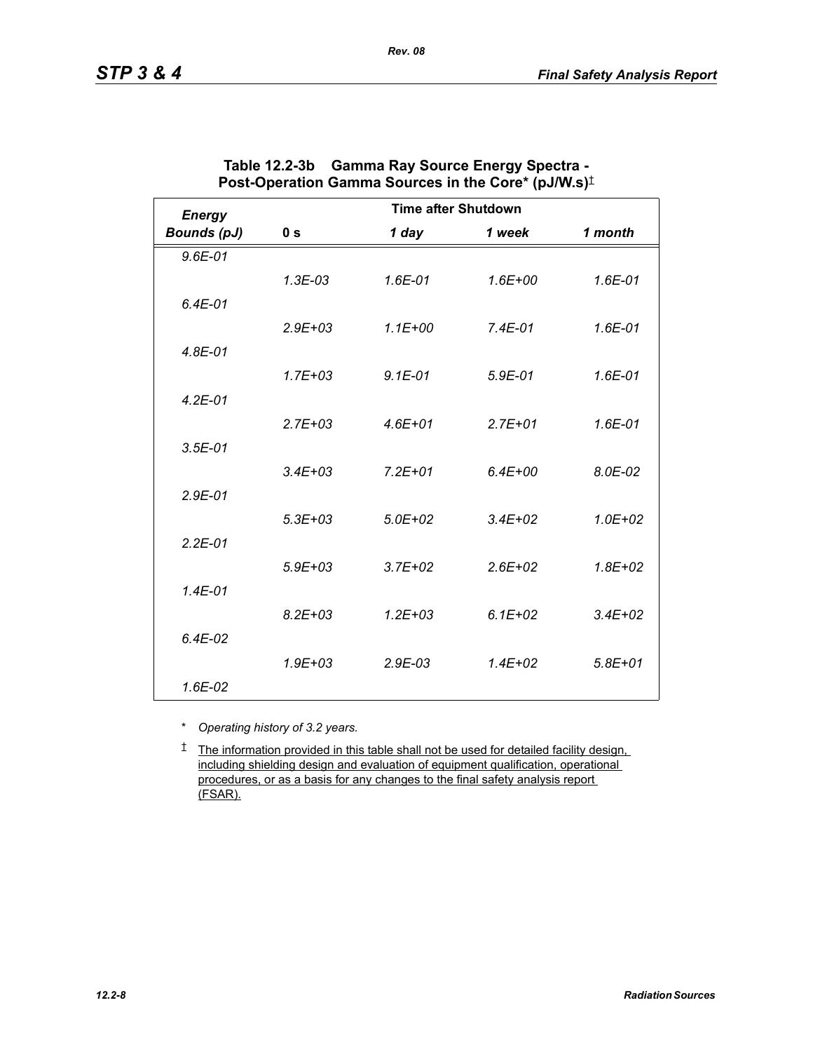**Table 12.2-3b Gamma Ray Source Energy Spectra - Post-Operation Gamma Sources in the Core* (pJ/W.s)‡**

| *Energy Bounds (pJ)* | Time after Shutdown | | | |
|---|---|---|---|---|
| | **0 s** | ***1 day*** | ***1 week*** | ***1 month*** |
| *9.6E-01* | | | | |
| | *1.3E-03* | *1.6E-01* | *1.6E+00* | *1.6E-01* |
| *6.4E-01* | | | | |
| | *2.9E+03* | *1.1E+00* | *7.4E-01* | *1.6E-01* |
| *4.8E-01* | | | | |
| | *1.7E+03* | *9.1E-01* | *5.9E-01* | *1.6E-01* |
| *4.2E-01* | | | | |
| | *2.7E+03* | *4.6E+01* | *2.7E+01* | *1.6E-01* |
| *3.5E-01* | | | | |
| | *3.4E+03* | *7.2E+01* | *6.4E+00* | *8.0E-02* |
| *2.9E-01* | | | | |
| | *5.3E+03* | *5.0E+02* | *3.4E+02* | *1.0E+02* |
| *2.2E-01* | | | | |
| | *5.9E+03* | *3.7E+02* | *2.6E+02* | *1.8E+02* |
| *1.4E-01* | | | | |
| | *8.2E+03* | *1.2E+03* | *6.1E+02* | *3.4E+02* |
| *6.4E-02* | | | | |
| | *1.9E+03* | *2.9E-03* | *1.4E+02* | *5.8E+01* |
| *1.6E-02* | | | | |

\* *Operating history of 3.2 years.*

‡ The information provided in this table shall not be used for detailed facility design, including shielding design and evaluation of equipment qualification, operational procedures, or as a basis for any changes to the final safety analysis report (FSAR).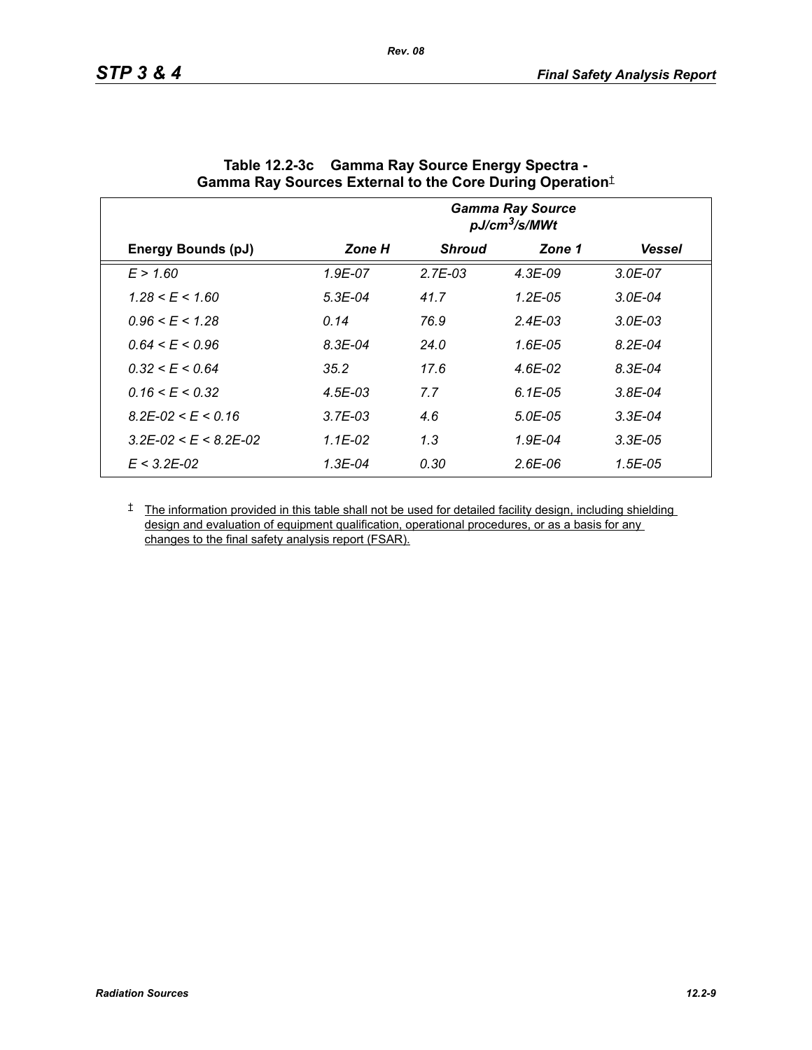**Table 12.2-3c Gamma Ray Source Energy Spectra - Gamma Ray Sources External to the Core During Operation‡**

| | Gamma Ray Source $pJ/cm^3/s/MWt$ | | | |
|---|---|---|---|---|
| **Energy Bounds (pJ)** | ***Zone H*** | ***Shroud*** | ***Zone 1*** | ***Vessel*** |
| *E > 1.60* | *1.9E-07* | *2.7E-03* | *4.3E-09* | *3.0E-07* |
| *1.28 < E < 1.60* | *5.3E-04* | *41.7* | *1.2E-05* | *3.0E-04* |
| *0.96 < E < 1.28* | *0.14* | *76.9* | *2.4E-03* | *3.0E-03* |
| *0.64 < E < 0.96* | *8.3E-04* | *24.0* | *1.6E-05* | *8.2E-04* |
| *0.32 < E < 0.64* | *35.2* | *17.6* | *4.6E-02* | *8.3E-04* |
| *0.16 < E < 0.32* | *4.5E-03* | *7.7* | *6.1E-05* | *3.8E-04* |
| *8.2E-02 < E < 0.16* | *3.7E-03* | *4.6* | *5.0E-05* | *3.3E-04* |
| *3.2E-02 < E < 8.2E-02* | *1.1E-02* | *1.3* | *1.9E-04* | *3.3E-05* |
| *E < 3.2E-02* | *1.3E-04* | *0.30* | *2.6E-06* | *1.5E-05* |

‡ The information provided in this table shall not be used for detailed facility design, including shielding design and evaluation of equipment qualification, operational procedures, or as a basis for any changes to the final safety analysis report (FSAR).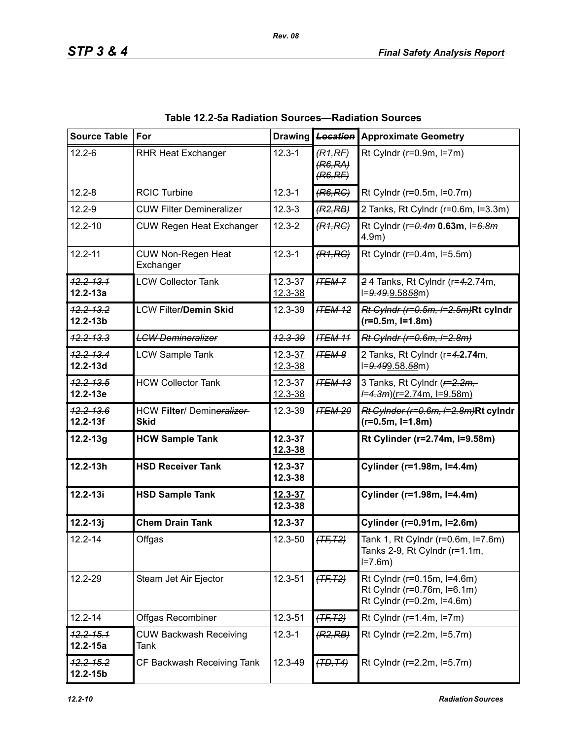**Table 12.2-5a Radiation Sources—Radiation Sources**

| Source Table | For | Drawing | ~~Location~~ | Approximate Geometry |
|---|---|---|---|---|
| 12.2-6 | RHR Heat Exchanger | 12.3-1 | ~~(R1,RF)~~ ~~(R6,RA)~~ ~~(R6,RF)~~ | Rt Cylndr (r=0.9m, l=7m) |
| 12.2-8 | RCIC Turbine | 12.3-1 | ~~(R6,RC)~~ | Rt Cylndr (r=0.5m, l=0.7m) |
| 12.2-9 | CUW Filter Demineralizer | 12.3-3 | ~~(R2,RB)~~ | 2 Tanks, Rt Cylndr (r=0.6m, l=3.3m) |
| 12.2-10 | CUW Regen Heat Exchanger | 12.3-2 | ~~(R1,RC)~~ | Rt Cylndr (r=~~0.4m~~ **0.63m**, l=~~6.8m~~ 4.9m) |
| 12.2-11 | CUW Non-Regen Heat Exchanger | 12.3-1 | ~~(R1,RC)~~ | Rt Cylndr (r=0.4m, l=5.5m) |
| ~~12.2-13.1~~ **12.2-13a** | LCW Collector Tank | 12.3-37 12.3-38 | ~~ITEM 7~~ | ~~2~~ 4 Tanks, Rt Cylndr (r=~~4.~~2.74m, l=~~9.49.~~9.58~~58~~m) |
| ~~12.2-13.2~~ **12.2-13b** | LCW Filter**/Demin Skid** | 12.3-39 | ~~ITEM 12~~ | ~~Rt Cylndr (r=0.5m, l=2.5m)~~**Rt cylndr (r=0.5m, l=1.8m)** |
| ~~12.2-13.3~~ | ~~LCW Demineralizer~~ | ~~12.3-39~~ | ~~ITEM 11~~ | ~~Rt Cylndr (r=0.6m, l=2.8m)~~ |
| ~~12.2-13.4~~ **12.2-13d** | LCW Sample Tank | 12.3-37 12.3-38 | ~~ITEM 8~~ | 2 Tanks, Rt Cylndr (r=~~4.~~**2.74**m, l=~~9.49~~9.58.~~58~~m) |
| ~~12.2-13.5~~ **12.2-13e** | HCW Collector Tank | 12.3-37 12.3-38 | ~~ITEM 13~~ | 3 Tanks, Rt Cylndr (~~r=2.2m, l=4.3m~~)(r=2.74m, l=9.58m) |
| ~~12.2-13.6~~ **12.2-13f** | HCW **Filter**/ Demin~~eralizer~~ **Skid** | 12.3-39 | ~~ITEM 20~~ | ~~Rt Cylnder (r=0.6m, l=2.8m)~~**Rt cylndr (r=0.5m, l=1.8m)** |
| **12.2-13g** | **HCW Sample Tank** | **12.3-37 12.3-38** | | **Rt Cylinder (r=2.74m, l=9.58m)** |
| **12.2-13h** | **HSD Receiver Tank** | **12.3-37 12.3-38** | | **Cylinder (r=1.98m, l=4.4m)** |
| **12.2-13i** | **HSD Sample Tank** | **12.3-37 12.3-38** | | **Cylinder (r=1.98m, l=4.4m)** |
| **12.2-13j** | **Chem Drain Tank** | **12.3-37** | | **Cylinder (r=0.91m, l=2.6m)** |
| 12.2-14 | Offgas | 12.3-50 | ~~(TF,T2)~~ | Tank 1, Rt Cylndr (r=0.6m, l=7.6m) Tanks 2-9, Rt Cylndr (r=1.1m, l=7.6m) |
| 12.2-29 | Steam Jet Air Ejector | 12.3-51 | ~~(TF,T2)~~ | Rt Cylndr (r=0.15m, l=4.6m) Rt Cylndr (r=0.76m, l=6.1m) Rt Cylndr (r=0.2m, l=4.6m) |
| 12.2-14 | Offgas Recombiner | 12.3-51 | ~~(TF,T2)~~ | Rt Cylndr (r=1.4m, l=7m) |
| ~~12.2-15.1~~ **12.2-15a** | CUW Backwash Receiving Tank | 12.3-1 | ~~(R2,RB)~~ | Rt Cylndr (r=2.2m, l=5.7m) |
| ~~12.2-15.2~~ **12.2-15b** | CF Backwash Receiving Tank | 12.3-49 | ~~(TD,T4)~~ | Rt Cylndr (r=2.2m, l=5.7m) |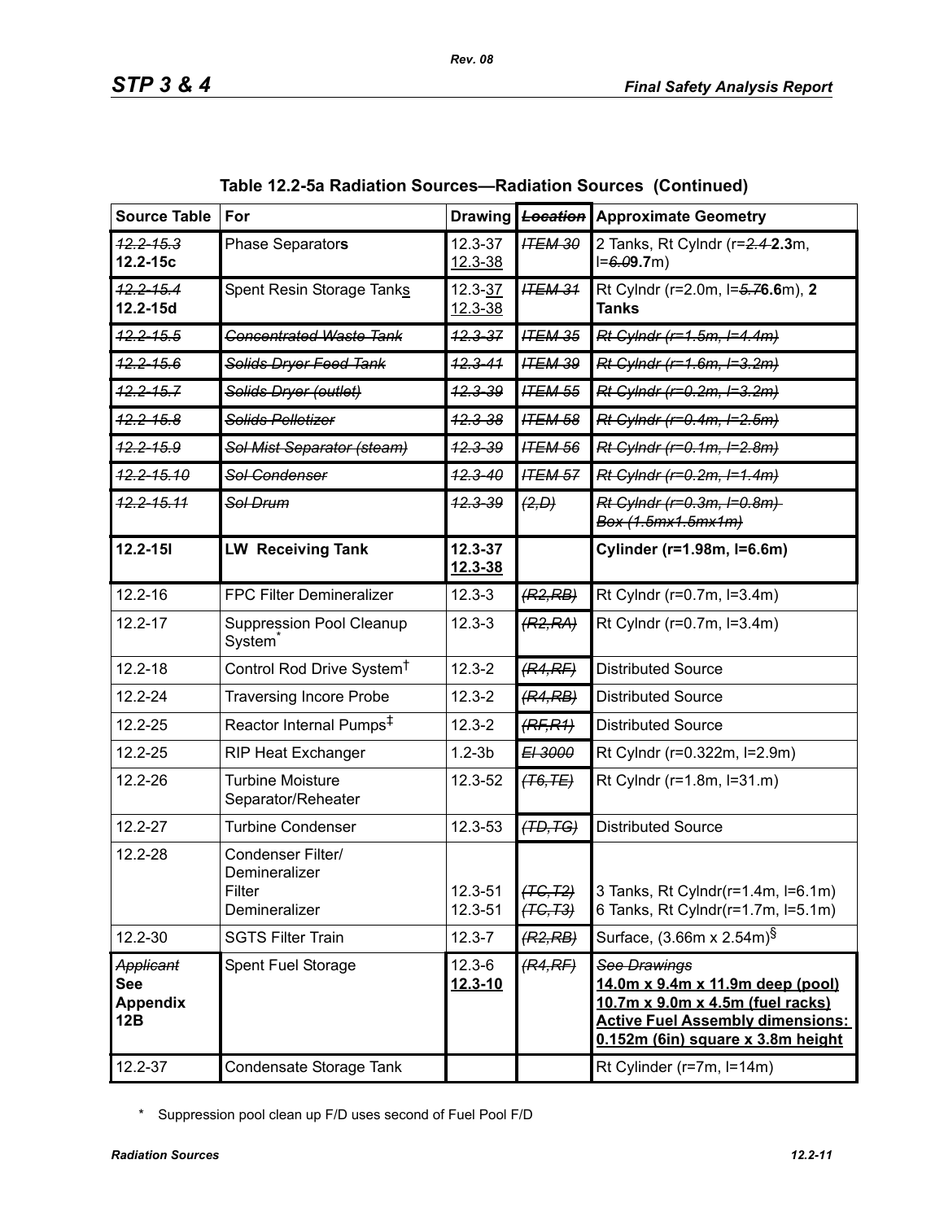**Table 12.2-5a Radiation Sources—Radiation Sources (Continued)**

| Source Table | For | Drawing | ~~Location~~ | Approximate Geometry |
|---|---|---|---|---|
| ~~12.2-15.3~~ **12.2-15c** | Phase Separator**s** | 12.3-37 <u>12.3-38</u> | ~~ITEM 30~~ | 2 Tanks, Rt Cylndr (r=~~2.4~~ **2.3**m, l=~~6.0~~**9.7**m) |
| ~~12.2-15.4~~ **12.2-15d** | Spent Resin Storage Tank<u>s</u> | 12.3-<u>37</u> <u>12.3-38</u> | ~~ITEM 31~~ | Rt Cylndr (r=2.0m, l=~~5.7~~**6.6**m), **2 Tanks** |
| ~~12.2-15.5~~ | ~~Concentrated Waste Tank~~ | ~~12.3-37~~ | ~~ITEM 35~~ | ~~Rt Cylndr (r=1.5m, l=4.4m)~~ |
| ~~12.2-15.6~~ | ~~Solids Dryer Feed Tank~~ | ~~12.3-41~~ | ~~ITEM 39~~ | ~~Rt Cylndr (r=1.6m, l=3.2m)~~ |
| ~~12.2-15.7~~ | ~~Solids Dryer (outlet)~~ | ~~12.3-39~~ | ~~ITEM 55~~ | ~~Rt Cylndr (r=0.2m, l=3.2m)~~ |
| ~~12.2-15.8~~ | ~~Solids Pelletizer~~ | ~~12.3-38~~ | ~~ITEM 58~~ | ~~Rt Cylndr (r=0.4m, l=2.5m)~~ |
| ~~12.2-15.9~~ | ~~Sol Mist Separator (steam)~~ | ~~12.3-39~~ | ~~ITEM 56~~ | ~~Rt Cylndr (r=0.1m, l=2.8m)~~ |
| ~~12.2-15.10~~ | ~~Sol Condenser~~ | ~~12.3-40~~ | ~~ITEM 57~~ | ~~Rt Cylndr (r=0.2m, l=1.4m)~~ |
| ~~12.2-15.11~~ | ~~Sol Drum~~ | ~~12.3-39~~ | ~~(2,D)~~ | ~~Rt Cylndr (r=0.3m, l=0.8m)~~ ~~Box (1.5mx1.5mx1m)~~ |
| **12.2-15l** | **LW Receiving Tank** | **12.3-37** <u>**12.3-38**</u> | | **Cylinder (r=1.98m, l=6.6m)** |
| 12.2-16 | FPC Filter Demineralizer | 12.3-3 | ~~(R2,RB)~~ | Rt Cylndr (r=0.7m, l=3.4m) |
| 12.2-17 | Suppression Pool Cleanup System* | 12.3-3 | ~~(R2,RA)~~ | Rt Cylndr (r=0.7m, l=3.4m) |
| 12.2-18 | Control Rod Drive System† | 12.3-2 | ~~(R4,RF)~~ | Distributed Source |
| 12.2-24 | Traversing Incore Probe | 12.3-2 | ~~(R4,RB)~~ | Distributed Source |
| 12.2-25 | Reactor Internal Pumps‡ | 12.3-2 | ~~(RF,R1)~~ | Distributed Source |
| 12.2-25 | RIP Heat Exchanger | 1.2-3b | ~~El 3000~~ | Rt Cylndr (r=0.322m, l=2.9m) |
| 12.2-26 | Turbine Moisture Separator/Reheater | 12.3-52 | ~~(T6,TE)~~ | Rt Cylndr (r=1.8m, l=31.m) |
| 12.2-27 | Turbine Condenser | 12.3-53 | ~~(TD,TG)~~ | Distributed Source |
| 12.2-28 | Condenser Filter/ Demineralizer<br>Filter<br>Demineralizer | <br><br>12.3-51<br>12.3-51 | <br><br>~~(TC,T2)~~<br>~~(TC,T3)~~ | <br><br>3 Tanks, Rt Cylndr(r=1.4m, l=6.1m)<br>6 Tanks, Rt Cylndr(r=1.7m, l=5.1m) |
| 12.2-30 | SGTS Filter Train | 12.3-7 | ~~(R2,RB)~~ | Surface, (3.66m x 2.54m)§ |
| ~~Applicant~~ **See Appendix 12B** | Spent Fuel Storage | 12.3-6 <u>**12.3-10**</u> | ~~(R4,RF)~~ | ~~See Drawings~~ <u>**14.0m x 9.4m x 11.9m deep (pool)**</u> <u>**10.7m x 9.0m x 4.5m (fuel racks)**</u> <u>**Active Fuel Assembly dimensions: 0.152m (6in) square x 3.8m height**</u> |
| 12.2-37 | Condensate Storage Tank | | | Rt Cylinder (r=7m, l=14m) |

\* Suppression pool clean up F/D uses second of Fuel Pool F/D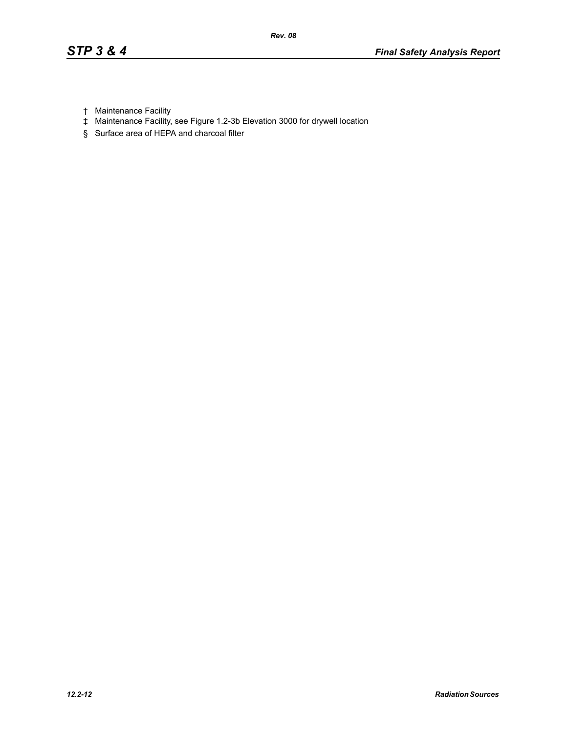† Maintenance Facility

‡ Maintenance Facility, see Figure 1.2-3b Elevation 3000 for drywell location

§ Surface area of HEPA and charcoal filter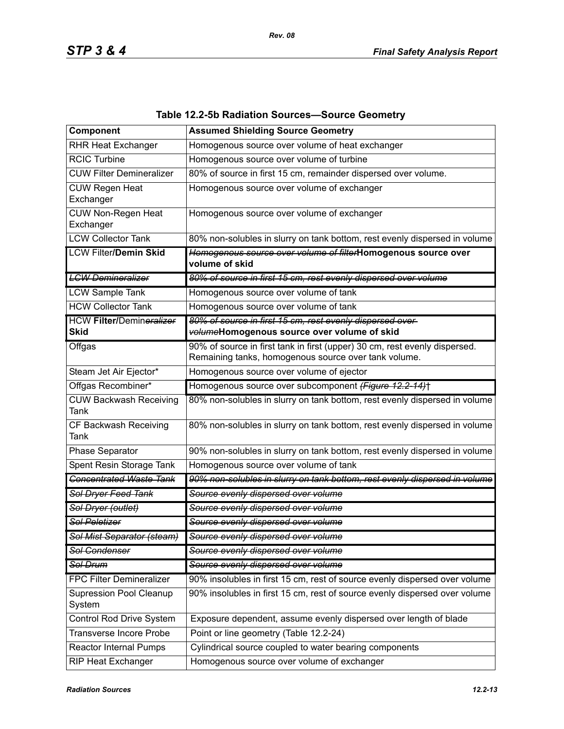**Table 12.2-5b Radiation Sources—Source Geometry**

| Component | Assumed Shielding Source Geometry |
|---|---|
| RHR Heat Exchanger | Homogenous source over volume of heat exchanger |
| RCIC Turbine | Homogenous source over volume of turbine |
| CUW Filter Demineralizer | 80% of source in first 15 cm, remainder dispersed over volume. |
| CUW Regen Heat Exchanger | Homogenous source over volume of exchanger |
| CUW Non-Regen Heat Exchanger | Homogenous source over volume of exchanger |
| LCW Collector Tank | 80% non-solubles in slurry on tank bottom, rest evenly dispersed in volume |
| LCW Filter**/Demin Skid** | ~~*Homogenous source over volume of filter*~~**Homogenous source over volume of skid** |
| ~~*LCW Demineralizer*~~ | ~~*80% of source in first 15 cm, rest evenly dispersed over volume*~~ |
| LCW Sample Tank | Homogenous source over volume of tank |
| HCW Collector Tank | Homogenous source over volume of tank |
| HCW **Filter/**Demin~~*eralizer*~~ **Skid** | ~~*80% of source in first 15 cm, rest evenly dispersed over volume*~~**Homogenous source over volume of skid** |
| Offgas | 90% of source in first tank in first (upper) 30 cm, rest evenly dispersed. Remaining tanks, homogenous source over tank volume. |
| Steam Jet Air Ejector* | Homogenous source over volume of ejector |
| Offgas Recombiner* | Homogenous source over subcomponent ~~*(Figure 12.2-14)*~~† |
| CUW Backwash Receiving Tank | 80% non-solubles in slurry on tank bottom, rest evenly dispersed in volume |
| CF Backwash Receiving Tank | 80% non-solubles in slurry on tank bottom, rest evenly dispersed in volume |
| Phase Separator | 90% non-solubles in slurry on tank bottom, rest evenly dispersed in volume |
| Spent Resin Storage Tank | Homogenous source over volume of tank |
| ~~*Concentrated Waste Tank*~~ | ~~*90% non-solubles in slurry on tank bottom, rest evenly dispersed in volume*~~ |
| ~~*Sol Dryer Feed Tank*~~ | ~~*Source evenly dispersed over volume*~~ |
| ~~*Sol Dryer (outlet)*~~ | ~~*Source evenly dispersed over volume*~~ |
| ~~*Sol Peletizer*~~ | ~~*Source evenly dispersed over volume*~~ |
| ~~*Sol Mist Separator (steam)*~~ | ~~*Source evenly dispersed over volume*~~ |
| ~~*Sol Condenser*~~ | ~~*Source evenly dispersed over volume*~~ |
| ~~*Sol Drum*~~ | ~~*Source evenly dispersed over volume*~~ |
| FPC Filter Demineralizer | 90% insolubles in first 15 cm, rest of source evenly dispersed over volume |
| Supression Pool Cleanup System | 90% insolubles in first 15 cm, rest of source evenly dispersed over volume |
| Control Rod Drive System | Exposure dependent, assume evenly dispersed over length of blade |
| Transverse Incore Probe | Point or line geometry (Table 12.2-24) |
| Reactor Internal Pumps | Cylindrical source coupled to water bearing components |
| RIP Heat Exchanger | Homogenous source over volume of exchanger |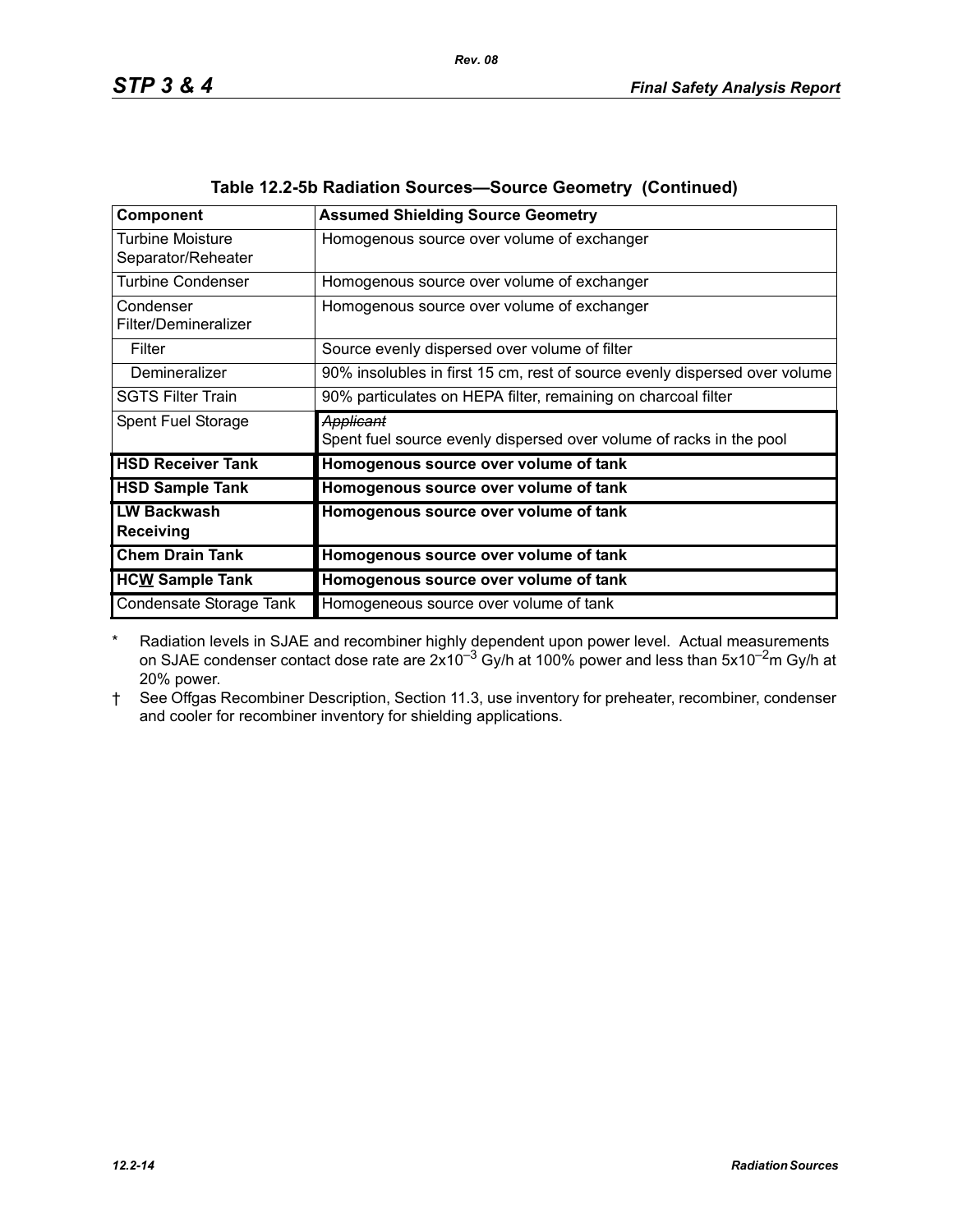**Table 12.2-5b Radiation Sources—Source Geometry (Continued)**

| Component | Assumed Shielding Source Geometry |
|---|---|
| Turbine Moisture Separator/Reheater | Homogenous source over volume of exchanger |
| Turbine Condenser | Homogenous source over volume of exchanger |
| Condenser Filter/Demineralizer | Homogenous source over volume of exchanger |
| Filter | Source evenly dispersed over volume of filter |
| Demineralizer | 90% insolubles in first 15 cm, rest of source evenly dispersed over volume |
| SGTS Filter Train | 90% particulates on HEPA filter, remaining on charcoal filter |
| Spent Fuel Storage | ~~*Applicant*~~ Spent fuel source evenly dispersed over volume of racks in the pool |
| **HSD Receiver Tank** | **Homogenous source over volume of tank** |
| **HSD Sample Tank** | **Homogenous source over volume of tank** |
| **LW Backwash Receiving** | **Homogenous source over volume of tank** |
| **Chem Drain Tank** | **Homogenous source over volume of tank** |
| **HCW Sample Tank** | **Homogenous source over volume of tank** |
| Condensate Storage Tank | Homogeneous source over volume of tank |

\* Radiation levels in SJAE and recombiner highly dependent upon power level. Actual measurements on SJAE condenser contact dose rate are $2x10^{-3}$ Gy/h at 100% power and less than $5x10^{-2}$m Gy/h at 20% power.

† See Offgas Recombiner Description, Section 11.3, use inventory for preheater, recombiner, condenser and cooler for recombiner inventory for shielding applications.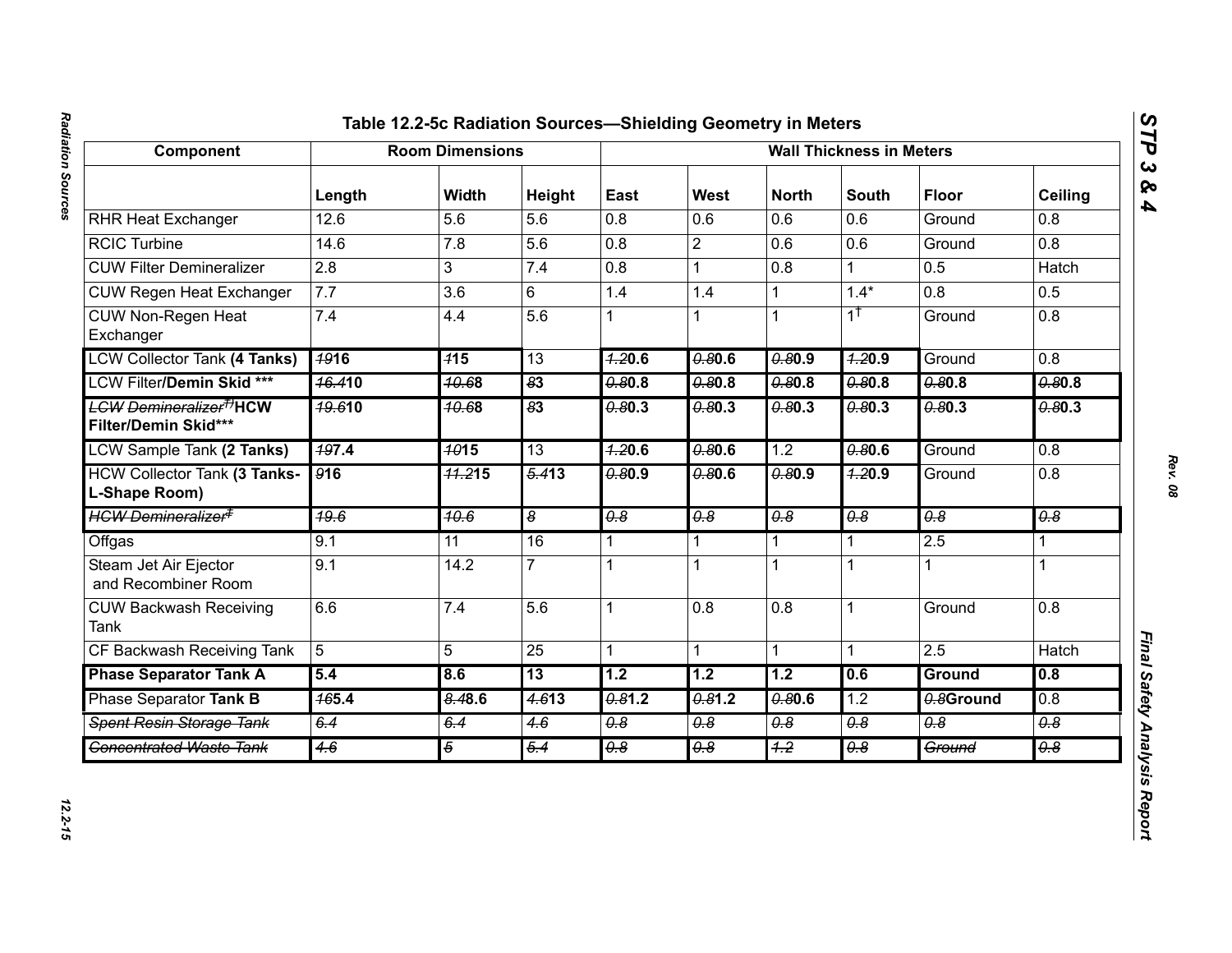# Table 12.2-5c Radiation Sources—Shielding Geometry in Meters

| Component | Room Dimensions | | | Wall Thickness in Meters | | | | | |
|---|---|---|---|---|---|---|---|---|---|
| | Length | Width | Height | East | West | North | South | Floor | Ceiling |
| RHR Heat Exchanger | 12.6 | 5.6 | 5.6 | 0.8 | 0.6 | 0.6 | 0.6 | Ground | 0.8 |
| RCIC Turbine | 14.6 | 7.8 | 5.6 | 0.8 | 2 | 0.6 | 0.6 | Ground | 0.8 |
| CUW Filter Demineralizer | 2.8 | 3 | 7.4 | 0.8 | 1 | 0.8 | 1 | 0.5 | Hatch |
| CUW Regen Heat Exchanger | 7.7 | 3.6 | 6 | 1.4 | 1.4 | 1 | 1.4* | 0.8 | 0.5 |
| CUW Non-Regen Heat Exchanger | 7.4 | 4.4 | 5.6 | 1 | 1 | 1 | 1† | Ground | 0.8 |
| LCW Collector Tank **(4 Tanks)** | ~~19~~**16** | ~~1~~**15** | 13 | ~~1.2~~**0.6** | ~~0.8~~**0.6** | ~~0.8~~**0.9** | ~~1.2~~**0.9** | Ground | 0.8 |
| LCW Filter**/Demin Skid \*\*\*** | ~~16.4~~**10** | ~~10.6~~**8** | ~~8~~**3** | ~~0.8~~**0.8** | ~~0.8~~**0.8** | ~~0.8~~**0.8** | ~~0.8~~**0.8** | ~~0.8~~**0.8** | ~~0.8~~**0.8** |
| ~~LCW Demineralizer††~~**HCW Filter/Demin Skid\*\*\*** | ~~19.6~~**10** | ~~10.6~~**8** | ~~8~~**3** | ~~0.8~~**0.3** | ~~0.8~~**0.3** | ~~0.8~~**0.3** | ~~0.8~~**0.3** | ~~0.8~~**0.3** | ~~0.8~~**0.3** |
| LCW Sample Tank **(2 Tanks)** | ~~19~~**7.4** | ~~10~~**15** | 13 | ~~1.2~~**0.6** | ~~0.8~~**0.6** | 1.2 | ~~0.8~~**0.6** | Ground | 0.8 |
| HCW Collector Tank **(3 Tanks-L-Shape Room)** | ~~9~~**16** | ~~11.2~~**15** | ~~5.4~~**13** | ~~0.8~~**0.9** | ~~0.8~~**0.6** | ~~0.8~~**0.9** | ~~1.2~~**0.9** | Ground | 0.8 |
| ~~HCW Demineralizer‡~~ | ~~19.6~~ | ~~10.6~~ | ~~8~~ | ~~0.8~~ | ~~0.8~~ | ~~0.8~~ | ~~0.8~~ | ~~0.8~~ | ~~0.8~~ |
| Offgas | 9.1 | 11 | 16 | 1 | 1 | 1 | 1 | 2.5 | 1 |
| Steam Jet Air Ejector and Recombiner Room | 9.1 | 14.2 | 7 | 1 | 1 | 1 | 1 | 1 | 1 |
| CUW Backwash Receiving Tank | 6.6 | 7.4 | 5.6 | 1 | 0.8 | 0.8 | 1 | Ground | 0.8 |
| CF Backwash Receiving Tank | 5 | 5 | 25 | 1 | 1 | 1 | 1 | 2.5 | Hatch |
| **Phase Separator Tank A** | **5.4** | **8.6** | **13** | **1.2** | **1.2** | **1.2** | **0.6** | **Ground** | **0.8** |
| Phase Separator **Tank B** | ~~16~~**5.4** | ~~8.4~~**8.6** | ~~4.6~~**13** | ~~0.8~~**1.2** | ~~0.8~~**1.2** | ~~0.8~~**0.6** | 1.2 | ~~0.8~~**Ground** | 0.8 |
| ~~Spent Resin Storage Tank~~ | ~~6.4~~ | ~~6.4~~ | ~~4.6~~ | ~~0.8~~ | ~~0.8~~ | ~~0.8~~ | ~~0.8~~ | ~~0.8~~ | ~~0.8~~ |
| ~~Concentrated Waste Tank~~ | ~~4.6~~ | ~~5~~ | ~~5.4~~ | ~~0.8~~ | ~~0.8~~ | ~~1.2~~ | ~~0.8~~ | ~~Ground~~ | ~~0.8~~ |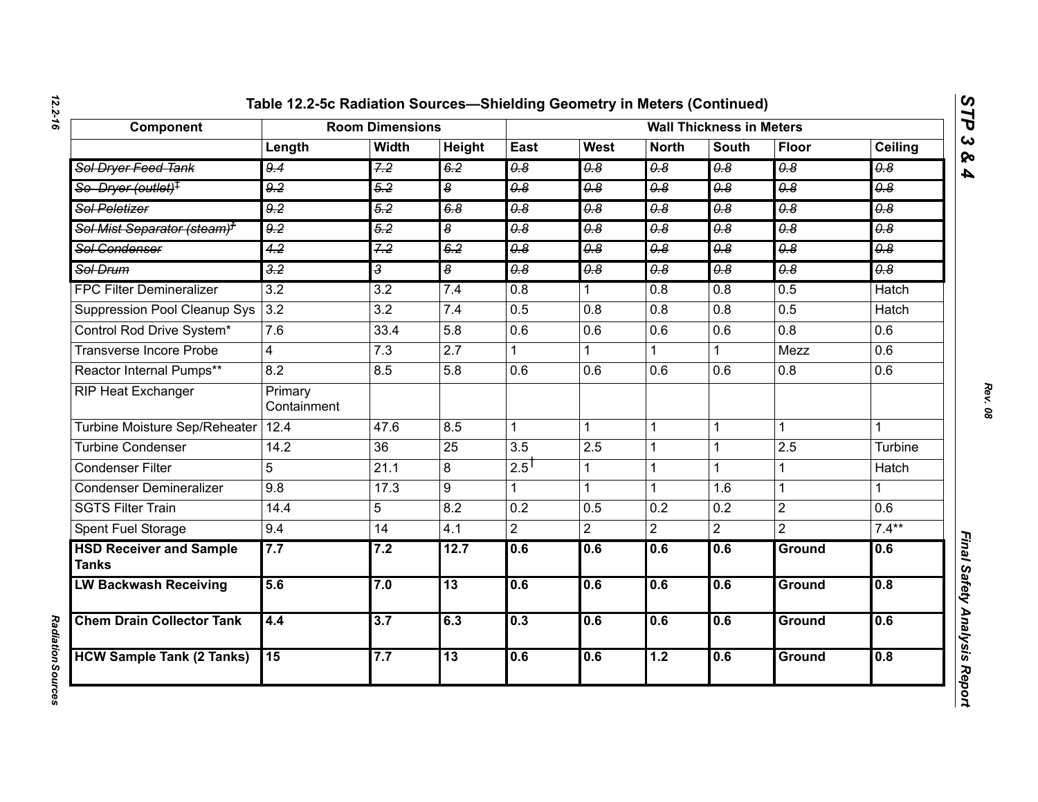## Table 12.2-5c Radiation Sources—Shielding Geometry in Meters (Continued)

| Component | Room Dimensions | | | Wall Thickness in Meters | | | | | |
|---|---|---|---|---|---|---|---|---|---|
| | Length | Width | Height | East | West | North | South | Floor | Ceiling |
| ~~Sol Dryer Feed Tank~~ | ~~9.4~~ | ~~7.2~~ | ~~6.2~~ | ~~0.8~~ | ~~0.8~~ | ~~0.8~~ | ~~0.8~~ | ~~0.8~~ | ~~0.8~~ |
| ~~So Dryer (outlet)~~‡ | ~~9.2~~ | ~~5.2~~ | ~~8~~ | ~~0.8~~ | ~~0.8~~ | ~~0.8~~ | ~~0.8~~ | ~~0.8~~ | ~~0.8~~ |
| ~~Sol Peletizer~~ | ~~9.2~~ | ~~5.2~~ | ~~6.8~~ | ~~0.8~~ | ~~0.8~~ | ~~0.8~~ | ~~0.8~~ | ~~0.8~~ | ~~0.8~~ |
| ~~Sol Mist Separator (steam)~~‡ | ~~9.2~~ | ~~5.2~~ | ~~8~~ | ~~0.8~~ | ~~0.8~~ | ~~0.8~~ | ~~0.8~~ | ~~0.8~~ | ~~0.8~~ |
| ~~Sol Condenser~~ | ~~4.2~~ | ~~7.2~~ | ~~6.2~~ | ~~0.8~~ | ~~0.8~~ | ~~0.8~~ | ~~0.8~~ | ~~0.8~~ | ~~0.8~~ |
| ~~Sol Drum~~ | ~~3.2~~ | ~~3~~ | ~~8~~ | ~~0.8~~ | ~~0.8~~ | ~~0.8~~ | ~~0.8~~ | ~~0.8~~ | ~~0.8~~ |
| FPC Filter Demineralizer | 3.2 | 3.2 | 7.4 | 0.8 | 1 | 0.8 | 0.8 | 0.5 | Hatch |
| Suppression Pool Cleanup Sys | 3.2 | 3.2 | 7.4 | 0.5 | 0.8 | 0.8 | 0.8 | 0.5 | Hatch |
| Control Rod Drive System* | 7.6 | 33.4 | 5.8 | 0.6 | 0.6 | 0.6 | 0.6 | 0.8 | 0.6 |
| Transverse Incore Probe | 4 | 7.3 | 2.7 | 1 | 1 | 1 | 1 | Mezz | 0.6 |
| Reactor Internal Pumps** | 8.2 | 8.5 | 5.8 | 0.6 | 0.6 | 0.6 | 0.6 | 0.8 | 0.6 |
| RIP Heat Exchanger | Primary Containment | | | | | | | | |
| Turbine Moisture Sep/Reheater | 12.4 | 47.6 | 8.5 | 1 | 1 | 1 | 1 | 1 | 1 |
| Turbine Condenser | 14.2 | 36 | 25 | 3.5 | 2.5 | 1 | 1 | 2.5 | Turbine |
| Condenser Filter | 5 | 21.1 | 8 | 2.5† | 1 | 1 | 1 | 1 | Hatch |
| Condenser Demineralizer | 9.8 | 17.3 | 9 | 1 | 1 | 1 | 1.6 | 1 | 1 |
| SGTS Filter Train | 14.4 | 5 | 8.2 | 0.2 | 0.5 | 0.2 | 0.2 | 2 | 0.6 |
| Spent Fuel Storage | 9.4 | 14 | 4.1 | 2 | 2 | 2 | 2 | 2 | 7.4** |
| **HSD Receiver and Sample Tanks** | **7.7** | **7.2** | **12.7** | **0.6** | **0.6** | **0.6** | **0.6** | **Ground** | **0.6** |
| **LW Backwash Receiving** | **5.6** | **7.0** | **13** | **0.6** | **0.6** | **0.6** | **0.6** | **Ground** | **0.8** |
| **Chem Drain Collector Tank** | **4.4** | **3.7** | **6.3** | **0.3** | **0.6** | **0.6** | **0.6** | **Ground** | **0.6** |
| **HCW Sample Tank (2 Tanks)** | **15** | **7.7** | **13** | **0.6** | **0.6** | **1.2** | **0.6** | **Ground** | **0.8** |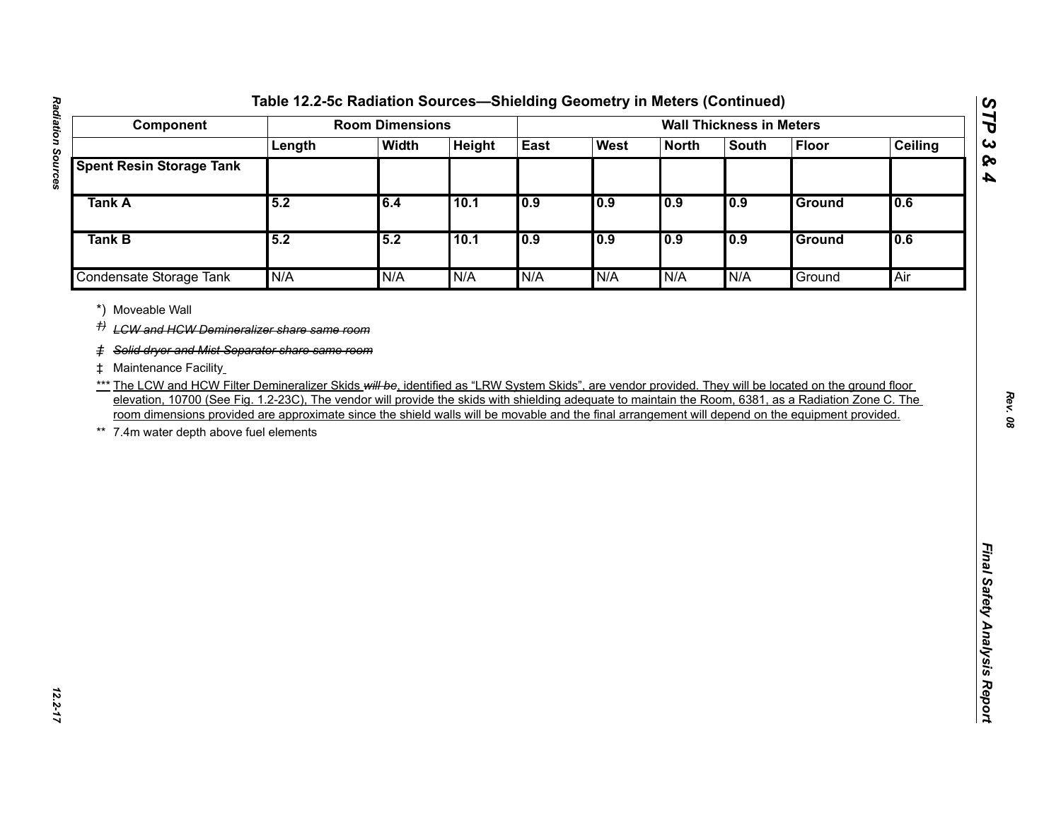### Table 12.2-5c Radiation Sources—Shielding Geometry in Meters (Continued)

| Component | Room Dimensions | | | Wall Thickness in Meters | | | | | |
|---|---|---|---|---|---|---|---|---|---|
| | Length | Width | Height | East | West | North | South | Floor | Ceiling |
| **Spent Resin Storage Tank** | | | | | | | | | |
| **Tank A** | **5.2** | **6.4** | **10.1** | **0.9** | **0.9** | **0.9** | **0.9** | **Ground** | **0.6** |
| **Tank B** | **5.2** | **5.2** | **10.1** | **0.9** | **0.9** | **0.9** | **0.9** | **Ground** | **0.6** |
| Condensate Storage Tank | N/A | N/A | N/A | N/A | N/A | N/A | N/A | Ground | Air |

*) Moveable Wall

~~†) LCW and HCW Demineralizer share same room~~

~~‡ Solid dryer and Mist Separator share same room~~

‡ Maintenance Facility

*** The LCW and HCW Filter Demineralizer Skids ~~will be~~, identified as "LRW System Skids", are vendor provided. They will be located on the ground floor elevation, 10700 (See Fig. 1.2-23C), The vendor will provide the skids with shielding adequate to maintain the Room, 6381, as a Radiation Zone C. The room dimensions provided are approximate since the shield walls will be movable and the final arrangement will depend on the equipment provided.

** 7.4m water depth above fuel elements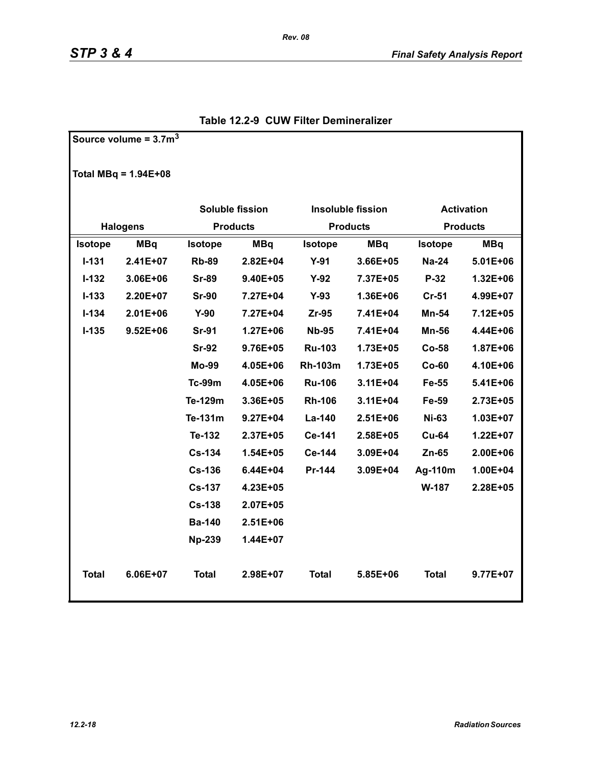Table 12.2-9 CUW Filter Demineralizer

Source volume = $3.7m^3$

Total MBq = 1.94E+08

| Halogens | | Soluble fission Products | | Insoluble fission Products | | Activation Products | |
|---|---|---|---|---|---|---|---|
| Isotope | MBq | Isotope | MBq | Isotope | MBq | Isotope | MBq |
| I-131 | 2.41E+07 | Rb-89 | 2.82E+04 | Y-91 | 3.66E+05 | Na-24 | 5.01E+06 |
| I-132 | 3.06E+06 | Sr-89 | 9.40E+05 | Y-92 | 7.37E+05 | P-32 | 1.32E+06 |
| I-133 | 2.20E+07 | Sr-90 | 7.27E+04 | Y-93 | 1.36E+06 | Cr-51 | 4.99E+07 |
| I-134 | 2.01E+06 | Y-90 | 7.27E+04 | Zr-95 | 7.41E+04 | Mn-54 | 7.12E+05 |
| I-135 | 9.52E+06 | Sr-91 | 1.27E+06 | Nb-95 | 7.41E+04 | Mn-56 | 4.44E+06 |
| | | Sr-92 | 9.76E+05 | Ru-103 | 1.73E+05 | Co-58 | 1.87E+06 |
| | | Mo-99 | 4.05E+06 | Rh-103m | 1.73E+05 | Co-60 | 4.10E+06 |
| | | Tc-99m | 4.05E+06 | Ru-106 | 3.11E+04 | Fe-55 | 5.41E+06 |
| | | Te-129m | 3.36E+05 | Rh-106 | 3.11E+04 | Fe-59 | 2.73E+05 |
| | | Te-131m | 9.27E+04 | La-140 | 2.51E+06 | Ni-63 | 1.03E+07 |
| | | Te-132 | 2.37E+05 | Ce-141 | 2.58E+05 | Cu-64 | 1.22E+07 |
| | | Cs-134 | 1.54E+05 | Ce-144 | 3.09E+04 | Zn-65 | 2.00E+06 |
| | | Cs-136 | 6.44E+04 | Pr-144 | 3.09E+04 | Ag-110m | 1.00E+04 |
| | | Cs-137 | 4.23E+05 | | | W-187 | 2.28E+05 |
| | | Cs-138 | 2.07E+05 | | | | |
| | | Ba-140 | 2.51E+06 | | | | |
| | | Np-239 | 1.44E+07 | | | | |
| Total | 6.06E+07 | Total | 2.98E+07 | Total | 5.85E+06 | Total | 9.77E+07 |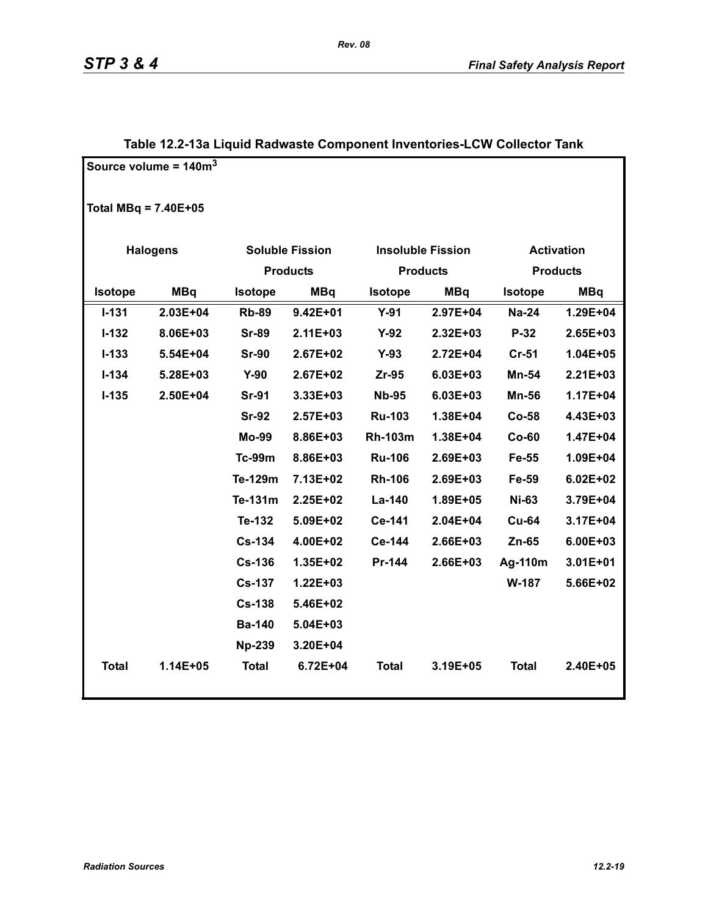### Table 12.2-13a Liquid Radwaste Component Inventories-LCW Collector Tank

Source volume = 140m$^3$

Total MBq = 7.40E+05

| Halogens | | Soluble Fission Products | | Insoluble Fission Products | | Activation Products | |
|---|---|---|---|---|---|---|---|
| **Isotope** | **MBq** | **Isotope** | **MBq** | **Isotope** | **MBq** | **Isotope** | **MBq** |
| I-131 | 2.03E+04 | Rb-89 | 9.42E+01 | Y-91 | 2.97E+04 | Na-24 | 1.29E+04 |
| I-132 | 8.06E+03 | Sr-89 | 2.11E+03 | Y-92 | 2.32E+03 | P-32 | 2.65E+03 |
| I-133 | 5.54E+04 | Sr-90 | 2.67E+02 | Y-93 | 2.72E+04 | Cr-51 | 1.04E+05 |
| I-134 | 5.28E+03 | Y-90 | 2.67E+02 | Zr-95 | 6.03E+03 | Mn-54 | 2.21E+03 |
| I-135 | 2.50E+04 | Sr-91 | 3.33E+03 | Nb-95 | 6.03E+03 | Mn-56 | 1.17E+04 |
| | | Sr-92 | 2.57E+03 | Ru-103 | 1.38E+04 | Co-58 | 4.43E+03 |
| | | Mo-99 | 8.86E+03 | Rh-103m | 1.38E+04 | Co-60 | 1.47E+04 |
| | | Tc-99m | 8.86E+03 | Ru-106 | 2.69E+03 | Fe-55 | 1.09E+04 |
| | | Te-129m | 7.13E+02 | Rh-106 | 2.69E+03 | Fe-59 | 6.02E+02 |
| | | Te-131m | 2.25E+02 | La-140 | 1.89E+05 | Ni-63 | 3.79E+04 |
| | | Te-132 | 5.09E+02 | Ce-141 | 2.04E+04 | Cu-64 | 3.17E+04 |
| | | Cs-134 | 4.00E+02 | Ce-144 | 2.66E+03 | Zn-65 | 6.00E+03 |
| | | Cs-136 | 1.35E+02 | Pr-144 | 2.66E+03 | Ag-110m | 3.01E+01 |
| | | Cs-137 | 1.22E+03 | | | W-187 | 5.66E+02 |
| | | Cs-138 | 5.46E+02 | | | | |
| | | Ba-140 | 5.04E+03 | | | | |
| | | Np-239 | 3.20E+04 | | | | |
| **Total** | 1.14E+05 | **Total** | 6.72E+04 | **Total** | 3.19E+05 | **Total** | 2.40E+05 |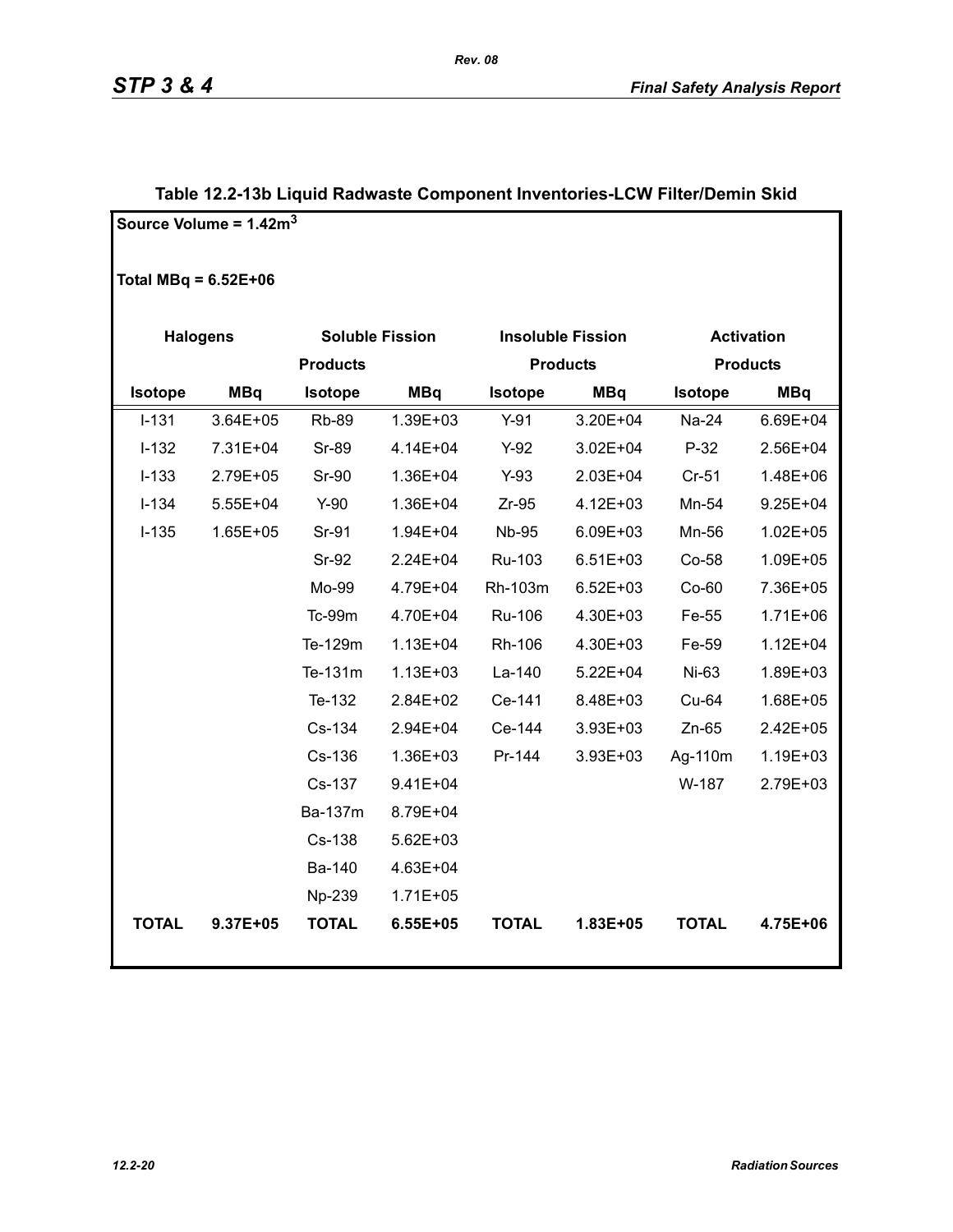**Table 12.2-13b Liquid Radwaste Component Inventories-LCW Filter/Demin Skid**

**Source Volume = 1.42m$^3$**

**Total MBq = 6.52E+06**

| Halogens | | Soluble Fission Products | | Insoluble Fission Products | | Activation Products | |
|---|---|---|---|---|---|---|---|
| **Isotope** | **MBq** | **Isotope** | **MBq** | **Isotope** | **MBq** | **Isotope** | **MBq** |
| I-131 | 3.64E+05 | Rb-89 | 1.39E+03 | Y-91 | 3.20E+04 | Na-24 | 6.69E+04 |
| I-132 | 7.31E+04 | Sr-89 | 4.14E+04 | Y-92 | 3.02E+04 | P-32 | 2.56E+04 |
| I-133 | 2.79E+05 | Sr-90 | 1.36E+04 | Y-93 | 2.03E+04 | Cr-51 | 1.48E+06 |
| I-134 | 5.55E+04 | Y-90 | 1.36E+04 | Zr-95 | 4.12E+03 | Mn-54 | 9.25E+04 |
| I-135 | 1.65E+05 | Sr-91 | 1.94E+04 | Nb-95 | 6.09E+03 | Mn-56 | 1.02E+05 |
| | | Sr-92 | 2.24E+04 | Ru-103 | 6.51E+03 | Co-58 | 1.09E+05 |
| | | Mo-99 | 4.79E+04 | Rh-103m | 6.52E+03 | Co-60 | 7.36E+05 |
| | | Tc-99m | 4.70E+04 | Ru-106 | 4.30E+03 | Fe-55 | 1.71E+06 |
| | | Te-129m | 1.13E+04 | Rh-106 | 4.30E+03 | Fe-59 | 1.12E+04 |
| | | Te-131m | 1.13E+03 | La-140 | 5.22E+04 | Ni-63 | 1.89E+03 |
| | | Te-132 | 2.84E+02 | Ce-141 | 8.48E+03 | Cu-64 | 1.68E+05 |
| | | Cs-134 | 2.94E+04 | Ce-144 | 3.93E+03 | Zn-65 | 2.42E+05 |
| | | Cs-136 | 1.36E+03 | Pr-144 | 3.93E+03 | Ag-110m | 1.19E+03 |
| | | Cs-137 | 9.41E+04 | | | W-187 | 2.79E+03 |
| | | Ba-137m | 8.79E+04 | | | | |
| | | Cs-138 | 5.62E+03 | | | | |
| | | Ba-140 | 4.63E+04 | | | | |
| | | Np-239 | 1.71E+05 | | | | |
| **TOTAL** | **9.37E+05** | **TOTAL** | **6.55E+05** | **TOTAL** | **1.83E+05** | **TOTAL** | **4.75E+06** |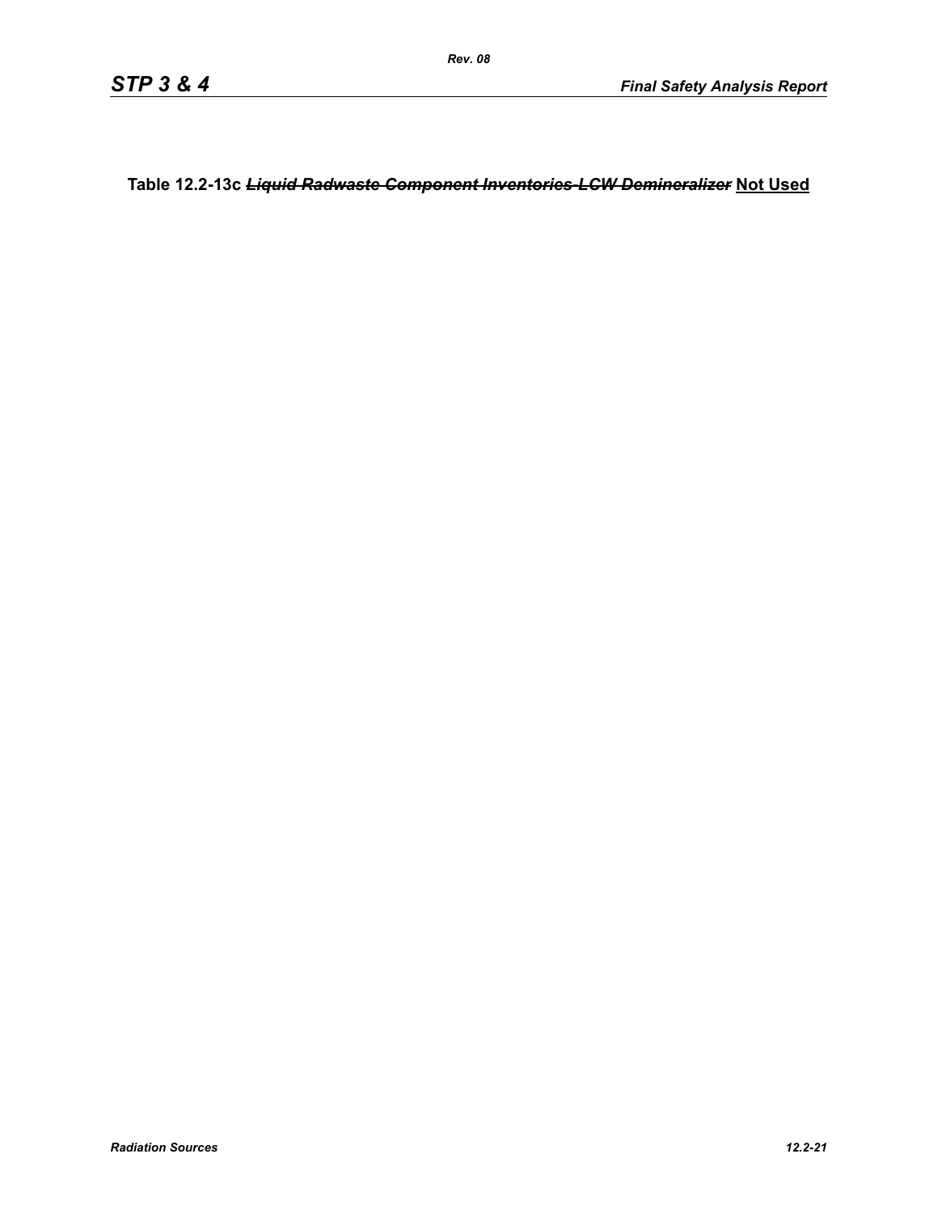**Table 12.2-13c ~~*Liquid Radwaste Component Inventories-LCW Demineralizer*~~ Not Used**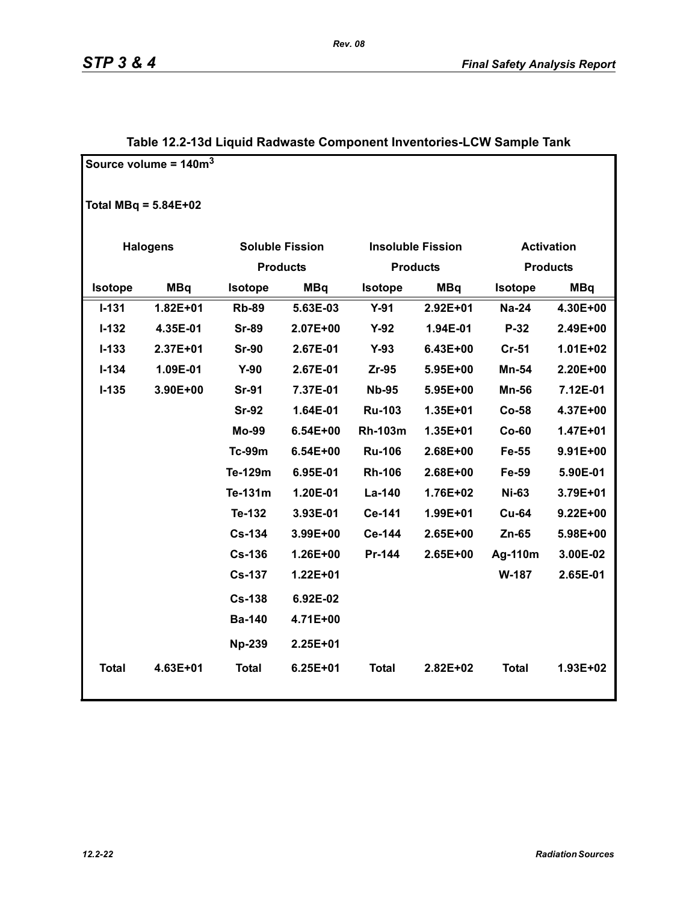### Table 12.2-13d Liquid Radwaste Component Inventories-LCW Sample Tank

Source volume = 140m$^3$

Total MBq = 5.84E+02

| Halogens | | Soluble Fission Products | | Insoluble Fission Products | | Activation Products | |
|---|---|---|---|---|---|---|---|
| Isotope | MBq | Isotope | MBq | Isotope | MBq | Isotope | MBq |
| I-131 | 1.82E+01 | Rb-89 | 5.63E-03 | Y-91 | 2.92E+01 | Na-24 | 4.30E+00 |
| I-132 | 4.35E-01 | Sr-89 | 2.07E+00 | Y-92 | 1.94E-01 | P-32 | 2.49E+00 |
| I-133 | 2.37E+01 | Sr-90 | 2.67E-01 | Y-93 | 6.43E+00 | Cr-51 | 1.01E+02 |
| I-134 | 1.09E-01 | Y-90 | 2.67E-01 | Zr-95 | 5.95E+00 | Mn-54 | 2.20E+00 |
| I-135 | 3.90E+00 | Sr-91 | 7.37E-01 | Nb-95 | 5.95E+00 | Mn-56 | 7.12E-01 |
| | | Sr-92 | 1.64E-01 | Ru-103 | 1.35E+01 | Co-58 | 4.37E+00 |
| | | Mo-99 | 6.54E+00 | Rh-103m | 1.35E+01 | Co-60 | 1.47E+01 |
| | | Tc-99m | 6.54E+00 | Ru-106 | 2.68E+00 | Fe-55 | 9.91E+00 |
| | | Te-129m | 6.95E-01 | Rh-106 | 2.68E+00 | Fe-59 | 5.90E-01 |
| | | Te-131m | 1.20E-01 | La-140 | 1.76E+02 | Ni-63 | 3.79E+01 |
| | | Te-132 | 3.93E-01 | Ce-141 | 1.99E+01 | Cu-64 | 9.22E+00 |
| | | Cs-134 | 3.99E+00 | Ce-144 | 2.65E+00 | Zn-65 | 5.98E+00 |
| | | Cs-136 | 1.26E+00 | Pr-144 | 2.65E+00 | Ag-110m | 3.00E-02 |
| | | Cs-137 | 1.22E+01 | | | W-187 | 2.65E-01 |
| | | Cs-138 | 6.92E-02 | | | | |
| | | Ba-140 | 4.71E+00 | | | | |
| | | Np-239 | 2.25E+01 | | | | |
| Total | 4.63E+01 | Total | 6.25E+01 | Total | 2.82E+02 | Total | 1.93E+02 |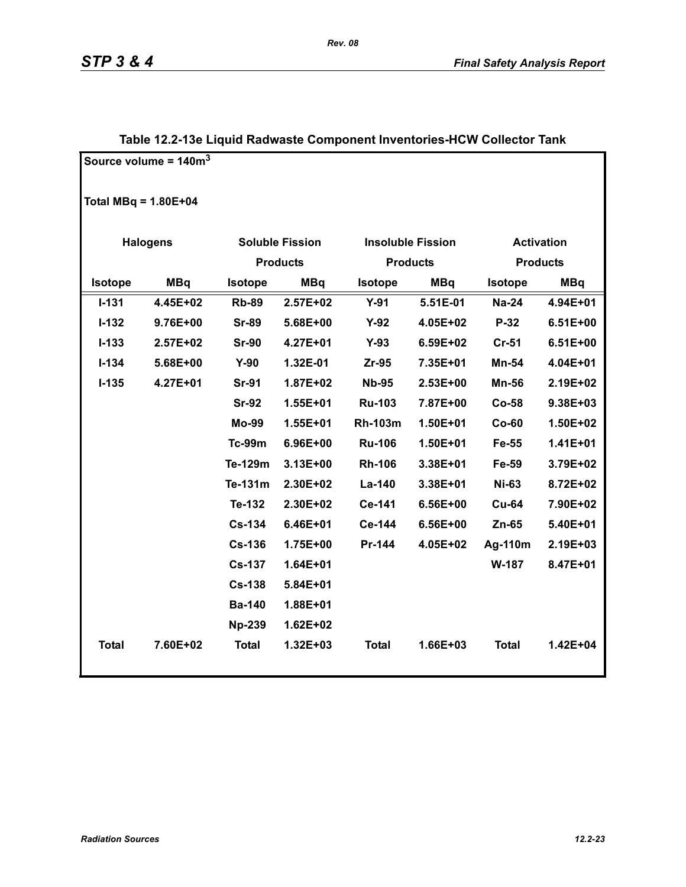### Table 12.2-13e Liquid Radwaste Component Inventories-HCW Collector Tank

Source volume = $140m^3$

Total MBq = 1.80E+04

| Halogens | | Soluble Fission Products | | Insoluble Fission Products | | Activation Products | |
|---|---|---|---|---|---|---|---|
| Isotope | MBq | Isotope | MBq | Isotope | MBq | Isotope | MBq |
| I-131 | 4.45E+02 | Rb-89 | 2.57E+02 | Y-91 | 5.51E-01 | Na-24 | 4.94E+01 |
| I-132 | 9.76E+00 | Sr-89 | 5.68E+00 | Y-92 | 4.05E+02 | P-32 | 6.51E+00 |
| I-133 | 2.57E+02 | Sr-90 | 4.27E+01 | Y-93 | 6.59E+02 | Cr-51 | 6.51E+00 |
| I-134 | 5.68E+00 | Y-90 | 1.32E-01 | Zr-95 | 7.35E+01 | Mn-54 | 4.04E+01 |
| I-135 | 4.27E+01 | Sr-91 | 1.87E+02 | Nb-95 | 2.53E+00 | Mn-56 | 2.19E+02 |
| | | Sr-92 | 1.55E+01 | Ru-103 | 7.87E+00 | Co-58 | 9.38E+03 |
| | | Mo-99 | 1.55E+01 | Rh-103m | 1.50E+01 | Co-60 | 1.50E+02 |
| | | Tc-99m | 6.96E+00 | Ru-106 | 1.50E+01 | Fe-55 | 1.41E+01 |
| | | Te-129m | 3.13E+00 | Rh-106 | 3.38E+01 | Fe-59 | 3.79E+02 |
| | | Te-131m | 2.30E+02 | La-140 | 3.38E+01 | Ni-63 | 8.72E+02 |
| | | Te-132 | 2.30E+02 | Ce-141 | 6.56E+00 | Cu-64 | 7.90E+02 |
| | | Cs-134 | 6.46E+01 | Ce-144 | 6.56E+00 | Zn-65 | 5.40E+01 |
| | | Cs-136 | 1.75E+00 | Pr-144 | 4.05E+02 | Ag-110m | 2.19E+03 |
| | | Cs-137 | 1.64E+01 | | | W-187 | 8.47E+01 |
| | | Cs-138 | 5.84E+01 | | | | |
| | | Ba-140 | 1.88E+01 | | | | |
| | | Np-239 | 1.62E+02 | | | | |
| Total | 7.60E+02 | Total | 1.32E+03 | Total | 1.66E+03 | Total | 1.42E+04 |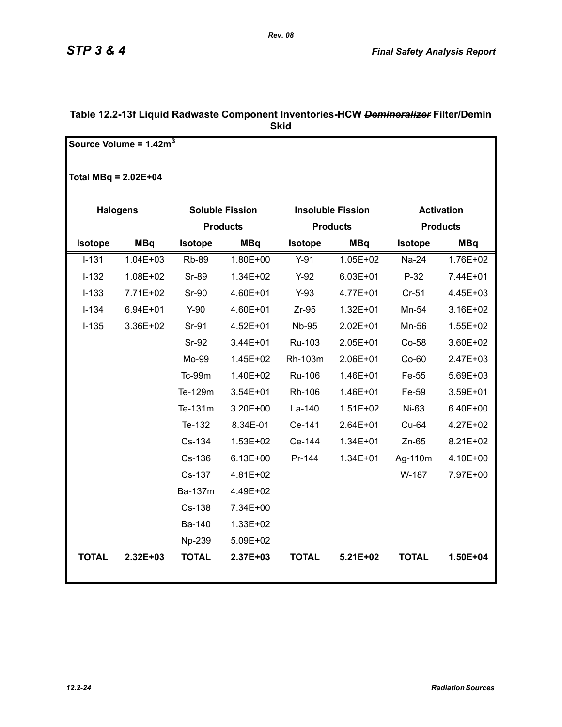**Table 12.2-13f Liquid Radwaste Component Inventories-HCW ~~Demineralizer~~ Filter/Demin Skid**

Source Volume = 1.42$m^3$

Total MBq = 2.02E+04

| Halogens | | Soluble Fission Products | | Insoluble Fission Products | | Activation Products | |
|---|---|---|---|---|---|---|---|
| Isotope | MBq | Isotope | MBq | Isotope | MBq | Isotope | MBq |
| I-131 | 1.04E+03 | Rb-89 | 1.80E+00 | Y-91 | 1.05E+02 | Na-24 | 1.76E+02 |
| I-132 | 1.08E+02 | Sr-89 | 1.34E+02 | Y-92 | 6.03E+01 | P-32 | 7.44E+01 |
| I-133 | 7.71E+02 | Sr-90 | 4.60E+01 | Y-93 | 4.77E+01 | Cr-51 | 4.45E+03 |
| I-134 | 6.94E+01 | Y-90 | 4.60E+01 | Zr-95 | 1.32E+01 | Mn-54 | 3.16E+02 |
| I-135 | 3.36E+02 | Sr-91 | 4.52E+01 | Nb-95 | 2.02E+01 | Mn-56 | 1.55E+02 |
| | | Sr-92 | 3.44E+01 | Ru-103 | 2.05E+01 | Co-58 | 3.60E+02 |
| | | Mo-99 | 1.45E+02 | Rh-103m | 2.06E+01 | Co-60 | 2.47E+03 |
| | | Tc-99m | 1.40E+02 | Ru-106 | 1.46E+01 | Fe-55 | 5.69E+03 |
| | | Te-129m | 3.54E+01 | Rh-106 | 1.46E+01 | Fe-59 | 3.59E+01 |
| | | Te-131m | 3.20E+00 | La-140 | 1.51E+02 | Ni-63 | 6.40E+00 |
| | | Te-132 | 8.34E-01 | Ce-141 | 2.64E+01 | Cu-64 | 4.27E+02 |
| | | Cs-134 | 1.53E+02 | Ce-144 | 1.34E+01 | Zn-65 | 8.21E+02 |
| | | Cs-136 | 6.13E+00 | Pr-144 | 1.34E+01 | Ag-110m | 4.10E+00 |
| | | Cs-137 | 4.81E+02 | | | W-187 | 7.97E+00 |
| | | Ba-137m | 4.49E+02 | | | | |
| | | Cs-138 | 7.34E+00 | | | | |
| | | Ba-140 | 1.33E+02 | | | | |
| | | Np-239 | 5.09E+02 | | | | |
| **TOTAL** | **2.32E+03** | **TOTAL** | **2.37E+03** | **TOTAL** | **5.21E+02** | **TOTAL** | **1.50E+04** |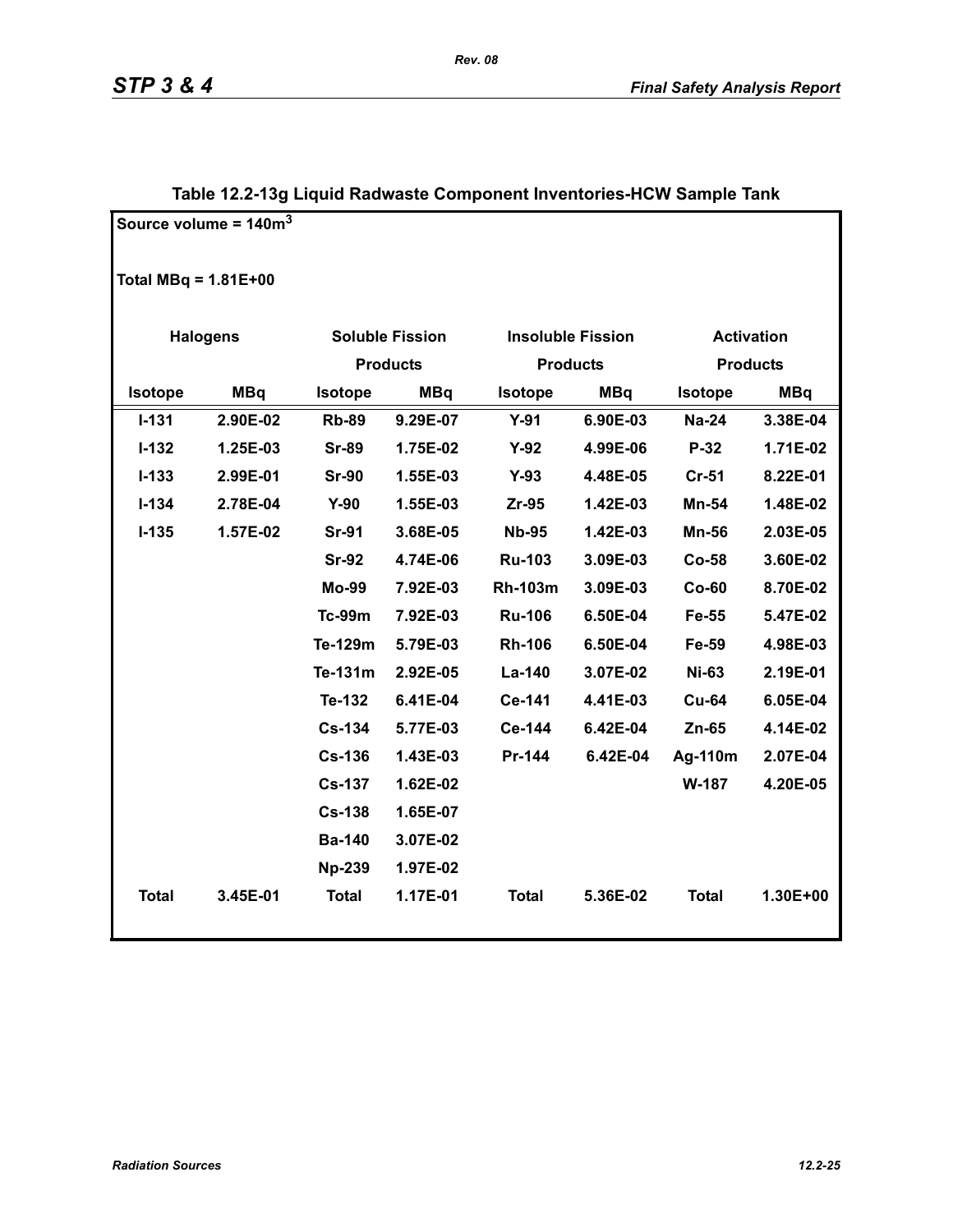## Table 12.2-13g Liquid Radwaste Component Inventories-HCW Sample Tank

Source volume = $140m^3$

Total MBq = 1.81E+00

| Halogens | | Soluble Fission Products | | Insoluble Fission Products | | Activation Products | |
|---|---|---|---|---|---|---|---|
| Isotope | MBq | Isotope | MBq | Isotope | MBq | Isotope | MBq |
| I-131 | 2.90E-02 | Rb-89 | 9.29E-07 | Y-91 | 6.90E-03 | Na-24 | 3.38E-04 |
| I-132 | 1.25E-03 | Sr-89 | 1.75E-02 | Y-92 | 4.99E-06 | P-32 | 1.71E-02 |
| I-133 | 2.99E-01 | Sr-90 | 1.55E-03 | Y-93 | 4.48E-05 | Cr-51 | 8.22E-01 |
| I-134 | 2.78E-04 | Y-90 | 1.55E-03 | Zr-95 | 1.42E-03 | Mn-54 | 1.48E-02 |
| I-135 | 1.57E-02 | Sr-91 | 3.68E-05 | Nb-95 | 1.42E-03 | Mn-56 | 2.03E-05 |
| | | Sr-92 | 4.74E-06 | Ru-103 | 3.09E-03 | Co-58 | 3.60E-02 |
| | | Mo-99 | 7.92E-03 | Rh-103m | 3.09E-03 | Co-60 | 8.70E-02 |
| | | Tc-99m | 7.92E-03 | Ru-106 | 6.50E-04 | Fe-55 | 5.47E-02 |
| | | Te-129m | 5.79E-03 | Rh-106 | 6.50E-04 | Fe-59 | 4.98E-03 |
| | | Te-131m | 2.92E-05 | La-140 | 3.07E-02 | Ni-63 | 2.19E-01 |
| | | Te-132 | 6.41E-04 | Ce-141 | 4.41E-03 | Cu-64 | 6.05E-04 |
| | | Cs-134 | 5.77E-03 | Ce-144 | 6.42E-04 | Zn-65 | 4.14E-02 |
| | | Cs-136 | 1.43E-03 | Pr-144 | 6.42E-04 | Ag-110m | 2.07E-04 |
| | | Cs-137 | 1.62E-02 | | | W-187 | 4.20E-05 |
| | | Cs-138 | 1.65E-07 | | | | |
| | | Ba-140 | 3.07E-02 | | | | |
| | | Np-239 | 1.97E-02 | | | | |
| Total | 3.45E-01 | Total | 1.17E-01 | Total | 5.36E-02 | Total | 1.30E+00 |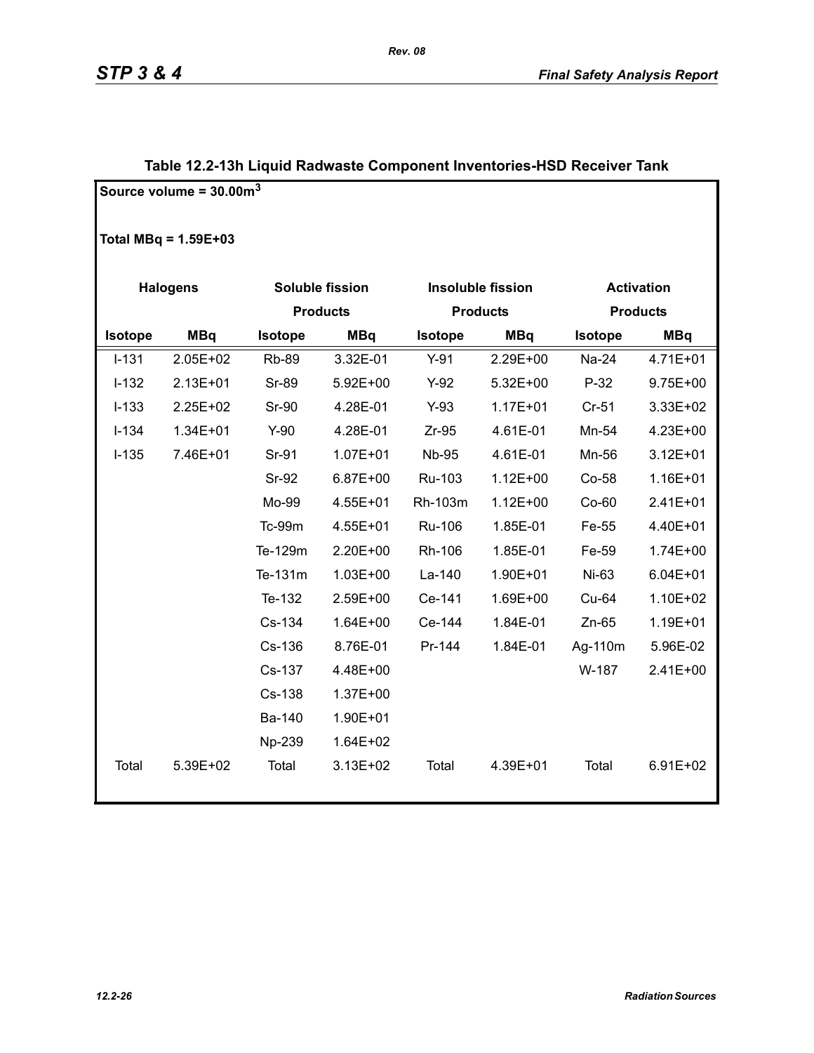## Table 12.2-13h Liquid Radwaste Component Inventories-HSD Receiver Tank

Source volume = 30.00m$^3$

Total MBq = 1.59E+03

| Halogens | | Soluble fission Products | | Insoluble fission Products | | Activation Products | |
|---|---|---|---|---|---|---|---|
| Isotope | MBq | Isotope | MBq | Isotope | MBq | Isotope | MBq |
| I-131 | 2.05E+02 | Rb-89 | 3.32E-01 | Y-91 | 2.29E+00 | Na-24 | 4.71E+01 |
| I-132 | 2.13E+01 | Sr-89 | 5.92E+00 | Y-92 | 5.32E+00 | P-32 | 9.75E+00 |
| I-133 | 2.25E+02 | Sr-90 | 4.28E-01 | Y-93 | 1.17E+01 | Cr-51 | 3.33E+02 |
| I-134 | 1.34E+01 | Y-90 | 4.28E-01 | Zr-95 | 4.61E-01 | Mn-54 | 4.23E+00 |
| I-135 | 7.46E+01 | Sr-91 | 1.07E+01 | Nb-95 | 4.61E-01 | Mn-56 | 3.12E+01 |
| | | Sr-92 | 6.87E+00 | Ru-103 | 1.12E+00 | Co-58 | 1.16E+01 |
| | | Mo-99 | 4.55E+01 | Rh-103m | 1.12E+00 | Co-60 | 2.41E+01 |
| | | Tc-99m | 4.55E+01 | Ru-106 | 1.85E-01 | Fe-55 | 4.40E+01 |
| | | Te-129m | 2.20E+00 | Rh-106 | 1.85E-01 | Fe-59 | 1.74E+00 |
| | | Te-131m | 1.03E+00 | La-140 | 1.90E+01 | Ni-63 | 6.04E+01 |
| | | Te-132 | 2.59E+00 | Ce-141 | 1.69E+00 | Cu-64 | 1.10E+02 |
| | | Cs-134 | 1.64E+00 | Ce-144 | 1.84E-01 | Zn-65 | 1.19E+01 |
| | | Cs-136 | 8.76E-01 | Pr-144 | 1.84E-01 | Ag-110m | 5.96E-02 |
| | | Cs-137 | 4.48E+00 | | | W-187 | 2.41E+00 |
| | | Cs-138 | 1.37E+00 | | | | |
| | | Ba-140 | 1.90E+01 | | | | |
| | | Np-239 | 1.64E+02 | | | | |
| Total | 5.39E+02 | Total | 3.13E+02 | Total | 4.39E+01 | Total | 6.91E+02 |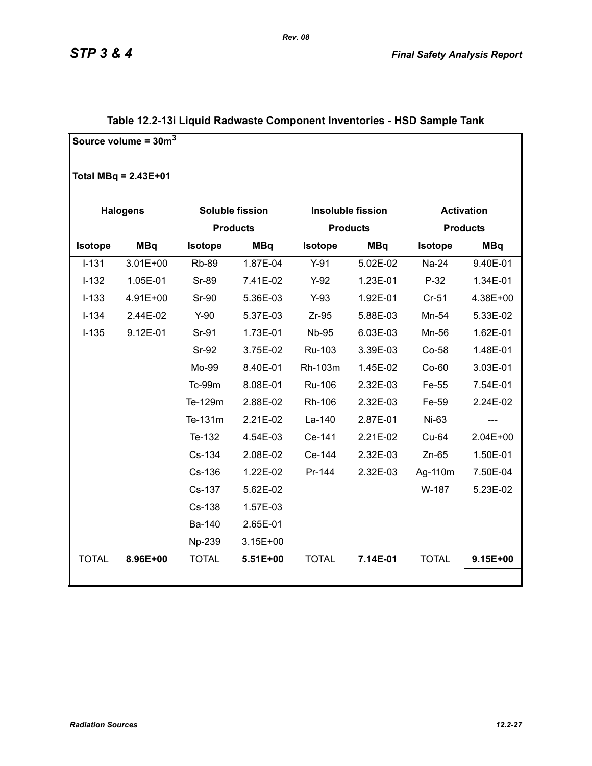## Table 12.2-13i Liquid Radwaste Component Inventories - HSD Sample Tank

Source volume = $30m^3$

Total MBq = 2.43E+01

| Halogens | | Soluble fission Products | | Insoluble fission Products | | Activation Products | |
|---|---|---|---|---|---|---|---|
| Isotope | MBq | Isotope | MBq | Isotope | MBq | Isotope | MBq |
| I-131 | 3.01E+00 | Rb-89 | 1.87E-04 | Y-91 | 5.02E-02 | Na-24 | 9.40E-01 |
| I-132 | 1.05E-01 | Sr-89 | 7.41E-02 | Y-92 | 1.23E-01 | P-32 | 1.34E-01 |
| I-133 | 4.91E+00 | Sr-90 | 5.36E-03 | Y-93 | 1.92E-01 | Cr-51 | 4.38E+00 |
| I-134 | 2.44E-02 | Y-90 | 5.37E-03 | Zr-95 | 5.88E-03 | Mn-54 | 5.33E-02 |
| I-135 | 9.12E-01 | Sr-91 | 1.73E-01 | Nb-95 | 6.03E-03 | Mn-56 | 1.62E-01 |
| | | Sr-92 | 3.75E-02 | Ru-103 | 3.39E-03 | Co-58 | 1.48E-01 |
| | | Mo-99 | 8.40E-01 | Rh-103m | 1.45E-02 | Co-60 | 3.03E-01 |
| | | Tc-99m | 8.08E-01 | Ru-106 | 2.32E-03 | Fe-55 | 7.54E-01 |
| | | Te-129m | 2.88E-02 | Rh-106 | 2.32E-03 | Fe-59 | 2.24E-02 |
| | | Te-131m | 2.21E-02 | La-140 | 2.87E-01 | Ni-63 | --- |
| | | Te-132 | 4.54E-03 | Ce-141 | 2.21E-02 | Cu-64 | 2.04E+00 |
| | | Cs-134 | 2.08E-02 | Ce-144 | 2.32E-03 | Zn-65 | 1.50E-01 |
| | | Cs-136 | 1.22E-02 | Pr-144 | 2.32E-03 | Ag-110m | 7.50E-04 |
| | | Cs-137 | 5.62E-02 | | | W-187 | 5.23E-02 |
| | | Cs-138 | 1.57E-03 | | | | |
| | | Ba-140 | 2.65E-01 | | | | |
| | | Np-239 | 3.15E+00 | | | | |
| TOTAL | **8.96E+00** | TOTAL | **5.51E+00** | TOTAL | **7.14E-01** | TOTAL | **9.15E+00** |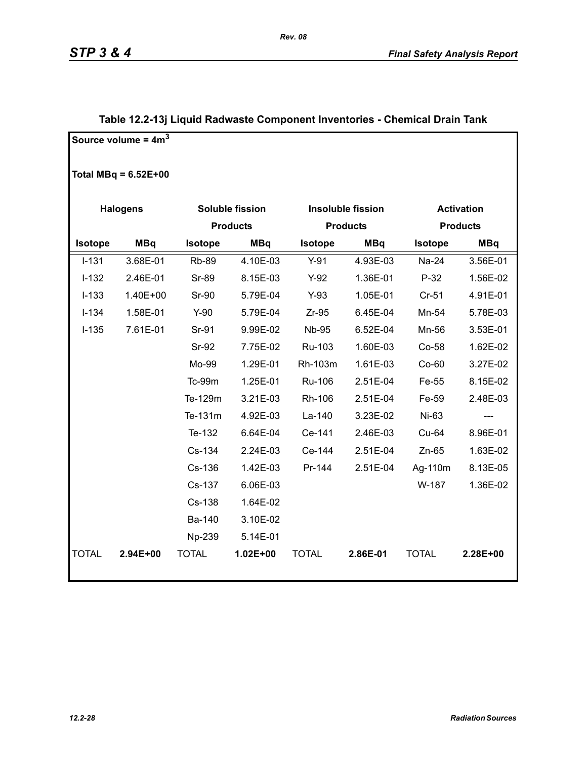## Table 12.2-13j Liquid Radwaste Component Inventories - Chemical Drain Tank

Source volume = $4m^3$

Total MBq = 6.52E+00

| Halogens | | Soluble fission Products | | Insoluble fission Products | | Activation Products | |
|---|---|---|---|---|---|---|---|
| Isotope | MBq | Isotope | MBq | Isotope | MBq | Isotope | MBq |
| I-131 | 3.68E-01 | Rb-89 | 4.10E-03 | Y-91 | 4.93E-03 | Na-24 | 3.56E-01 |
| I-132 | 2.46E-01 | Sr-89 | 8.15E-03 | Y-92 | 1.36E-01 | P-32 | 1.56E-02 |
| I-133 | 1.40E+00 | Sr-90 | 5.79E-04 | Y-93 | 1.05E-01 | Cr-51 | 4.91E-01 |
| I-134 | 1.58E-01 | Y-90 | 5.79E-04 | Zr-95 | 6.45E-04 | Mn-54 | 5.78E-03 |
| I-135 | 7.61E-01 | Sr-91 | 9.99E-02 | Nb-95 | 6.52E-04 | Mn-56 | 3.53E-01 |
| | | Sr-92 | 7.75E-02 | Ru-103 | 1.60E-03 | Co-58 | 1.62E-02 |
| | | Mo-99 | 1.29E-01 | Rh-103m | 1.61E-03 | Co-60 | 3.27E-02 |
| | | Tc-99m | 1.25E-01 | Ru-106 | 2.51E-04 | Fe-55 | 8.15E-02 |
| | | Te-129m | 3.21E-03 | Rh-106 | 2.51E-04 | Fe-59 | 2.48E-03 |
| | | Te-131m | 4.92E-03 | La-140 | 3.23E-02 | Ni-63 | --- |
| | | Te-132 | 6.64E-04 | Ce-141 | 2.46E-03 | Cu-64 | 8.96E-01 |
| | | Cs-134 | 2.24E-03 | Ce-144 | 2.51E-04 | Zn-65 | 1.63E-02 |
| | | Cs-136 | 1.42E-03 | Pr-144 | 2.51E-04 | Ag-110m | 8.13E-05 |
| | | Cs-137 | 6.06E-03 | | | W-187 | 1.36E-02 |
| | | Cs-138 | 1.64E-02 | | | | |
| | | Ba-140 | 3.10E-02 | | | | |
| | | Np-239 | 5.14E-01 | | | | |
| TOTAL | **2.94E+00** | TOTAL | **1.02E+00** | TOTAL | **2.86E-01** | TOTAL | **2.28E+00** |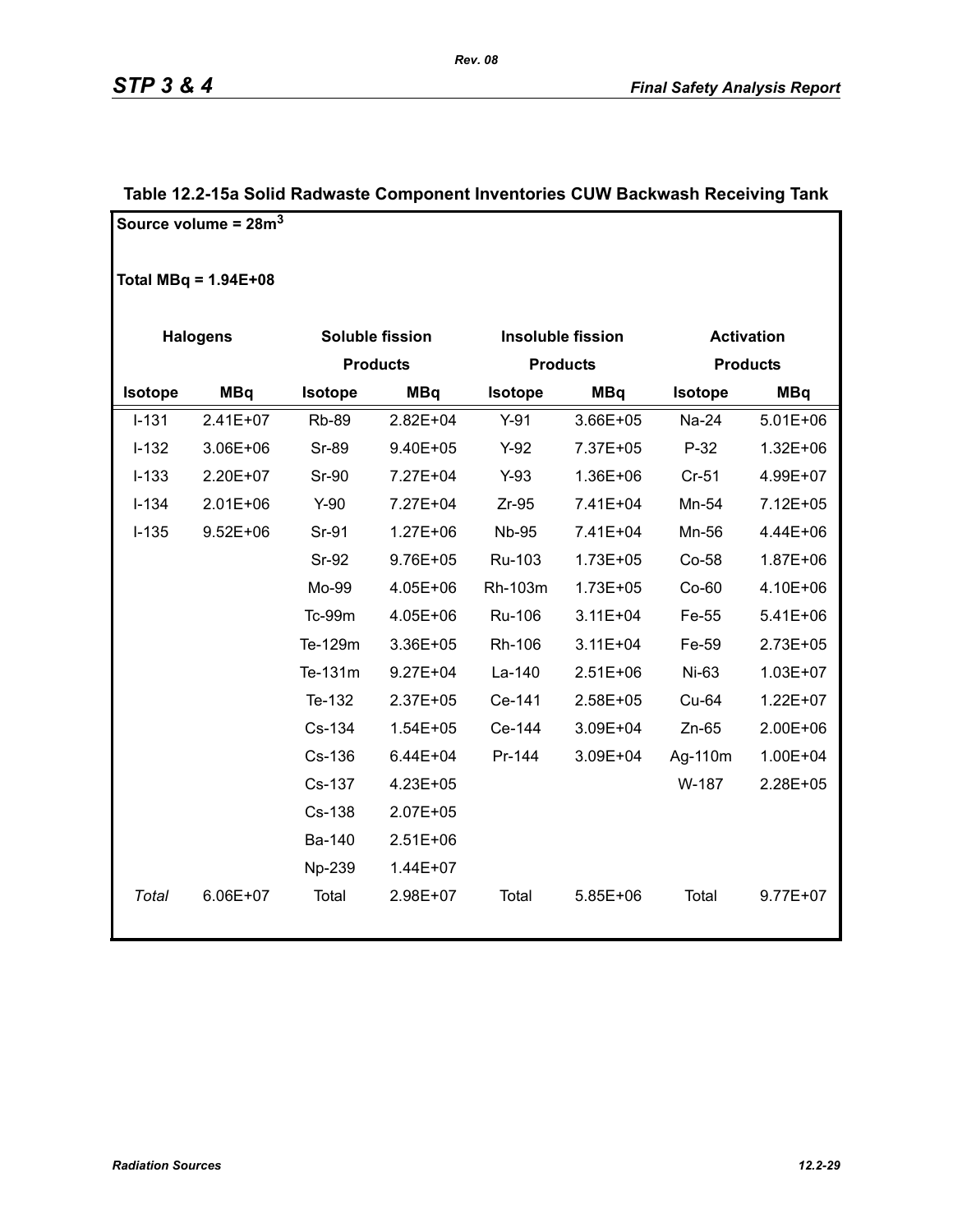**Table 12.2-15a Solid Radwaste Component Inventories CUW Backwash Receiving Tank**

Source volume = 28m$^3$

Total MBq = 1.94E+08

| Halogens | | Soluble fission Products | | Insoluble fission Products | | Activation Products | |
|---|---|---|---|---|---|---|---|
| Isotope | MBq | Isotope | MBq | Isotope | MBq | Isotope | MBq |
| I-131 | 2.41E+07 | Rb-89 | 2.82E+04 | Y-91 | 3.66E+05 | Na-24 | 5.01E+06 |
| I-132 | 3.06E+06 | Sr-89 | 9.40E+05 | Y-92 | 7.37E+05 | P-32 | 1.32E+06 |
| I-133 | 2.20E+07 | Sr-90 | 7.27E+04 | Y-93 | 1.36E+06 | Cr-51 | 4.99E+07 |
| I-134 | 2.01E+06 | Y-90 | 7.27E+04 | Zr-95 | 7.41E+04 | Mn-54 | 7.12E+05 |
| I-135 | 9.52E+06 | Sr-91 | 1.27E+06 | Nb-95 | 7.41E+04 | Mn-56 | 4.44E+06 |
| | | Sr-92 | 9.76E+05 | Ru-103 | 1.73E+05 | Co-58 | 1.87E+06 |
| | | Mo-99 | 4.05E+06 | Rh-103m | 1.73E+05 | Co-60 | 4.10E+06 |
| | | Tc-99m | 4.05E+06 | Ru-106 | 3.11E+04 | Fe-55 | 5.41E+06 |
| | | Te-129m | 3.36E+05 | Rh-106 | 3.11E+04 | Fe-59 | 2.73E+05 |
| | | Te-131m | 9.27E+04 | La-140 | 2.51E+06 | Ni-63 | 1.03E+07 |
| | | Te-132 | 2.37E+05 | Ce-141 | 2.58E+05 | Cu-64 | 1.22E+07 |
| | | Cs-134 | 1.54E+05 | Ce-144 | 3.09E+04 | Zn-65 | 2.00E+06 |
| | | Cs-136 | 6.44E+04 | Pr-144 | 3.09E+04 | Ag-110m | 1.00E+04 |
| | | Cs-137 | 4.23E+05 | | | W-187 | 2.28E+05 |
| | | Cs-138 | 2.07E+05 | | | | |
| | | Ba-140 | 2.51E+06 | | | | |
| | | Np-239 | 1.44E+07 | | | | |
| *Total* | 6.06E+07 | Total | 2.98E+07 | Total | 5.85E+06 | Total | 9.77E+07 |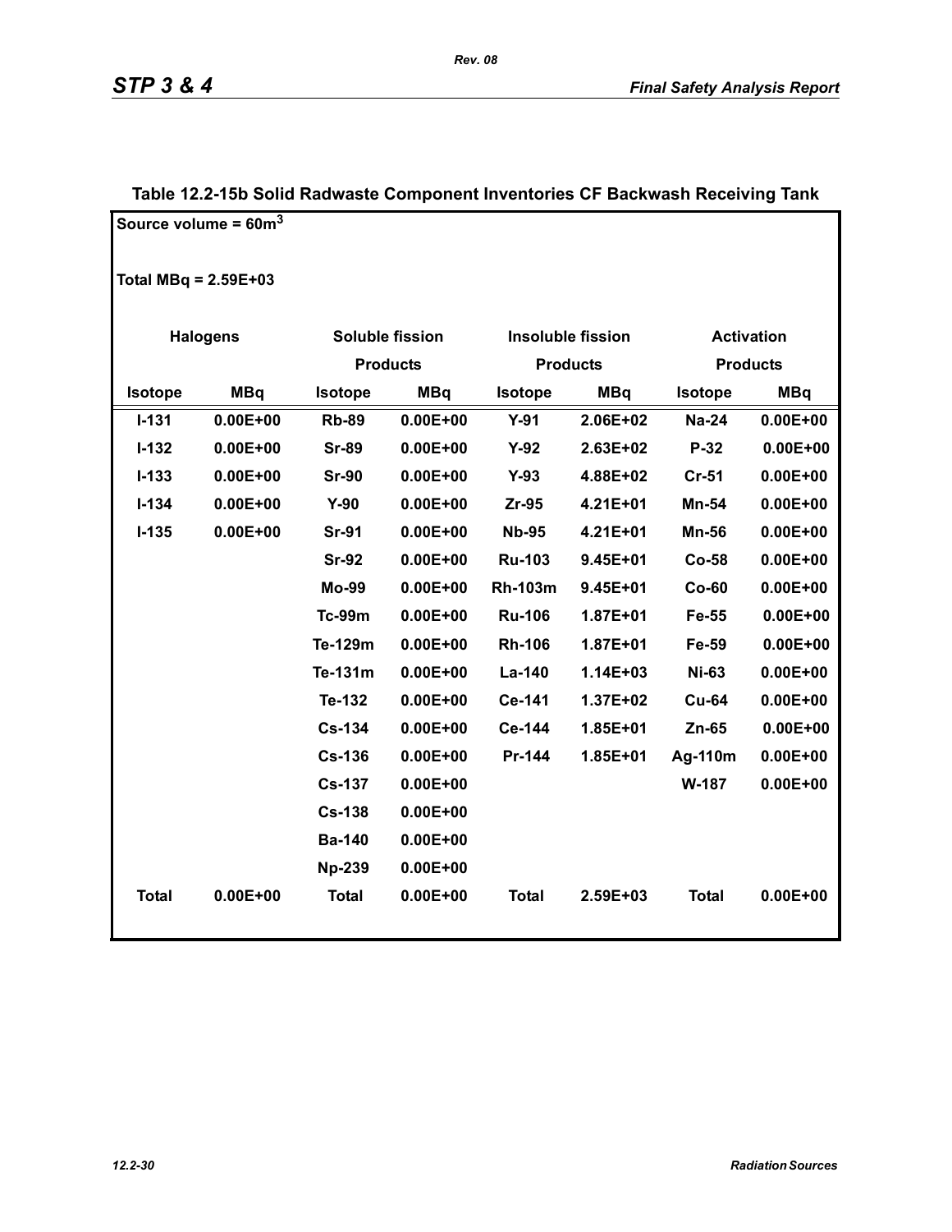**Table 12.2-15b Solid Radwaste Component Inventories CF Backwash Receiving Tank**

Source volume = $60m^3$

Total MBq = 2.59E+03

| Halogens | | Soluble fission Products | | Insoluble fission Products | | Activation Products | |
|---|---|---|---|---|---|---|---|
| Isotope | MBq | Isotope | MBq | Isotope | MBq | Isotope | MBq |
| I-131 | 0.00E+00 | Rb-89 | 0.00E+00 | Y-91 | 2.06E+02 | Na-24 | 0.00E+00 |
| I-132 | 0.00E+00 | Sr-89 | 0.00E+00 | Y-92 | 2.63E+02 | P-32 | 0.00E+00 |
| I-133 | 0.00E+00 | Sr-90 | 0.00E+00 | Y-93 | 4.88E+02 | Cr-51 | 0.00E+00 |
| I-134 | 0.00E+00 | Y-90 | 0.00E+00 | Zr-95 | 4.21E+01 | Mn-54 | 0.00E+00 |
| I-135 | 0.00E+00 | Sr-91 | 0.00E+00 | Nb-95 | 4.21E+01 | Mn-56 | 0.00E+00 |
| | | Sr-92 | 0.00E+00 | Ru-103 | 9.45E+01 | Co-58 | 0.00E+00 |
| | | Mo-99 | 0.00E+00 | Rh-103m | 9.45E+01 | Co-60 | 0.00E+00 |
| | | Tc-99m | 0.00E+00 | Ru-106 | 1.87E+01 | Fe-55 | 0.00E+00 |
| | | Te-129m | 0.00E+00 | Rh-106 | 1.87E+01 | Fe-59 | 0.00E+00 |
| | | Te-131m | 0.00E+00 | La-140 | 1.14E+03 | Ni-63 | 0.00E+00 |
| | | Te-132 | 0.00E+00 | Ce-141 | 1.37E+02 | Cu-64 | 0.00E+00 |
| | | Cs-134 | 0.00E+00 | Ce-144 | 1.85E+01 | Zn-65 | 0.00E+00 |
| | | Cs-136 | 0.00E+00 | Pr-144 | 1.85E+01 | Ag-110m | 0.00E+00 |
| | | Cs-137 | 0.00E+00 | | | W-187 | 0.00E+00 |
| | | Cs-138 | 0.00E+00 | | | | |
| | | Ba-140 | 0.00E+00 | | | | |
| | | Np-239 | 0.00E+00 | | | | |
| Total | 0.00E+00 | Total | 0.00E+00 | Total | 2.59E+03 | Total | 0.00E+00 |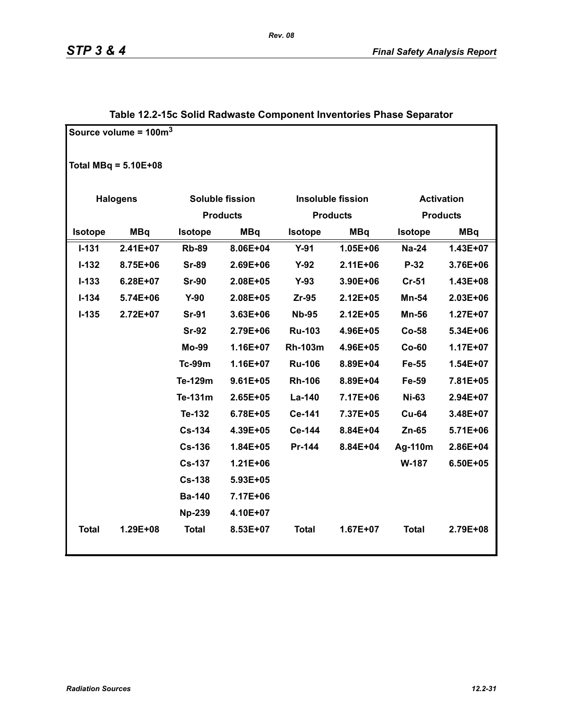### Table 12.2-15c Solid Radwaste Component Inventories Phase Separator

Source volume = 100m$^3$

Total MBq = 5.10E+08

| Halogens | | Soluble fission Products | | Insoluble fission Products | | Activation Products | |
|---|---|---|---|---|---|---|---|
| Isotope | MBq | Isotope | MBq | Isotope | MBq | Isotope | MBq |
| I-131 | 2.41E+07 | Rb-89 | 8.06E+04 | Y-91 | 1.05E+06 | Na-24 | 1.43E+07 |
| I-132 | 8.75E+06 | Sr-89 | 2.69E+06 | Y-92 | 2.11E+06 | P-32 | 3.76E+06 |
| I-133 | 6.28E+07 | Sr-90 | 2.08E+05 | Y-93 | 3.90E+06 | Cr-51 | 1.43E+08 |
| I-134 | 5.74E+06 | Y-90 | 2.08E+05 | Zr-95 | 2.12E+05 | Mn-54 | 2.03E+06 |
| I-135 | 2.72E+07 | Sr-91 | 3.63E+06 | Nb-95 | 2.12E+05 | Mn-56 | 1.27E+07 |
| | | Sr-92 | 2.79E+06 | Ru-103 | 4.96E+05 | Co-58 | 5.34E+06 |
| | | Mo-99 | 1.16E+07 | Rh-103m | 4.96E+05 | Co-60 | 1.17E+07 |
| | | Tc-99m | 1.16E+07 | Ru-106 | 8.89E+04 | Fe-55 | 1.54E+07 |
| | | Te-129m | 9.61E+05 | Rh-106 | 8.89E+04 | Fe-59 | 7.81E+05 |
| | | Te-131m | 2.65E+05 | La-140 | 7.17E+06 | Ni-63 | 2.94E+07 |
| | | Te-132 | 6.78E+05 | Ce-141 | 7.37E+05 | Cu-64 | 3.48E+07 |
| | | Cs-134 | 4.39E+05 | Ce-144 | 8.84E+04 | Zn-65 | 5.71E+06 |
| | | Cs-136 | 1.84E+05 | Pr-144 | 8.84E+04 | Ag-110m | 2.86E+04 |
| | | Cs-137 | 1.21E+06 | | | W-187 | 6.50E+05 |
| | | Cs-138 | 5.93E+05 | | | | |
| | | Ba-140 | 7.17E+06 | | | | |
| | | Np-239 | 4.10E+07 | | | | |
| Total | 1.29E+08 | Total | 8.53E+07 | Total | 1.67E+07 | Total | 2.79E+08 |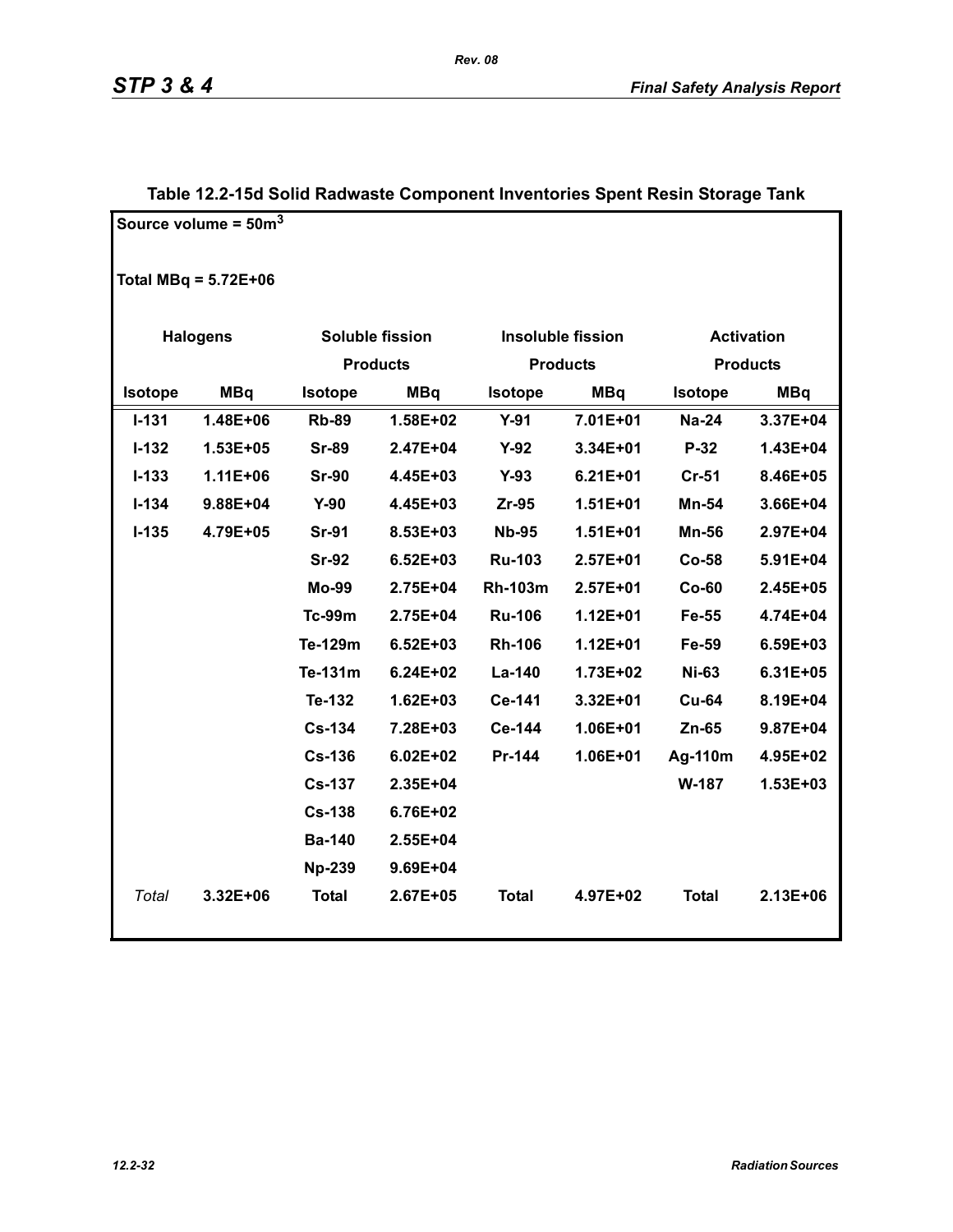## Table 12.2-15d Solid Radwaste Component Inventories Spent Resin Storage Tank

Source volume = 50m$^3$

Total MBq = 5.72E+06

| Halogens | | Soluble fission Products | | Insoluble fission Products | | Activation Products | |
|---|---|---|---|---|---|---|---|
| Isotope | MBq | Isotope | MBq | Isotope | MBq | Isotope | MBq |
| I-131 | 1.48E+06 | Rb-89 | 1.58E+02 | Y-91 | 7.01E+01 | Na-24 | 3.37E+04 |
| I-132 | 1.53E+05 | Sr-89 | 2.47E+04 | Y-92 | 3.34E+01 | P-32 | 1.43E+04 |
| I-133 | 1.11E+06 | Sr-90 | 4.45E+03 | Y-93 | 6.21E+01 | Cr-51 | 8.46E+05 |
| I-134 | 9.88E+04 | Y-90 | 4.45E+03 | Zr-95 | 1.51E+01 | Mn-54 | 3.66E+04 |
| I-135 | 4.79E+05 | Sr-91 | 8.53E+03 | Nb-95 | 1.51E+01 | Mn-56 | 2.97E+04 |
| | | Sr-92 | 6.52E+03 | Ru-103 | 2.57E+01 | Co-58 | 5.91E+04 |
| | | Mo-99 | 2.75E+04 | Rh-103m | 2.57E+01 | Co-60 | 2.45E+05 |
| | | Tc-99m | 2.75E+04 | Ru-106 | 1.12E+01 | Fe-55 | 4.74E+04 |
| | | Te-129m | 6.52E+03 | Rh-106 | 1.12E+01 | Fe-59 | 6.59E+03 |
| | | Te-131m | 6.24E+02 | La-140 | 1.73E+02 | Ni-63 | 6.31E+05 |
| | | Te-132 | 1.62E+03 | Ce-141 | 3.32E+01 | Cu-64 | 8.19E+04 |
| | | Cs-134 | 7.28E+03 | Ce-144 | 1.06E+01 | Zn-65 | 9.87E+04 |
| | | Cs-136 | 6.02E+02 | Pr-144 | 1.06E+01 | Ag-110m | 4.95E+02 |
| | | Cs-137 | 2.35E+04 | | | W-187 | 1.53E+03 |
| | | Cs-138 | 6.76E+02 | | | | |
| | | Ba-140 | 2.55E+04 | | | | |
| | | Np-239 | 9.69E+04 | | | | |
| *Total* | 3.32E+06 | Total | 2.67E+05 | Total | 4.97E+02 | Total | 2.13E+06 |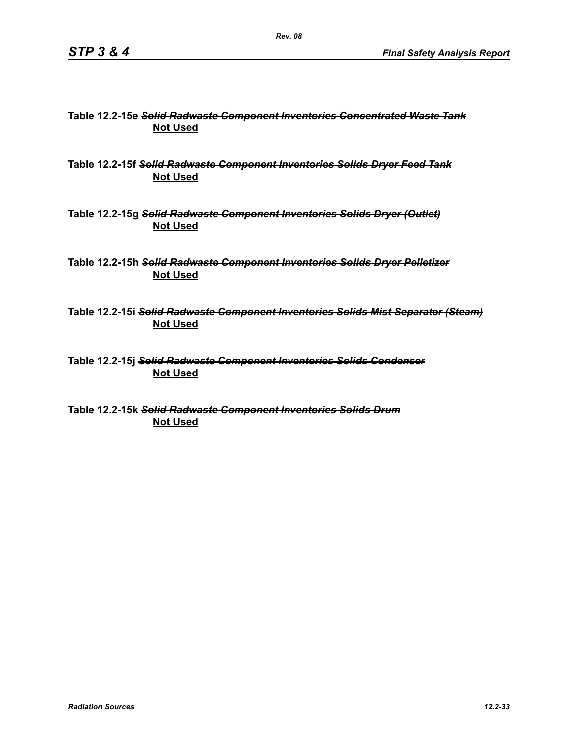**Table 12.2-15e ~~*Solid Radwaste Component Inventories Concentrated Waste Tank*~~**
**<u>Not Used</u>**

**Table 12.2-15f ~~*Solid Radwaste Component Inventories Solids Dryer Feed Tank*~~**
**<u>Not Used</u>**

**Table 12.2-15g ~~*Solid Radwaste Component Inventories Solids Dryer (Outlet)*~~**
**<u>Not Used</u>**

**Table 12.2-15h ~~*Solid Radwaste Component Inventories Solids Dryer Pelletizer*~~**
**<u>Not Used</u>**

**Table 12.2-15i ~~*Solid Radwaste Component Inventories Solids Mist Separator (Steam)*~~**
**<u>Not Used</u>**

**Table 12.2-15j ~~*Solid Radwaste Component Inventories Solids Condenser*~~**
**<u>Not Used</u>**

**Table 12.2-15k ~~*Solid Radwaste Component Inventories Solids Drum*~~**
**<u>Not Used</u>**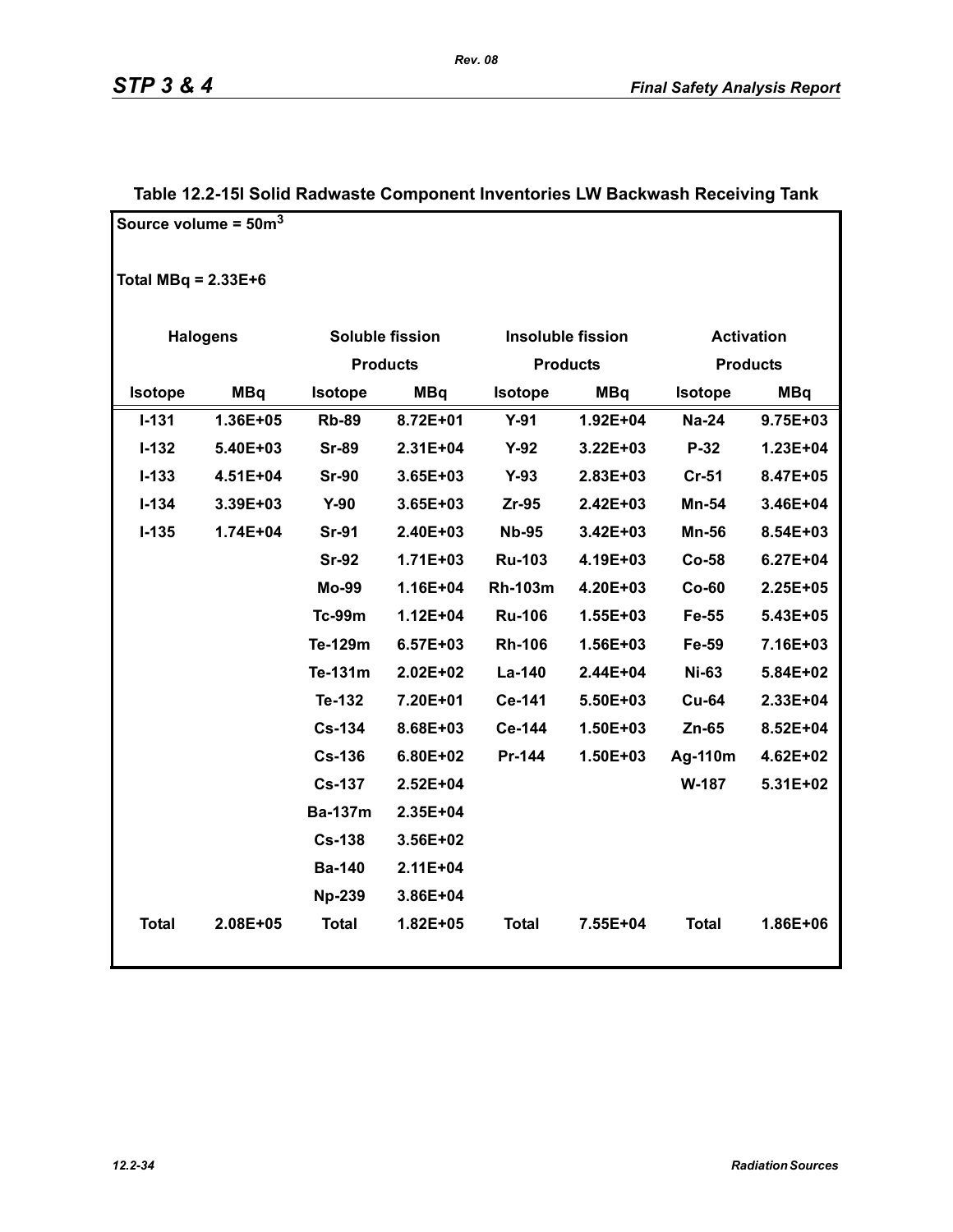## Table 12.2-15l Solid Radwaste Component Inventories LW Backwash Receiving Tank

Source volume = 50m$^3$

Total MBq = 2.33E+6

| Halogens | | Soluble fission Products | | Insoluble fission Products | | Activation Products | |
|---|---|---|---|---|---|---|---|
| Isotope | MBq | Isotope | MBq | Isotope | MBq | Isotope | MBq |
| I-131 | 1.36E+05 | Rb-89 | 8.72E+01 | Y-91 | 1.92E+04 | Na-24 | 9.75E+03 |
| I-132 | 5.40E+03 | Sr-89 | 2.31E+04 | Y-92 | 3.22E+03 | P-32 | 1.23E+04 |
| I-133 | 4.51E+04 | Sr-90 | 3.65E+03 | Y-93 | 2.83E+03 | Cr-51 | 8.47E+05 |
| I-134 | 3.39E+03 | Y-90 | 3.65E+03 | Zr-95 | 2.42E+03 | Mn-54 | 3.46E+04 |
| I-135 | 1.74E+04 | Sr-91 | 2.40E+03 | Nb-95 | 3.42E+03 | Mn-56 | 8.54E+03 |
| | | Sr-92 | 1.71E+03 | Ru-103 | 4.19E+03 | Co-58 | 6.27E+04 |
| | | Mo-99 | 1.16E+04 | Rh-103m | 4.20E+03 | Co-60 | 2.25E+05 |
| | | Tc-99m | 1.12E+04 | Ru-106 | 1.55E+03 | Fe-55 | 5.43E+05 |
| | | Te-129m | 6.57E+03 | Rh-106 | 1.56E+03 | Fe-59 | 7.16E+03 |
| | | Te-131m | 2.02E+02 | La-140 | 2.44E+04 | Ni-63 | 5.84E+02 |
| | | Te-132 | 7.20E+01 | Ce-141 | 5.50E+03 | Cu-64 | 2.33E+04 |
| | | Cs-134 | 8.68E+03 | Ce-144 | 1.50E+03 | Zn-65 | 8.52E+04 |
| | | Cs-136 | 6.80E+02 | Pr-144 | 1.50E+03 | Ag-110m | 4.62E+02 |
| | | Cs-137 | 2.52E+04 | | | W-187 | 5.31E+02 |
| | | Ba-137m | 2.35E+04 | | | | |
| | | Cs-138 | 3.56E+02 | | | | |
| | | Ba-140 | 2.11E+04 | | | | |
| | | Np-239 | 3.86E+04 | | | | |
| Total | 2.08E+05 | Total | 1.82E+05 | Total | 7.55E+04 | Total | 1.86E+06 |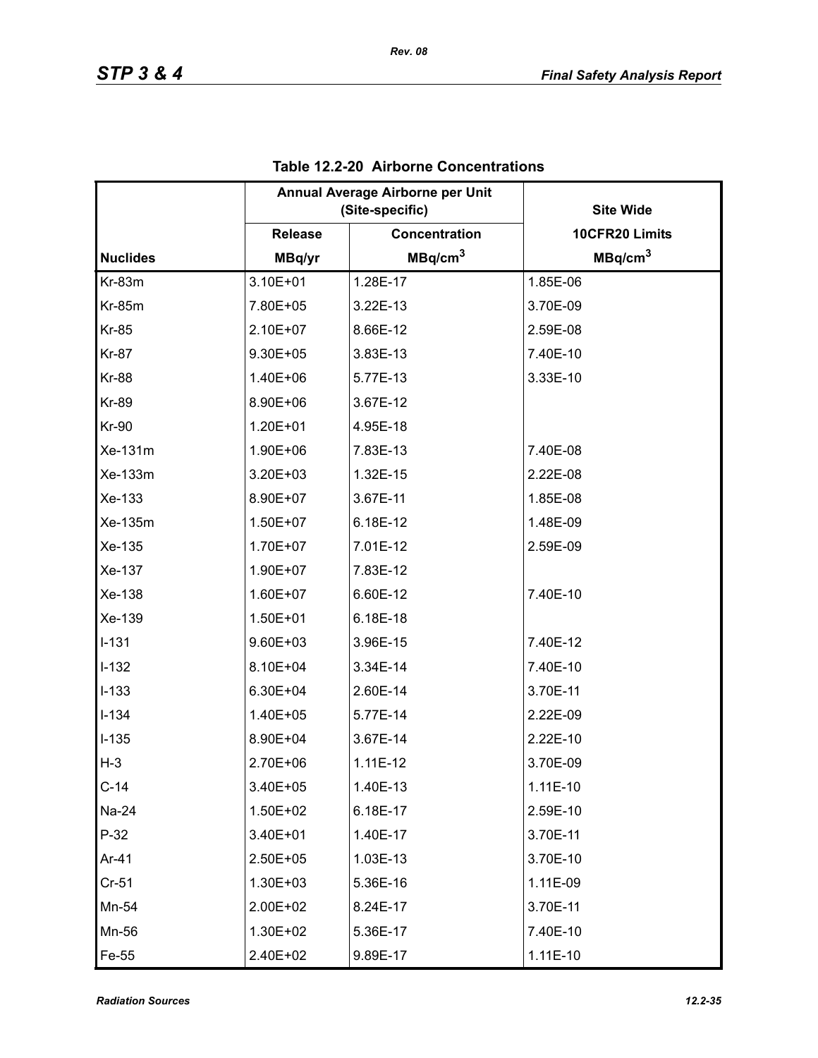**Table 12.2-20 Airborne Concentrations**

| | Annual Average Airborne per Unit (Site-specific) | | Site Wide |
|---|---|---|---|
| | Release | Concentration | 10CFR20 Limits |
| Nuclides | MBq/yr | $MBq/cm^3$ | $MBq/cm^3$ |
| Kr-83m | 3.10E+01 | 1.28E-17 | 1.85E-06 |
| Kr-85m | 7.80E+05 | 3.22E-13 | 3.70E-09 |
| Kr-85 | 2.10E+07 | 8.66E-12 | 2.59E-08 |
| Kr-87 | 9.30E+05 | 3.83E-13 | 7.40E-10 |
| Kr-88 | 1.40E+06 | 5.77E-13 | 3.33E-10 |
| Kr-89 | 8.90E+06 | 3.67E-12 | |
| Kr-90 | 1.20E+01 | 4.95E-18 | |
| Xe-131m | 1.90E+06 | 7.83E-13 | 7.40E-08 |
| Xe-133m | 3.20E+03 | 1.32E-15 | 2.22E-08 |
| Xe-133 | 8.90E+07 | 3.67E-11 | 1.85E-08 |
| Xe-135m | 1.50E+07 | 6.18E-12 | 1.48E-09 |
| Xe-135 | 1.70E+07 | 7.01E-12 | 2.59E-09 |
| Xe-137 | 1.90E+07 | 7.83E-12 | |
| Xe-138 | 1.60E+07 | 6.60E-12 | 7.40E-10 |
| Xe-139 | 1.50E+01 | 6.18E-18 | |
| I-131 | 9.60E+03 | 3.96E-15 | 7.40E-12 |
| I-132 | 8.10E+04 | 3.34E-14 | 7.40E-10 |
| I-133 | 6.30E+04 | 2.60E-14 | 3.70E-11 |
| I-134 | 1.40E+05 | 5.77E-14 | 2.22E-09 |
| I-135 | 8.90E+04 | 3.67E-14 | 2.22E-10 |
| H-3 | 2.70E+06 | 1.11E-12 | 3.70E-09 |
| C-14 | 3.40E+05 | 1.40E-13 | 1.11E-10 |
| Na-24 | 1.50E+02 | 6.18E-17 | 2.59E-10 |
| P-32 | 3.40E+01 | 1.40E-17 | 3.70E-11 |
| Ar-41 | 2.50E+05 | 1.03E-13 | 3.70E-10 |
| Cr-51 | 1.30E+03 | 5.36E-16 | 1.11E-09 |
| Mn-54 | 2.00E+02 | 8.24E-17 | 3.70E-11 |
| Mn-56 | 1.30E+02 | 5.36E-17 | 7.40E-10 |
| Fe-55 | 2.40E+02 | 9.89E-17 | 1.11E-10 |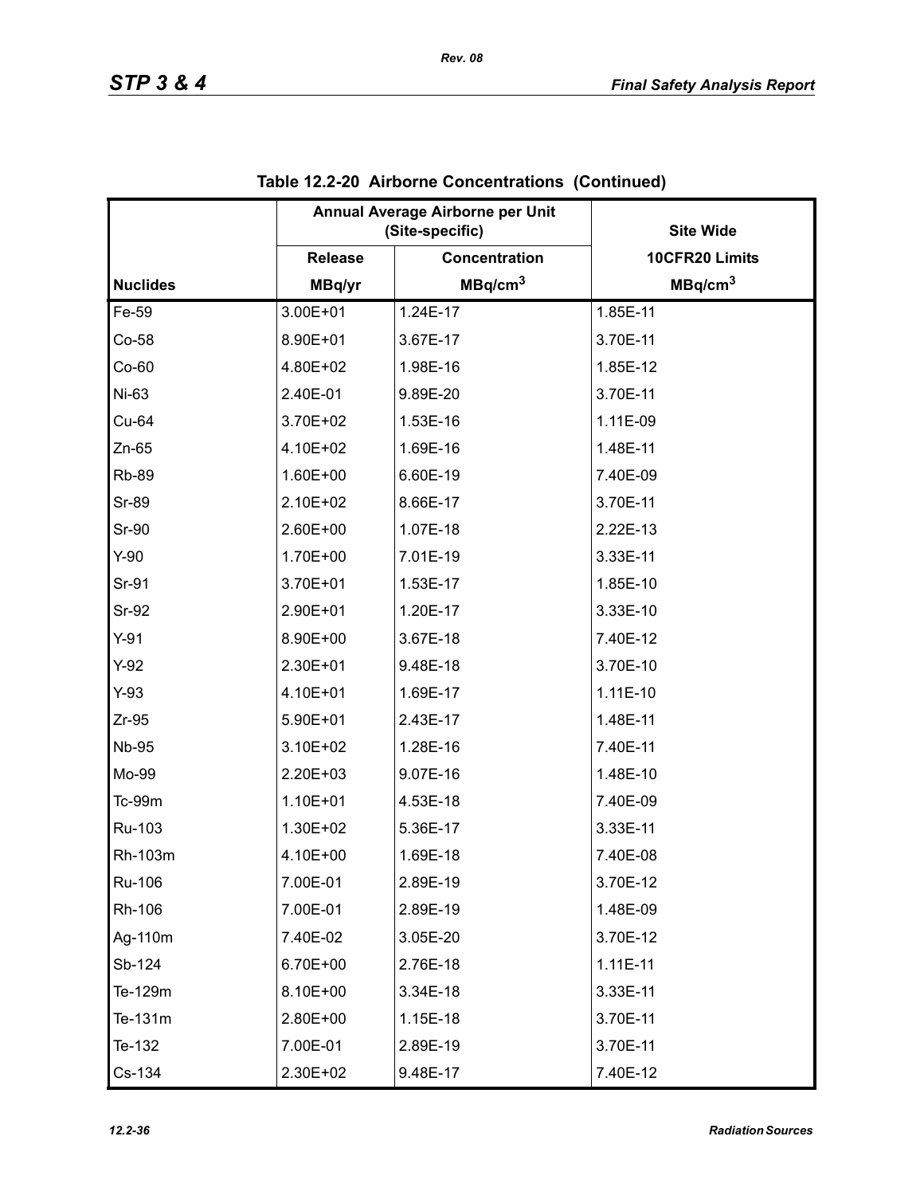**Table 12.2-20 Airborne Concentrations (Continued)**

| | Annual Average Airborne per Unit (Site-specific) | | Site Wide |
|---|---|---|---|
| | Release | Concentration | 10CFR20 Limits |
| Nuclides | MBq/yr | MBq/cm$^3$ | MBq/cm$^3$ |
| Fe-59 | 3.00E+01 | 1.24E-17 | 1.85E-11 |
| Co-58 | 8.90E+01 | 3.67E-17 | 3.70E-11 |
| Co-60 | 4.80E+02 | 1.98E-16 | 1.85E-12 |
| Ni-63 | 2.40E-01 | 9.89E-20 | 3.70E-11 |
| Cu-64 | 3.70E+02 | 1.53E-16 | 1.11E-09 |
| Zn-65 | 4.10E+02 | 1.69E-16 | 1.48E-11 |
| Rb-89 | 1.60E+00 | 6.60E-19 | 7.40E-09 |
| Sr-89 | 2.10E+02 | 8.66E-17 | 3.70E-11 |
| Sr-90 | 2.60E+00 | 1.07E-18 | 2.22E-13 |
| Y-90 | 1.70E+00 | 7.01E-19 | 3.33E-11 |
| Sr-91 | 3.70E+01 | 1.53E-17 | 1.85E-10 |
| Sr-92 | 2.90E+01 | 1.20E-17 | 3.33E-10 |
| Y-91 | 8.90E+00 | 3.67E-18 | 7.40E-12 |
| Y-92 | 2.30E+01 | 9.48E-18 | 3.70E-10 |
| Y-93 | 4.10E+01 | 1.69E-17 | 1.11E-10 |
| Zr-95 | 5.90E+01 | 2.43E-17 | 1.48E-11 |
| Nb-95 | 3.10E+02 | 1.28E-16 | 7.40E-11 |
| Mo-99 | 2.20E+03 | 9.07E-16 | 1.48E-10 |
| Tc-99m | 1.10E+01 | 4.53E-18 | 7.40E-09 |
| Ru-103 | 1.30E+02 | 5.36E-17 | 3.33E-11 |
| Rh-103m | 4.10E+00 | 1.69E-18 | 7.40E-08 |
| Ru-106 | 7.00E-01 | 2.89E-19 | 3.70E-12 |
| Rh-106 | 7.00E-01 | 2.89E-19 | 1.48E-09 |
| Ag-110m | 7.40E-02 | 3.05E-20 | 3.70E-12 |
| Sb-124 | 6.70E+00 | 2.76E-18 | 1.11E-11 |
| Te-129m | 8.10E+00 | 3.34E-18 | 3.33E-11 |
| Te-131m | 2.80E+00 | 1.15E-18 | 3.70E-11 |
| Te-132 | 7.00E-01 | 2.89E-19 | 3.70E-11 |
| Cs-134 | 2.30E+02 | 9.48E-17 | 7.40E-12 |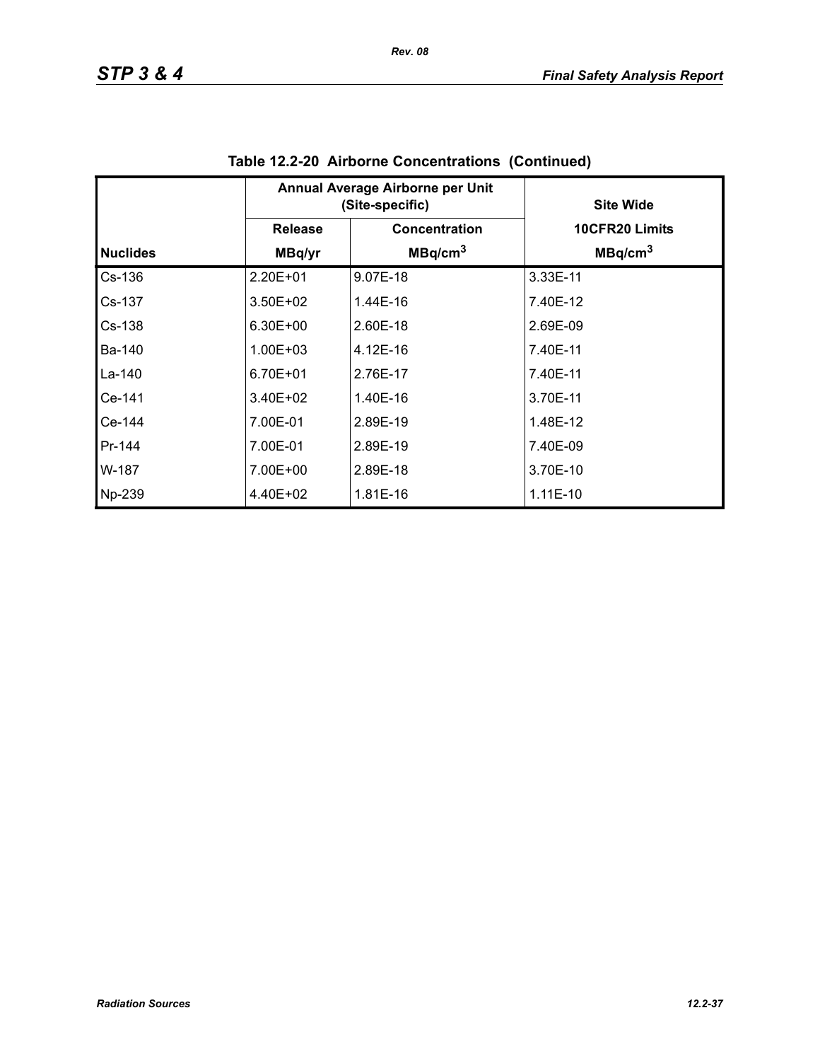# Table 12.2-20 Airborne Concentrations (Continued)

| | Annual Average Airborne per Unit (Site-specific) | | Site Wide |
|---|---|---|---|
| | Release | Concentration | 10CFR20 Limits |
| Nuclides | MBq/yr | $MBq/cm^3$ | $MBq/cm^3$ |
| Cs-136 | 2.20E+01 | 9.07E-18 | 3.33E-11 |
| Cs-137 | 3.50E+02 | 1.44E-16 | 7.40E-12 |
| Cs-138 | 6.30E+00 | 2.60E-18 | 2.69E-09 |
| Ba-140 | 1.00E+03 | 4.12E-16 | 7.40E-11 |
| La-140 | 6.70E+01 | 2.76E-17 | 7.40E-11 |
| Ce-141 | 3.40E+02 | 1.40E-16 | 3.70E-11 |
| Ce-144 | 7.00E-01 | 2.89E-19 | 1.48E-12 |
| Pr-144 | 7.00E-01 | 2.89E-19 | 7.40E-09 |
| W-187 | 7.00E+00 | 2.89E-18 | 3.70E-10 |
| Np-239 | 4.40E+02 | 1.81E-16 | 1.11E-10 |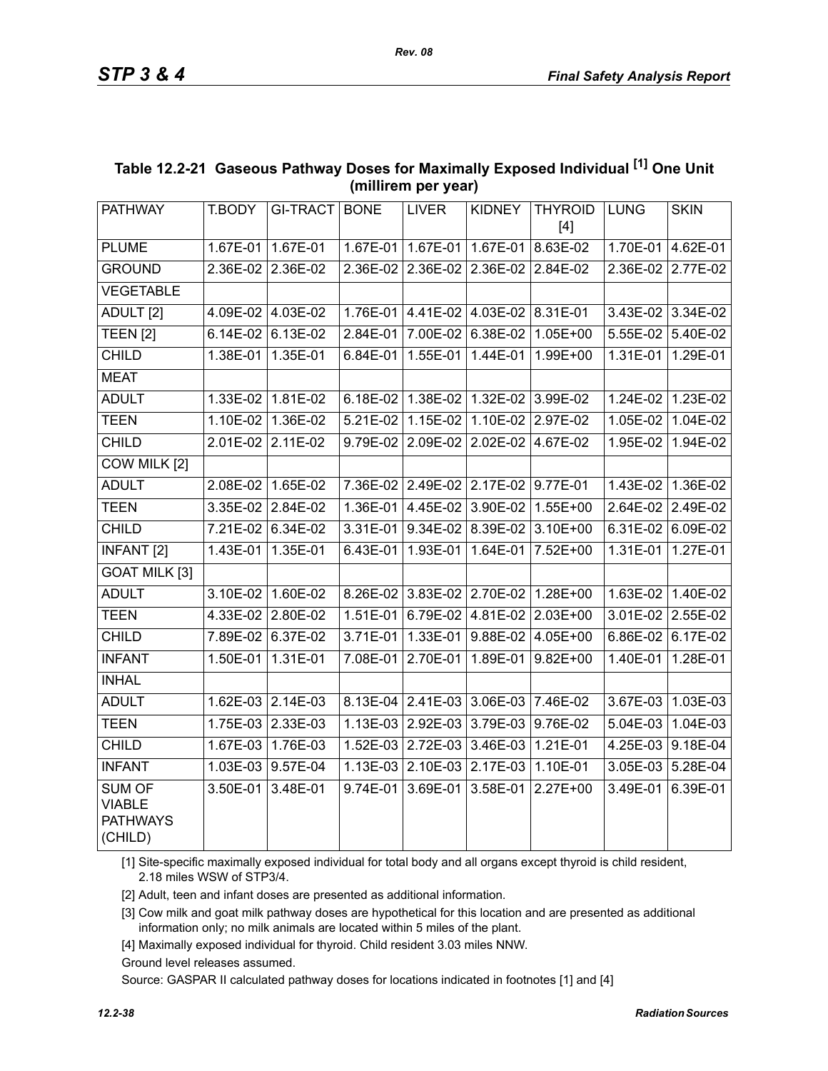**Table 12.2-21 Gaseous Pathway Doses for Maximally Exposed Individual [1] One Unit (millirem per year)**

| PATHWAY | T.BODY | GI-TRACT | BONE | LIVER | KIDNEY | THYROID [4] | LUNG | SKIN |
|---|---|---|---|---|---|---|---|---|
| PLUME | 1.67E-01 | 1.67E-01 | 1.67E-01 | 1.67E-01 | 1.67E-01 | 8.63E-02 | 1.70E-01 | 4.62E-01 |
| GROUND | 2.36E-02 | 2.36E-02 | 2.36E-02 | 2.36E-02 | 2.36E-02 | 2.84E-02 | 2.36E-02 | 2.77E-02 |
| VEGETABLE | | | | | | | | |
| ADULT [2] | 4.09E-02 | 4.03E-02 | 1.76E-01 | 4.41E-02 | 4.03E-02 | 8.31E-01 | 3.43E-02 | 3.34E-02 |
| TEEN [2] | 6.14E-02 | 6.13E-02 | 2.84E-01 | 7.00E-02 | 6.38E-02 | 1.05E+00 | 5.55E-02 | 5.40E-02 |
| CHILD | 1.38E-01 | 1.35E-01 | 6.84E-01 | 1.55E-01 | 1.44E-01 | 1.99E+00 | 1.31E-01 | 1.29E-01 |
| MEAT | | | | | | | | |
| ADULT | 1.33E-02 | 1.81E-02 | 6.18E-02 | 1.38E-02 | 1.32E-02 | 3.99E-02 | 1.24E-02 | 1.23E-02 |
| TEEN | 1.10E-02 | 1.36E-02 | 5.21E-02 | 1.15E-02 | 1.10E-02 | 2.97E-02 | 1.05E-02 | 1.04E-02 |
| CHILD | 2.01E-02 | 2.11E-02 | 9.79E-02 | 2.09E-02 | 2.02E-02 | 4.67E-02 | 1.95E-02 | 1.94E-02 |
| COW MILK [2] | | | | | | | | |
| ADULT | 2.08E-02 | 1.65E-02 | 7.36E-02 | 2.49E-02 | 2.17E-02 | 9.77E-01 | 1.43E-02 | 1.36E-02 |
| TEEN | 3.35E-02 | 2.84E-02 | 1.36E-01 | 4.45E-02 | 3.90E-02 | 1.55E+00 | 2.64E-02 | 2.49E-02 |
| CHILD | 7.21E-02 | 6.34E-02 | 3.31E-01 | 9.34E-02 | 8.39E-02 | 3.10E+00 | 6.31E-02 | 6.09E-02 |
| INFANT [2] | 1.43E-01 | 1.35E-01 | 6.43E-01 | 1.93E-01 | 1.64E-01 | 7.52E+00 | 1.31E-01 | 1.27E-01 |
| GOAT MILK [3] | | | | | | | | |
| ADULT | 3.10E-02 | 1.60E-02 | 8.26E-02 | 3.83E-02 | 2.70E-02 | 1.28E+00 | 1.63E-02 | 1.40E-02 |
| TEEN | 4.33E-02 | 2.80E-02 | 1.51E-01 | 6.79E-02 | 4.81E-02 | 2.03E+00 | 3.01E-02 | 2.55E-02 |
| CHILD | 7.89E-02 | 6.37E-02 | 3.71E-01 | 1.33E-01 | 9.88E-02 | 4.05E+00 | 6.86E-02 | 6.17E-02 |
| INFANT | 1.50E-01 | 1.31E-01 | 7.08E-01 | 2.70E-01 | 1.89E-01 | 9.82E+00 | 1.40E-01 | 1.28E-01 |
| INHAL | | | | | | | | |
| ADULT | 1.62E-03 | 2.14E-03 | 8.13E-04 | 2.41E-03 | 3.06E-03 | 7.46E-02 | 3.67E-03 | 1.03E-03 |
| TEEN | 1.75E-03 | 2.33E-03 | 1.13E-03 | 2.92E-03 | 3.79E-03 | 9.76E-02 | 5.04E-03 | 1.04E-03 |
| CHILD | 1.67E-03 | 1.76E-03 | 1.52E-03 | 2.72E-03 | 3.46E-03 | 1.21E-01 | 4.25E-03 | 9.18E-04 |
| INFANT | 1.03E-03 | 9.57E-04 | 1.13E-03 | 2.10E-03 | 2.17E-03 | 1.10E-01 | 3.05E-03 | 5.28E-04 |
| SUM OF VIABLE PATHWAYS (CHILD) | 3.50E-01 | 3.48E-01 | 9.74E-01 | 3.69E-01 | 3.58E-01 | 2.27E+00 | 3.49E-01 | 6.39E-01 |

[1] Site-specific maximally exposed individual for total body and all organs except thyroid is child resident, 2.18 miles WSW of STP3/4.

[2] Adult, teen and infant doses are presented as additional information.

[3] Cow milk and goat milk pathway doses are hypothetical for this location and are presented as additional information only; no milk animals are located within 5 miles of the plant.

[4] Maximally exposed individual for thyroid. Child resident 3.03 miles NNW.

Ground level releases assumed.

Source: GASPAR II calculated pathway doses for locations indicated in footnotes [1] and [4]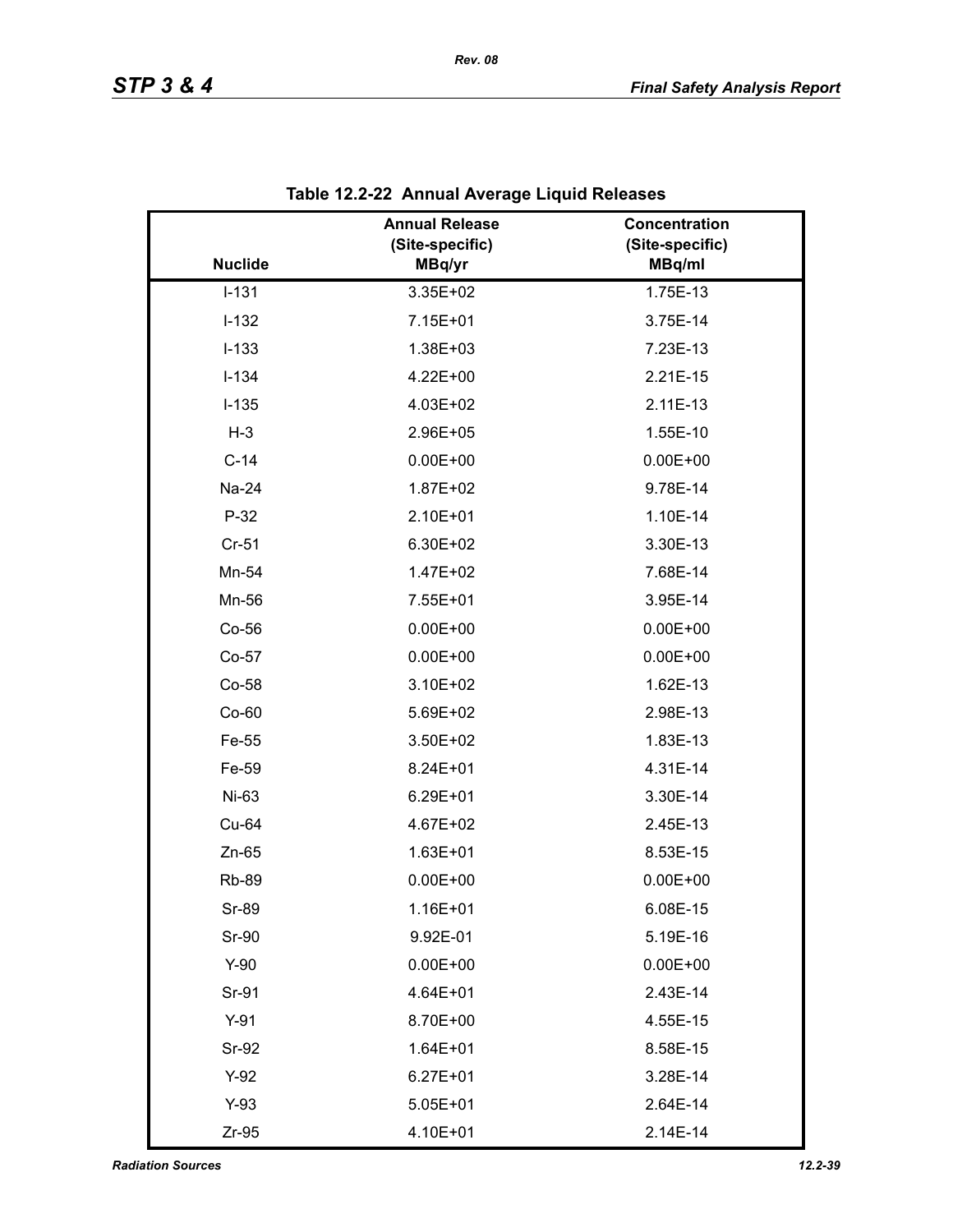**Table 12.2-22 Annual Average Liquid Releases**

| Nuclide | Annual Release (Site-specific) MBq/yr | Concentration (Site-specific) MBq/ml |
|---|---|---|
| I-131 | 3.35E+02 | 1.75E-13 |
| I-132 | 7.15E+01 | 3.75E-14 |
| I-133 | 1.38E+03 | 7.23E-13 |
| I-134 | 4.22E+00 | 2.21E-15 |
| I-135 | 4.03E+02 | 2.11E-13 |
| H-3 | 2.96E+05 | 1.55E-10 |
| C-14 | 0.00E+00 | 0.00E+00 |
| Na-24 | 1.87E+02 | 9.78E-14 |
| P-32 | 2.10E+01 | 1.10E-14 |
| Cr-51 | 6.30E+02 | 3.30E-13 |
| Mn-54 | 1.47E+02 | 7.68E-14 |
| Mn-56 | 7.55E+01 | 3.95E-14 |
| Co-56 | 0.00E+00 | 0.00E+00 |
| Co-57 | 0.00E+00 | 0.00E+00 |
| Co-58 | 3.10E+02 | 1.62E-13 |
| Co-60 | 5.69E+02 | 2.98E-13 |
| Fe-55 | 3.50E+02 | 1.83E-13 |
| Fe-59 | 8.24E+01 | 4.31E-14 |
| Ni-63 | 6.29E+01 | 3.30E-14 |
| Cu-64 | 4.67E+02 | 2.45E-13 |
| Zn-65 | 1.63E+01 | 8.53E-15 |
| Rb-89 | 0.00E+00 | 0.00E+00 |
| Sr-89 | 1.16E+01 | 6.08E-15 |
| Sr-90 | 9.92E-01 | 5.19E-16 |
| Y-90 | 0.00E+00 | 0.00E+00 |
| Sr-91 | 4.64E+01 | 2.43E-14 |
| Y-91 | 8.70E+00 | 4.55E-15 |
| Sr-92 | 1.64E+01 | 8.58E-15 |
| Y-92 | 6.27E+01 | 3.28E-14 |
| Y-93 | 5.05E+01 | 2.64E-14 |
| Zr-95 | 4.10E+01 | 2.14E-14 |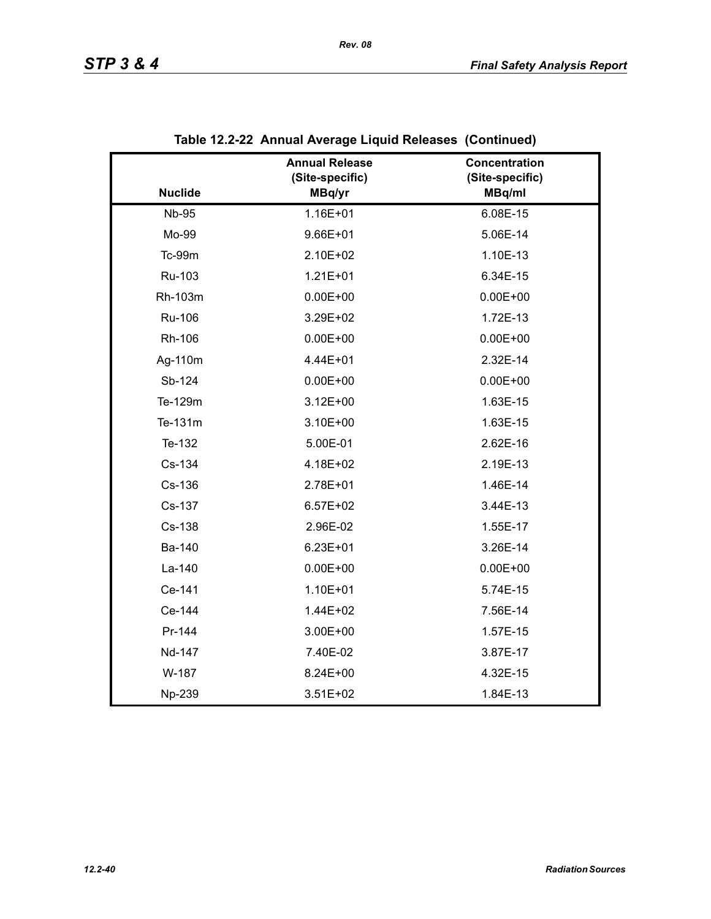## Table 12.2-22 Annual Average Liquid Releases (Continued)

| Nuclide | Annual Release (Site-specific) MBq/yr | Concentration (Site-specific) MBq/ml |
|---|---|---|
| Nb-95 | 1.16E+01 | 6.08E-15 |
| Mo-99 | 9.66E+01 | 5.06E-14 |
| Tc-99m | 2.10E+02 | 1.10E-13 |
| Ru-103 | 1.21E+01 | 6.34E-15 |
| Rh-103m | 0.00E+00 | 0.00E+00 |
| Ru-106 | 3.29E+02 | 1.72E-13 |
| Rh-106 | 0.00E+00 | 0.00E+00 |
| Ag-110m | 4.44E+01 | 2.32E-14 |
| Sb-124 | 0.00E+00 | 0.00E+00 |
| Te-129m | 3.12E+00 | 1.63E-15 |
| Te-131m | 3.10E+00 | 1.63E-15 |
| Te-132 | 5.00E-01 | 2.62E-16 |
| Cs-134 | 4.18E+02 | 2.19E-13 |
| Cs-136 | 2.78E+01 | 1.46E-14 |
| Cs-137 | 6.57E+02 | 3.44E-13 |
| Cs-138 | 2.96E-02 | 1.55E-17 |
| Ba-140 | 6.23E+01 | 3.26E-14 |
| La-140 | 0.00E+00 | 0.00E+00 |
| Ce-141 | 1.10E+01 | 5.74E-15 |
| Ce-144 | 1.44E+02 | 7.56E-14 |
| Pr-144 | 3.00E+00 | 1.57E-15 |
| Nd-147 | 7.40E-02 | 3.87E-17 |
| W-187 | 8.24E+00 | 4.32E-15 |
| Np-239 | 3.51E+02 | 1.84E-13 |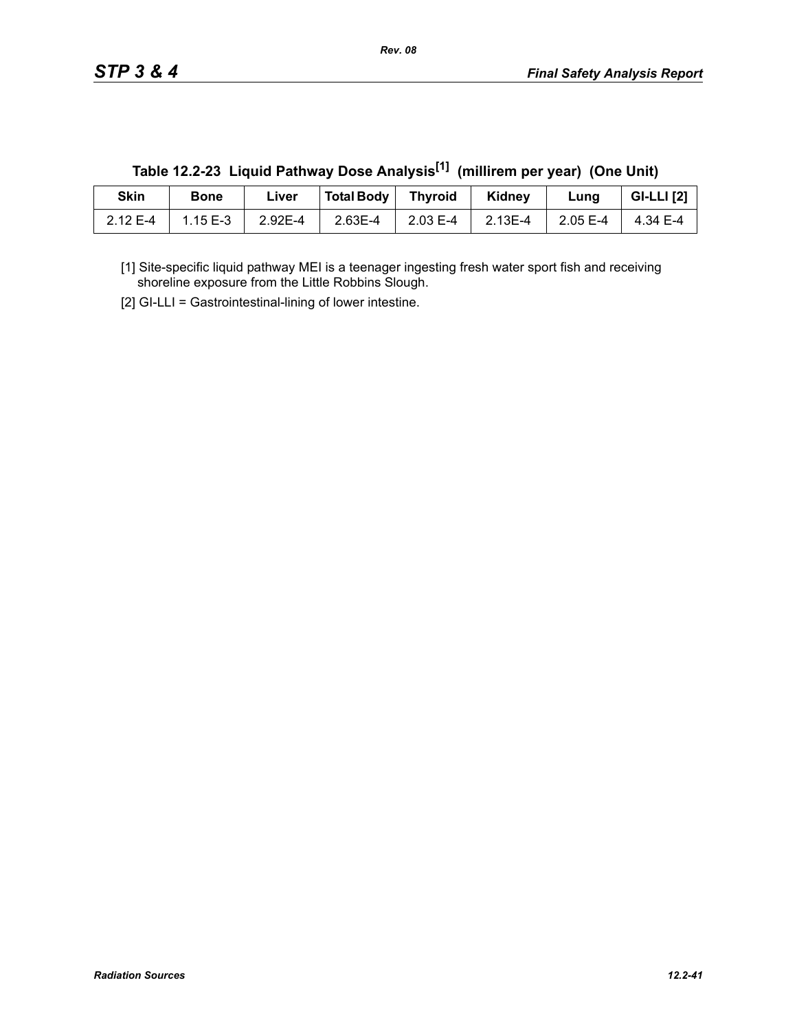### Table 12.2-23 Liquid Pathway Dose Analysis[1] (millirem per year) (One Unit)

| Skin | Bone | Liver | Total Body | Thyroid | Kidney | Lung | GI-LLI [2] |
|---|---|---|---|---|---|---|---|
| 2.12 E-4 | 1.15 E-3 | 2.92E-4 | 2.63E-4 | 2.03 E-4 | 2.13E-4 | 2.05 E-4 | 4.34 E-4 |

[1] Site-specific liquid pathway MEI is a teenager ingesting fresh water sport fish and receiving shoreline exposure from the Little Robbins Slough.

[2] GI-LLI = Gastrointestinal-lining of lower intestine.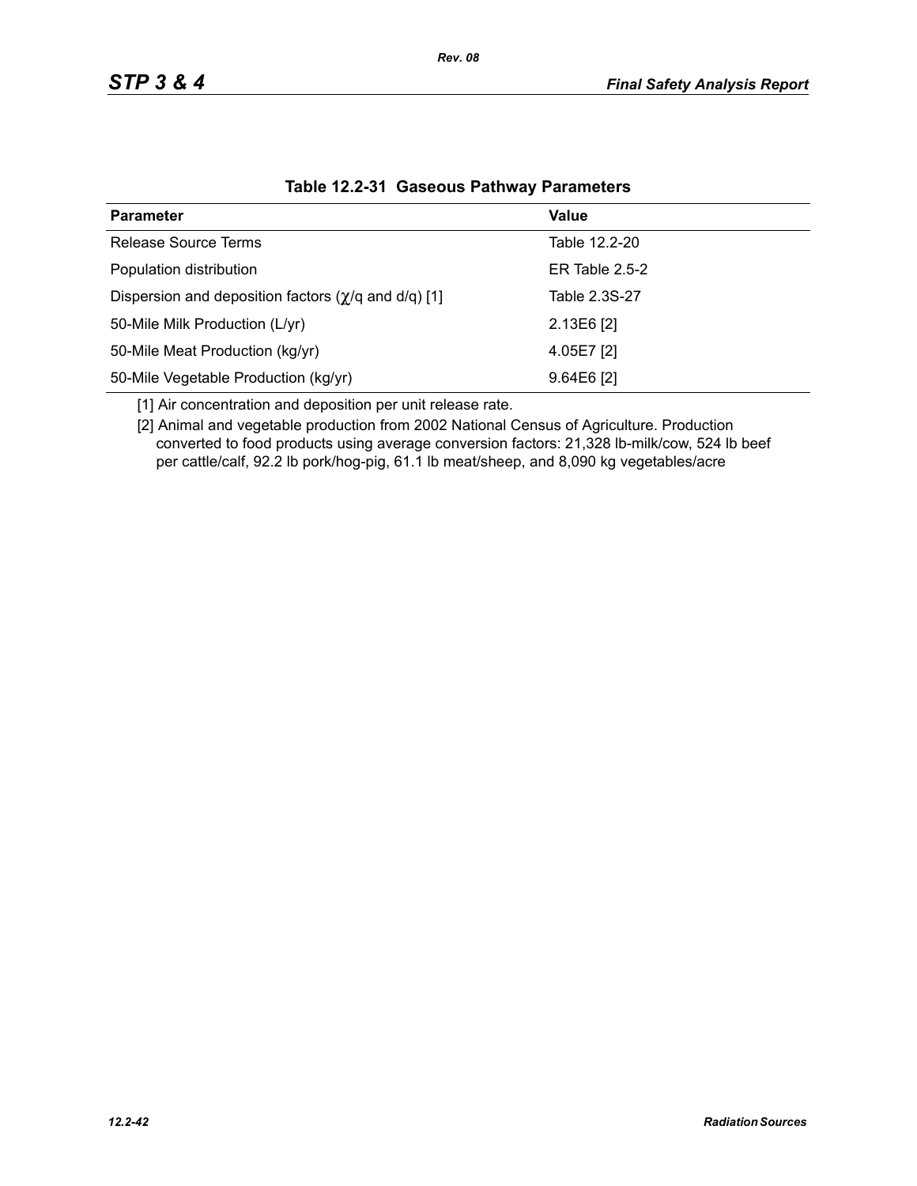**Table 12.2-31 Gaseous Pathway Parameters**

| Parameter | Value |
|---|---|
| Release Source Terms | Table 12.2-20 |
| Population distribution | ER Table 2.5-2 |
| Dispersion and deposition factors ($\chi$/q and d/q) [1] | Table 2.3S-27 |
| 50-Mile Milk Production (L/yr) | 2.13E6 [2] |
| 50-Mile Meat Production (kg/yr) | 4.05E7 [2] |
| 50-Mile Vegetable Production (kg/yr) | 9.64E6 [2] |

[1] Air concentration and deposition per unit release rate.

[2] Animal and vegetable production from 2002 National Census of Agriculture. Production converted to food products using average conversion factors: 21,328 lb-milk/cow, 524 lb beef per cattle/calf, 92.2 lb pork/hog-pig, 61.1 lb meat/sheep, and 8,090 kg vegetables/acre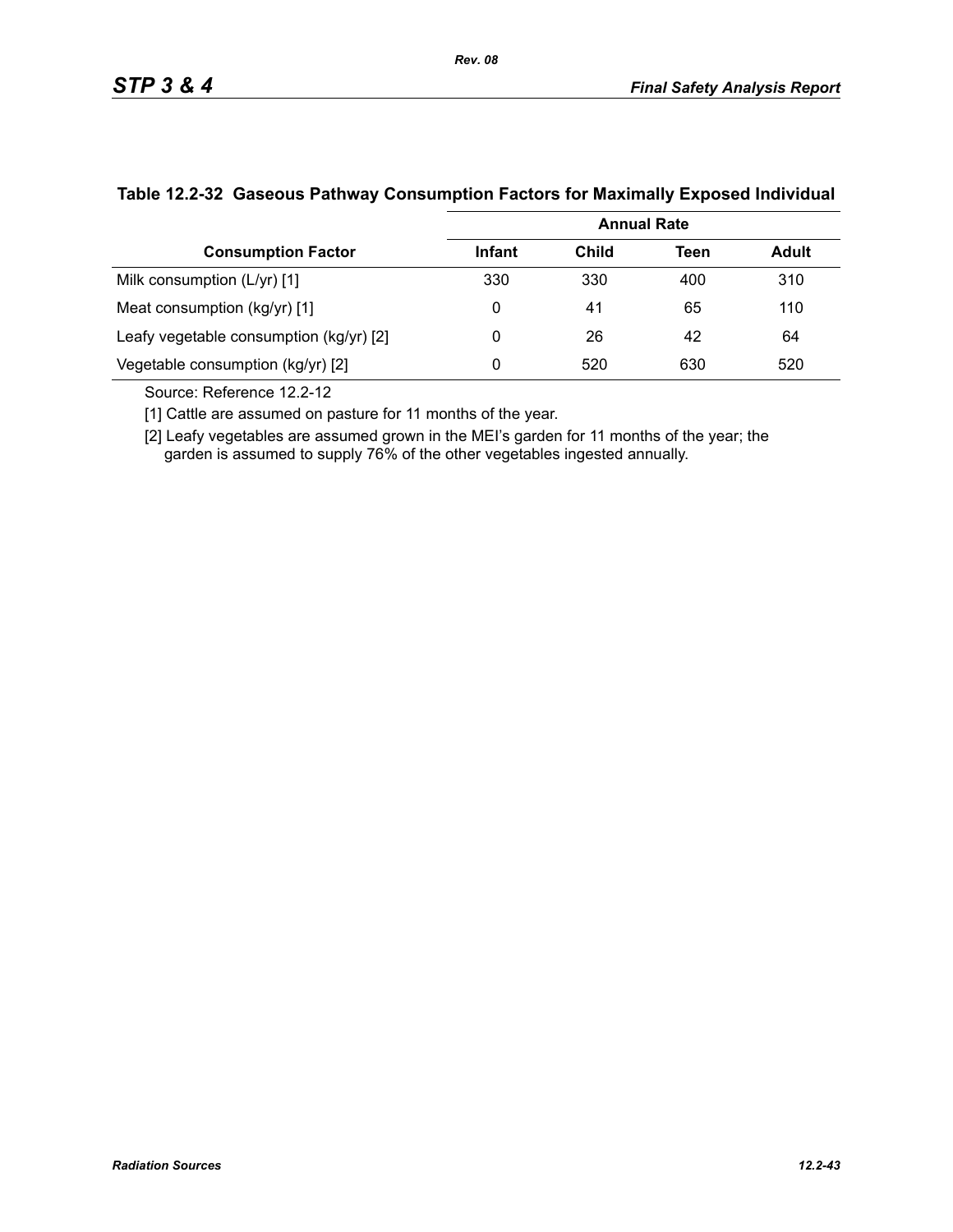## Table 12.2-32 Gaseous Pathway Consumption Factors for Maximally Exposed Individual

| Consumption Factor | Annual Rate | | | |
|---|---|---|---|---|
| | Infant | Child | Teen | Adult |
| Milk consumption (L/yr) [1] | 330 | 330 | 400 | 310 |
| Meat consumption (kg/yr) [1] | 0 | 41 | 65 | 110 |
| Leafy vegetable consumption (kg/yr) [2] | 0 | 26 | 42 | 64 |
| Vegetable consumption (kg/yr) [2] | 0 | 520 | 630 | 520 |

Source: Reference 12.2-12

[1] Cattle are assumed on pasture for 11 months of the year.

[2] Leafy vegetables are assumed grown in the MEI's garden for 11 months of the year; the garden is assumed to supply 76% of the other vegetables ingested annually.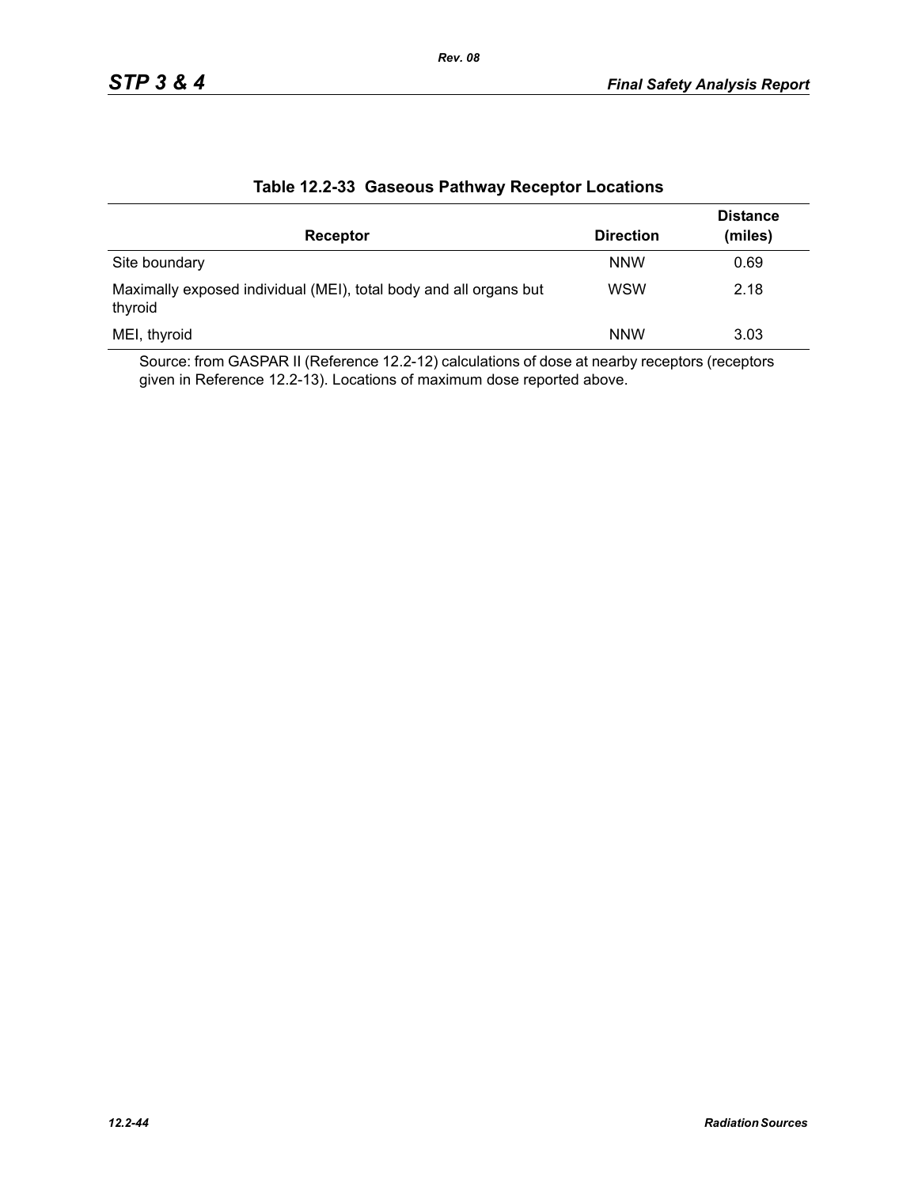**Table 12.2-33 Gaseous Pathway Receptor Locations**

| Receptor | Direction | Distance (miles) |
|---|---|---|
| Site boundary | NNW | 0.69 |
| Maximally exposed individual (MEI), total body and all organs but thyroid | WSW | 2.18 |
| MEI, thyroid | NNW | 3.03 |

Source: from GASPAR II (Reference 12.2-12) calculations of dose at nearby receptors (receptors given in Reference 12.2-13). Locations of maximum dose reported above.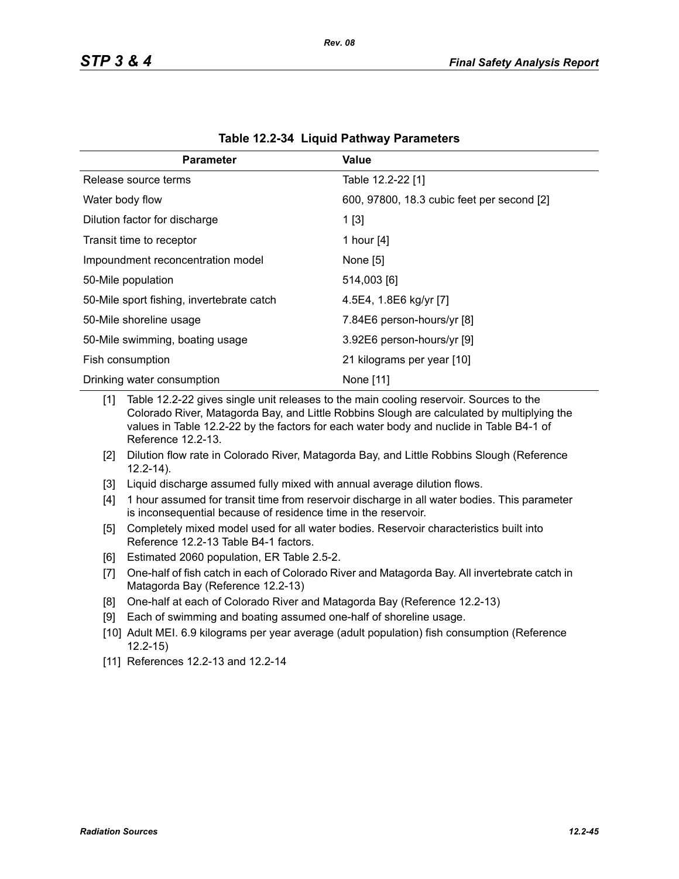**Table 12.2-34 Liquid Pathway Parameters**

| Parameter | Value |
|---|---|
| Release source terms | Table 12.2-22 [1] |
| Water body flow | 600, 97800, 18.3 cubic feet per second [2] |
| Dilution factor for discharge | 1 [3] |
| Transit time to receptor | 1 hour [4] |
| Impoundment reconcentration model | None [5] |
| 50-Mile population | 514,003 [6] |
| 50-Mile sport fishing, invertebrate catch | 4.5E4, 1.8E6 kg/yr [7] |
| 50-Mile shoreline usage | 7.84E6 person-hours/yr [8] |
| 50-Mile swimming, boating usage | 3.92E6 person-hours/yr [9] |
| Fish consumption | 21 kilograms per year [10] |
| Drinking water consumption | None [11] |

[1] Table 12.2-22 gives single unit releases to the main cooling reservoir. Sources to the Colorado River, Matagorda Bay, and Little Robbins Slough are calculated by multiplying the values in Table 12.2-22 by the factors for each water body and nuclide in Table B4-1 of Reference 12.2-13.

[2] Dilution flow rate in Colorado River, Matagorda Bay, and Little Robbins Slough (Reference 12.2-14).

[3] Liquid discharge assumed fully mixed with annual average dilution flows.

[4] 1 hour assumed for transit time from reservoir discharge in all water bodies. This parameter is inconsequential because of residence time in the reservoir.

[5] Completely mixed model used for all water bodies. Reservoir characteristics built into Reference 12.2-13 Table B4-1 factors.

[6] Estimated 2060 population, ER Table 2.5-2.

[7] One-half of fish catch in each of Colorado River and Matagorda Bay. All invertebrate catch in Matagorda Bay (Reference 12.2-13)

[8] One-half at each of Colorado River and Matagorda Bay (Reference 12.2-13)

[9] Each of swimming and boating assumed one-half of shoreline usage.

[10] Adult MEI. 6.9 kilograms per year average (adult population) fish consumption (Reference 12.2-15)

[11] References 12.2-13 and 12.2-14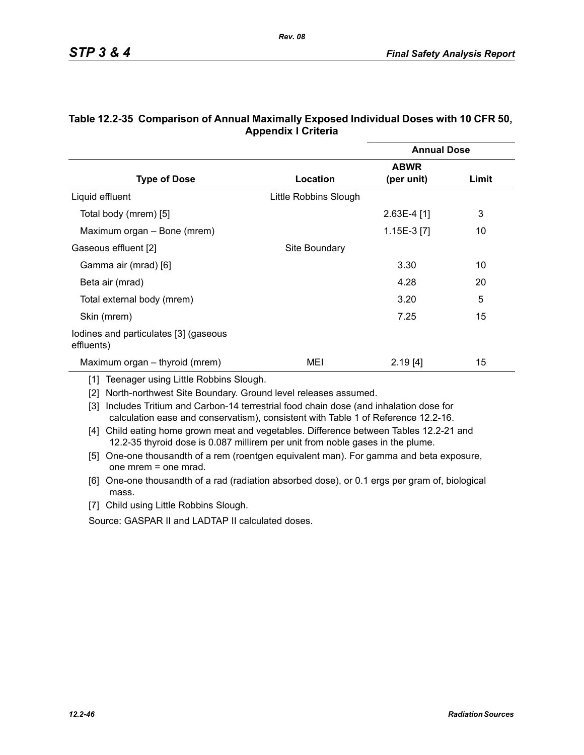### Table 12.2-35 Comparison of Annual Maximally Exposed Individual Doses with 10 CFR 50, Appendix I Criteria

| Type of Dose | Location | Annual Dose | |
|---|---|---|---|
| | | ABWR (per unit) | Limit |
| Liquid effluent | Little Robbins Slough | | |
| Total body (mrem) [5] | | 2.63E-4 [1] | 3 |
| Maximum organ – Bone (mrem) | | 1.15E-3 [7] | 10 |
| Gaseous effluent [2] | Site Boundary | | |
| Gamma air (mrad) [6] | | 3.30 | 10 |
| Beta air (mrad) | | 4.28 | 20 |
| Total external body (mrem) | | 3.20 | 5 |
| Skin (mrem) | | 7.25 | 15 |
| Iodines and particulates [3] (gaseous effluents) | | | |
| Maximum organ – thyroid (mrem) | MEI | 2.19 [4] | 15 |

[1] Teenager using Little Robbins Slough.

[2] North-northwest Site Boundary. Ground level releases assumed.

[3] Includes Tritium and Carbon-14 terrestrial food chain dose (and inhalation dose for calculation ease and conservatism), consistent with Table 1 of Reference 12.2-16.

[4] Child eating home grown meat and vegetables. Difference between Tables 12.2-21 and 12.2-35 thyroid dose is 0.087 millirem per unit from noble gases in the plume.

[5] One-one thousandth of a rem (roentgen equivalent man). For gamma and beta exposure, one mrem = one mrad.

[6] One-one thousandth of a rad (radiation absorbed dose), or 0.1 ergs per gram of, biological mass.

[7] Child using Little Robbins Slough.

Source: GASPAR II and LADTAP II calculated doses.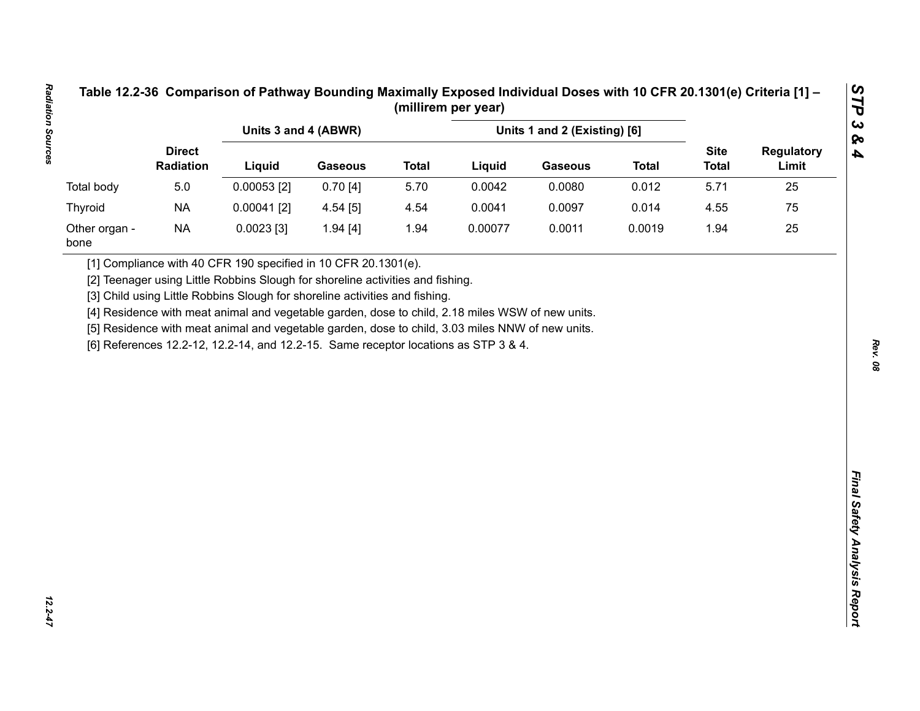# Table 12.2-36 Comparison of Pathway Bounding Maximally Exposed Individual Doses with 10 CFR 20.1301(e) Criteria [1] – (millirem per year)

| | | Units 3 and 4 (ABWR) | | | Units 1 and 2 (Existing) [6] | | | | |
|---|---|---|---|---|---|---|---|---|---|
| | Direct Radiation | Liquid | Gaseous | Total | Liquid | Gaseous | Total | Site Total | Regulatory Limit |
| Total body | 5.0 | 0.00053 [2] | 0.70 [4] | 5.70 | 0.0042 | 0.0080 | 0.012 | 5.71 | 25 |
| Thyroid | NA | 0.00041 [2] | 4.54 [5] | 4.54 | 0.0041 | 0.0097 | 0.014 | 4.55 | 75 |
| Other organ - bone | NA | 0.0023 [3] | 1.94 [4] | 1.94 | 0.00077 | 0.0011 | 0.0019 | 1.94 | 25 |

[1] Compliance with 40 CFR 190 specified in 10 CFR 20.1301(e).

[2] Teenager using Little Robbins Slough for shoreline activities and fishing.

[3] Child using Little Robbins Slough for shoreline activities and fishing.

[4] Residence with meat animal and vegetable garden, dose to child, 2.18 miles WSW of new units.

[5] Residence with meat animal and vegetable garden, dose to child, 3.03 miles NNW of new units.

[6] References 12.2-12, 12.2-14, and 12.2-15. Same receptor locations as STP 3 & 4.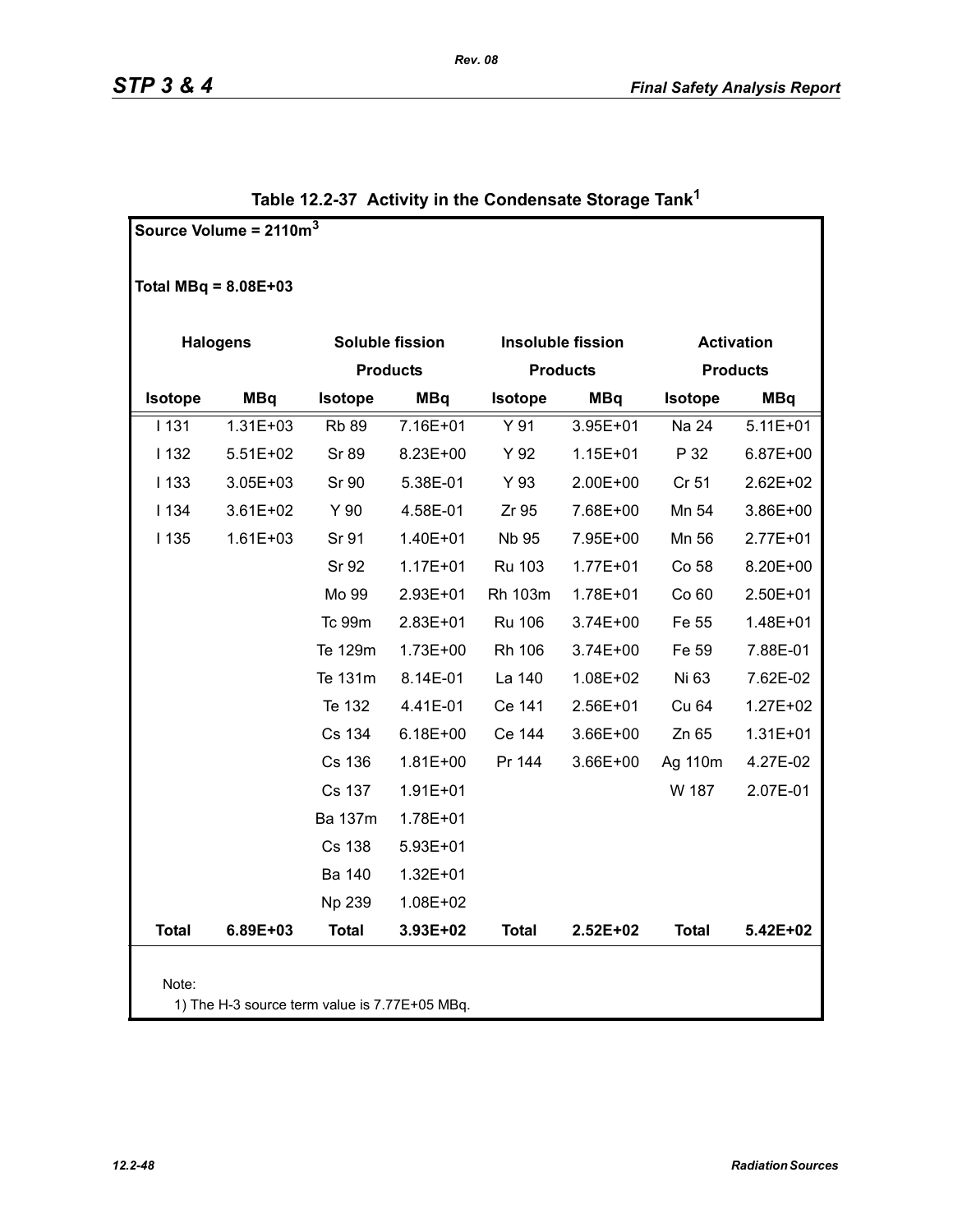## Table 12.2-37 Activity in the Condensate Storage Tank[1]

Source Volume = 2110m$^3$

Total MBq = 8.08E+03

| Halogens | | Soluble fission Products | | Insoluble fission Products | | Activation Products | |
|---|---|---|---|---|---|---|---|
| **Isotope** | **MBq** | **Isotope** | **MBq** | **Isotope** | **MBq** | **Isotope** | **MBq** |
| I 131 | 1.31E+03 | Rb 89 | 7.16E+01 | Y 91 | 3.95E+01 | Na 24 | 5.11E+01 |
| I 132 | 5.51E+02 | Sr 89 | 8.23E+00 | Y 92 | 1.15E+01 | P 32 | 6.87E+00 |
| I 133 | 3.05E+03 | Sr 90 | 5.38E-01 | Y 93 | 2.00E+00 | Cr 51 | 2.62E+02 |
| I 134 | 3.61E+02 | Y 90 | 4.58E-01 | Zr 95 | 7.68E+00 | Mn 54 | 3.86E+00 |
| I 135 | 1.61E+03 | Sr 91 | 1.40E+01 | Nb 95 | 7.95E+00 | Mn 56 | 2.77E+01 |
| | | Sr 92 | 1.17E+01 | Ru 103 | 1.77E+01 | Co 58 | 8.20E+00 |
| | | Mo 99 | 2.93E+01 | Rh 103m | 1.78E+01 | Co 60 | 2.50E+01 |
| | | Tc 99m | 2.83E+01 | Ru 106 | 3.74E+00 | Fe 55 | 1.48E+01 |
| | | Te 129m | 1.73E+00 | Rh 106 | 3.74E+00 | Fe 59 | 7.88E-01 |
| | | Te 131m | 8.14E-01 | La 140 | 1.08E+02 | Ni 63 | 7.62E-02 |
| | | Te 132 | 4.41E-01 | Ce 141 | 2.56E+01 | Cu 64 | 1.27E+02 |
| | | Cs 134 | 6.18E+00 | Ce 144 | 3.66E+00 | Zn 65 | 1.31E+01 |
| | | Cs 136 | 1.81E+00 | Pr 144 | 3.66E+00 | Ag 110m | 4.27E-02 |
| | | Cs 137 | 1.91E+01 | | | W 187 | 2.07E-01 |
| | | Ba 137m | 1.78E+01 | | | | |
| | | Cs 138 | 5.93E+01 | | | | |
| | | Ba 140 | 1.32E+01 | | | | |
| | | Np 239 | 1.08E+02 | | | | |
| **Total** | **6.89E+03** | **Total** | **3.93E+02** | **Total** | **2.52E+02** | **Total** | **5.42E+02** |

Note:

1) The H-3 source term value is 7.77E+05 MBq.